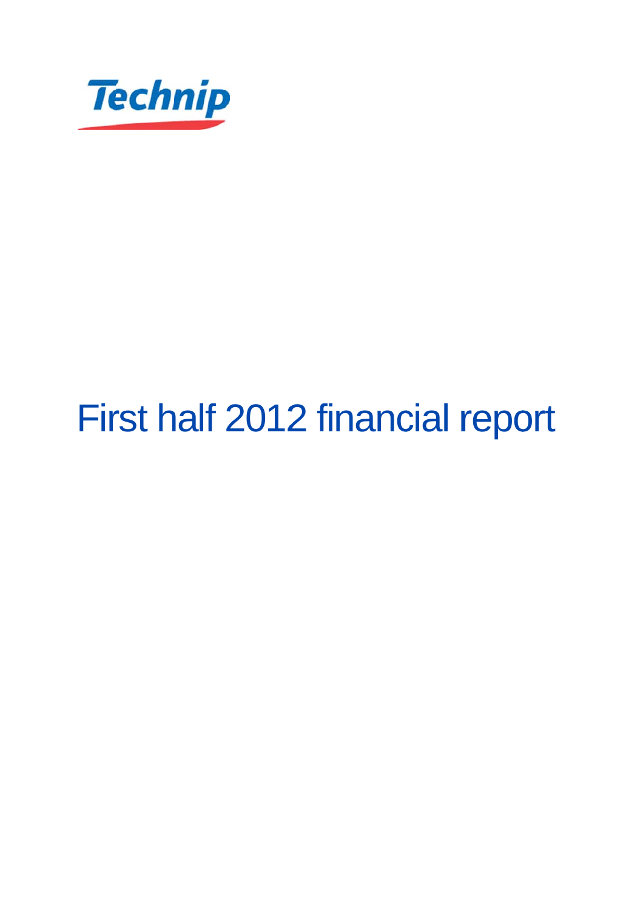Technip

# First half 2012 financial report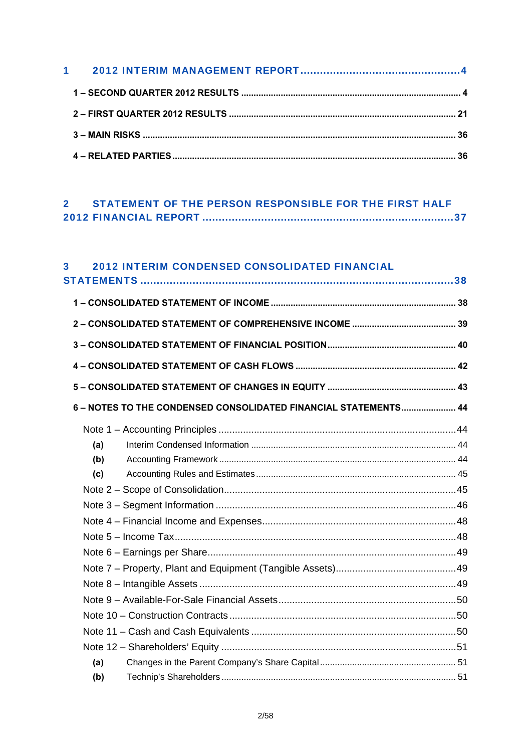**1 2012 INTERIM MANAGEMENT REPORT ..... 4**

- **1 – SECOND QUARTER 2012 RESULTS ..... 4**
- **2 – FIRST QUARTER 2012 RESULTS ..... 21**
- **3 – MAIN RISKS ..... 36**
- **4 – RELATED PARTIES ..... 36**

**2 STATEMENT OF THE PERSON RESPONSIBLE FOR THE FIRST HALF 2012 FINANCIAL REPORT ..... 37**

**3 2012 INTERIM CONDENSED CONSOLIDATED FINANCIAL STATEMENTS ..... 38**

- **1 – CONSOLIDATED STATEMENT OF INCOME ..... 38**
- **2 – CONSOLIDATED STATEMENT OF COMPREHENSIVE INCOME ..... 39**
- **3 – CONSOLIDATED STATEMENT OF FINANCIAL POSITION ..... 40**
- **4 – CONSOLIDATED STATEMENT OF CASH FLOWS ..... 42**
- **5 – CONSOLIDATED STATEMENT OF CHANGES IN EQUITY ..... 43**
- **6 – NOTES TO THE CONDENSED CONSOLIDATED FINANCIAL STATEMENTS ..... 44**
  - Note 1 – Accounting Principles ..... 44
    - **(a)** Interim Condensed Information ..... 44
    - **(b)** Accounting Framework ..... 44
    - **(c)** Accounting Rules and Estimates ..... 45
  - Note 2 – Scope of Consolidation ..... 45
  - Note 3 – Segment Information ..... 46
  - Note 4 – Financial Income and Expenses ..... 48
  - Note 5 – Income Tax ..... 48
  - Note 6 – Earnings per Share ..... 49
  - Note 7 – Property, Plant and Equipment (Tangible Assets) ..... 49
  - Note 8 – Intangible Assets ..... 49
  - Note 9 – Available-For-Sale Financial Assets ..... 50
  - Note 10 – Construction Contracts ..... 50
  - Note 11 – Cash and Cash Equivalents ..... 50
  - Note 12 – Shareholders' Equity ..... 51
    - **(a)** Changes in the Parent Company's Share Capital ..... 51
    - **(b)** Technip's Shareholders ..... 51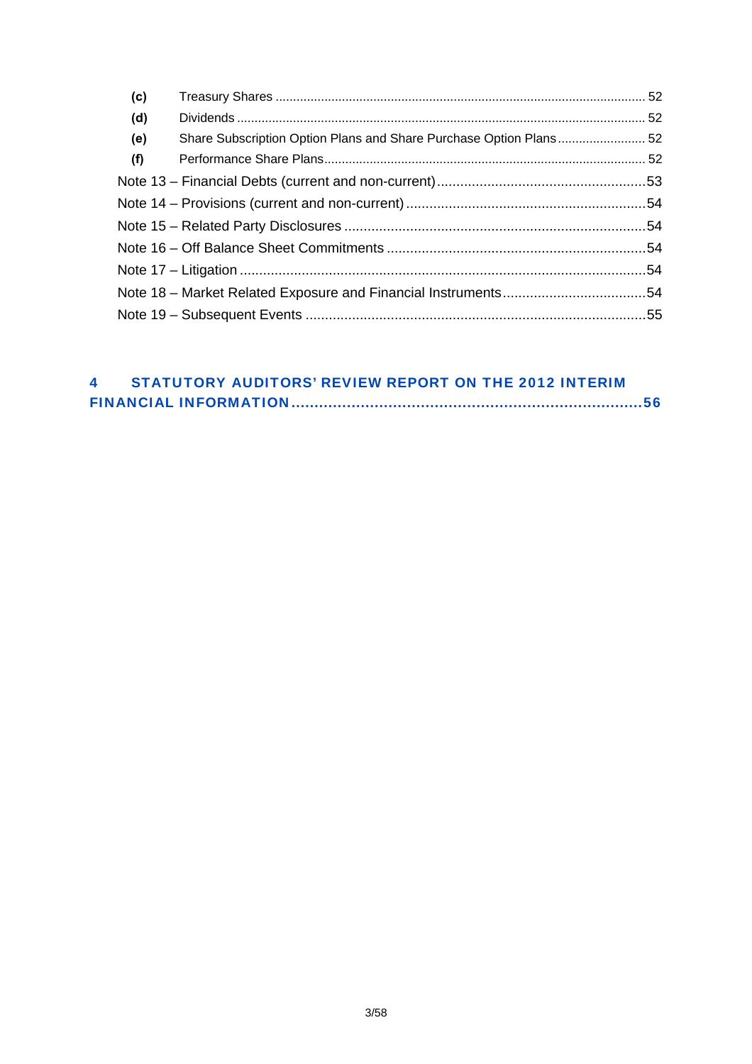(c) Treasury Shares ........................................................................................................ 52

(d) Dividends .................................................................................................................. 52

(e) Share Subscription Option Plans and Share Purchase Option Plans ......................... 52

(f) Performance Share Plans.......................................................................................... 52

Note 13 – Financial Debts (current and non-current)......................................................53

Note 14 – Provisions (current and non-current) .............................................................54

Note 15 – Related Party Disclosures .............................................................................54

Note 16 – Off Balance Sheet Commitments ..................................................................54

Note 17 – Litigation ........................................................................................................54

Note 18 – Market Related Exposure and Financial Instruments.....................................54

Note 19 – Subsequent Events .......................................................................................55

**4 STATUTORY AUDITORS' REVIEW REPORT ON THE 2012 INTERIM FINANCIAL INFORMATION.............................................................................56**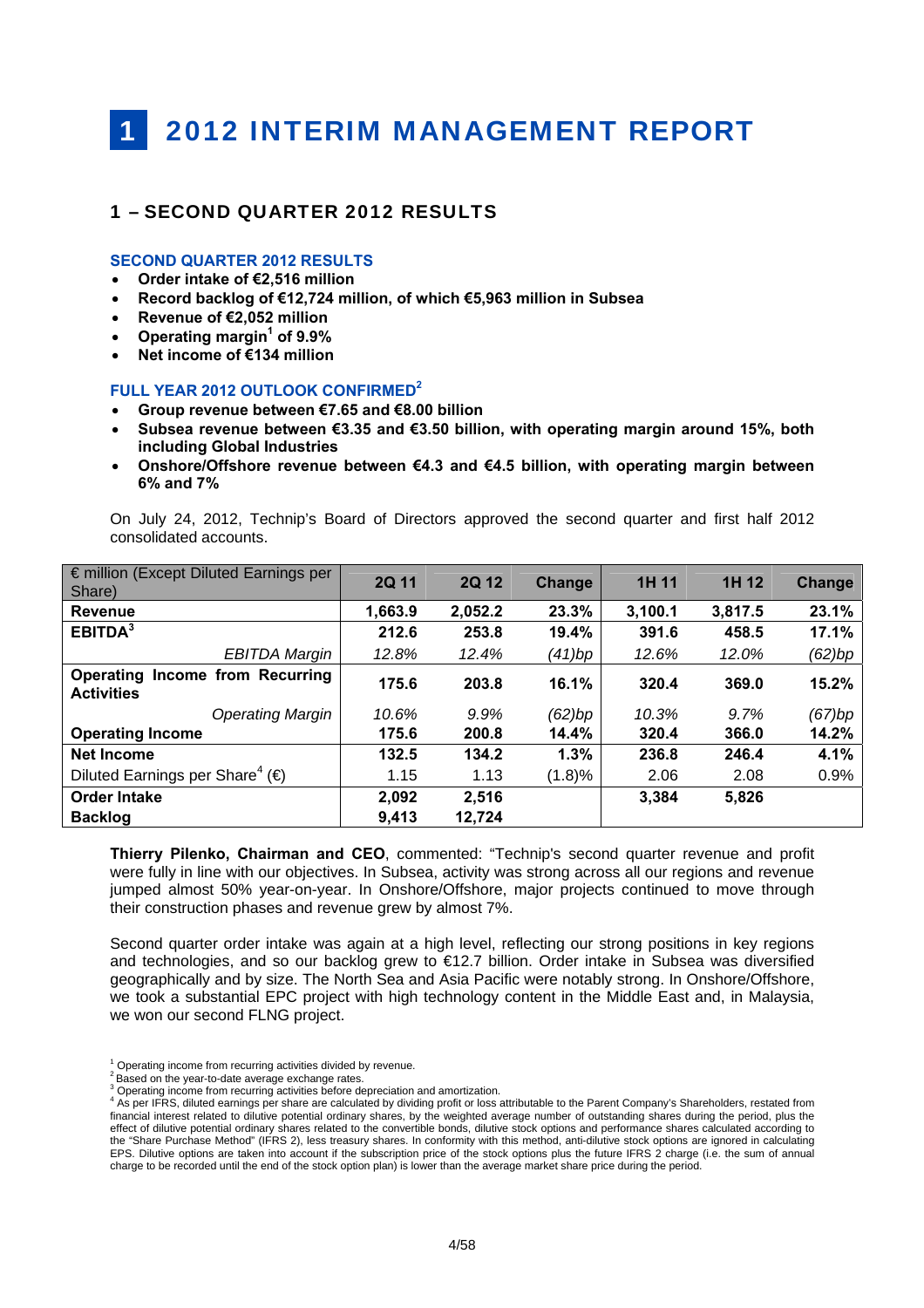# 1 2012 INTERIM MANAGEMENT REPORT

## 1 – SECOND QUARTER 2012 RESULTS

### SECOND QUARTER 2012 RESULTS

- **Order intake of €2,516 million**
- **Record backlog of €12,724 million, of which €5,963 million in Subsea**
- **Revenue of €2,052 million**
- **Operating margin[1] of 9.9%**
- **Net income of €134 million**

### FULL YEAR 2012 OUTLOOK CONFIRMED[2]

- **Group revenue between €7.65 and €8.00 billion**
- **Subsea revenue between €3.35 and €3.50 billion, with operating margin around 15%, both including Global Industries**
- **Onshore/Offshore revenue between €4.3 and €4.5 billion, with operating margin between 6% and 7%**

On July 24, 2012, Technip's Board of Directors approved the second quarter and first half 2012 consolidated accounts.

| € million (Except Diluted Earnings per Share) | 2Q 11 | 2Q 12 | Change | 1H 11 | 1H 12 | Change |
|---|---|---|---|---|---|---|
| **Revenue** | **1,663.9** | **2,052.2** | **23.3%** | **3,100.1** | **3,817.5** | **23.1%** |
| **EBITDA[3]** | **212.6** | **253.8** | **19.4%** | **391.6** | **458.5** | **17.1%** |
| *EBITDA Margin* | *12.8%* | *12.4%* | *(41)bp* | *12.6%* | *12.0%* | *(62)bp* |
| **Operating Income from Recurring Activities** | **175.6** | **203.8** | **16.1%** | **320.4** | **369.0** | **15.2%** |
| *Operating Margin* | *10.6%* | *9.9%* | *(62)bp* | *10.3%* | *9.7%* | *(67)bp* |
| **Operating Income** | **175.6** | **200.8** | **14.4%** | **320.4** | **366.0** | **14.2%** |
| **Net Income** | **132.5** | **134.2** | **1.3%** | **236.8** | **246.4** | **4.1%** |
| Diluted Earnings per Share[4] (€) | 1.15 | 1.13 | (1.8)% | 2.06 | 2.08 | 0.9% |
| **Order Intake** | **2,092** | **2,516** | | **3,384** | **5,826** | |
| **Backlog** | **9,413** | **12,724** | | | | |

**Thierry Pilenko, Chairman and CEO**, commented: "Technip's second quarter revenue and profit were fully in line with our objectives. In Subsea, activity was strong across all our regions and revenue jumped almost 50% year-on-year. In Onshore/Offshore, major projects continued to move through their construction phases and revenue grew by almost 7%.

Second quarter order intake was again at a high level, reflecting our strong positions in key regions and technologies, and so our backlog grew to €12.7 billion. Order intake in Subsea was diversified geographically and by size. The North Sea and Asia Pacific were notably strong. In Onshore/Offshore, we took a substantial EPC project with high technology content in the Middle East and, in Malaysia, we won our second FLNG project.

[1] Operating income from recurring activities divided by revenue.
[2] Based on the year-to-date average exchange rates.
[3] Operating income from recurring activities before depreciation and amortization.
[4] As per IFRS, diluted earnings per share are calculated by dividing profit or loss attributable to the Parent Company's Shareholders, restated from financial interest related to dilutive potential ordinary shares, by the weighted average number of outstanding shares during the period, plus the effect of dilutive potential ordinary shares related to the convertible bonds, dilutive stock options and performance shares calculated according to the "Share Purchase Method" (IFRS 2), less treasury shares. In conformity with this method, anti-dilutive stock options are ignored in calculating EPS. Dilutive options are taken into account if the subscription price of the stock options plus the future IFRS 2 charge (i.e. the sum of annual charge to be recorded until the end of the stock option plan) is lower than the average market share price during the period.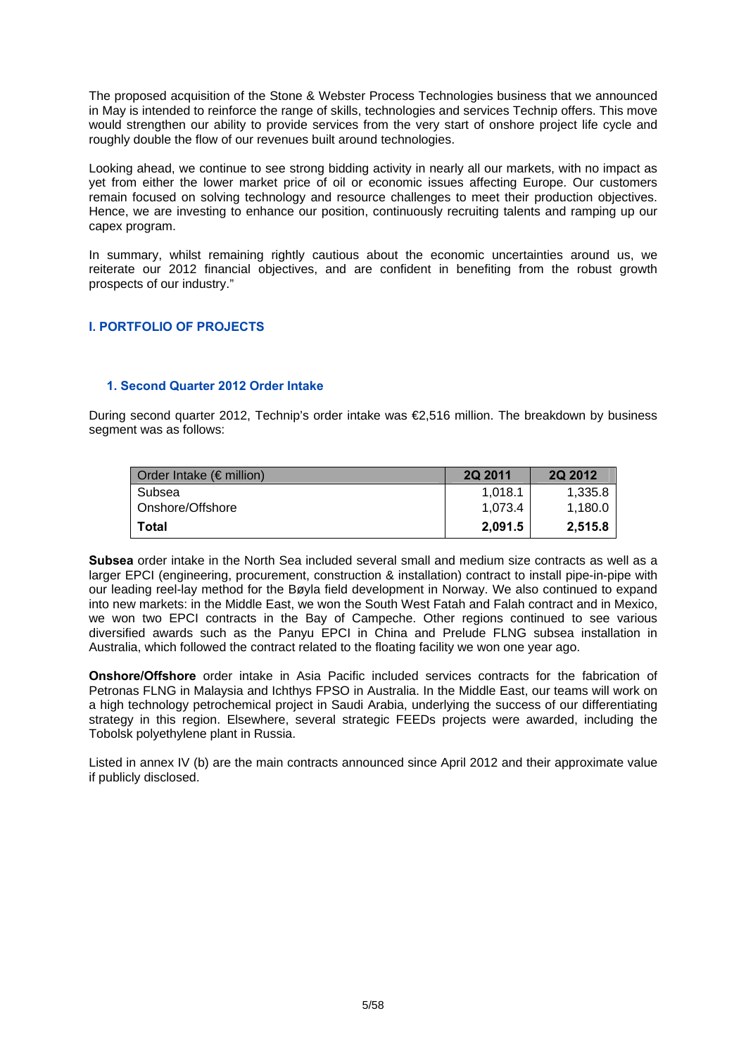The proposed acquisition of the Stone & Webster Process Technologies business that we announced in May is intended to reinforce the range of skills, technologies and services Technip offers. This move would strengthen our ability to provide services from the very start of onshore project life cycle and roughly double the flow of our revenues built around technologies.

Looking ahead, we continue to see strong bidding activity in nearly all our markets, with no impact as yet from either the lower market price of oil or economic issues affecting Europe. Our customers remain focused on solving technology and resource challenges to meet their production objectives. Hence, we are investing to enhance our position, continuously recruiting talents and ramping up our capex program.

In summary, whilst remaining rightly cautious about the economic uncertainties around us, we reiterate our 2012 financial objectives, and are confident in benefiting from the robust growth prospects of our industry."

## I. PORTFOLIO OF PROJECTS

### 1. Second Quarter 2012 Order Intake

During second quarter 2012, Technip's order intake was €2,516 million. The breakdown by business segment was as follows:

| Order Intake (€ million) | 2Q 2011 | 2Q 2012 |
|---|---|---|
| Subsea | 1,018.1 | 1,335.8 |
| Onshore/Offshore | 1,073.4 | 1,180.0 |
| **Total** | **2,091.5** | **2,515.8** |

**Subsea** order intake in the North Sea included several small and medium size contracts as well as a larger EPCI (engineering, procurement, construction & installation) contract to install pipe-in-pipe with our leading reel-lay method for the Bøyla field development in Norway. We also continued to expand into new markets: in the Middle East, we won the South West Fatah and Falah contract and in Mexico, we won two EPCI contracts in the Bay of Campeche. Other regions continued to see various diversified awards such as the Panyu EPCI in China and Prelude FLNG subsea installation in Australia, which followed the contract related to the floating facility we won one year ago.

**Onshore/Offshore** order intake in Asia Pacific included services contracts for the fabrication of Petronas FLNG in Malaysia and Ichthys FPSO in Australia. In the Middle East, our teams will work on a high technology petrochemical project in Saudi Arabia, underlying the success of our differentiating strategy in this region. Elsewhere, several strategic FEEDs projects were awarded, including the Tobolsk polyethylene plant in Russia.

Listed in annex IV (b) are the main contracts announced since April 2012 and their approximate value if publicly disclosed.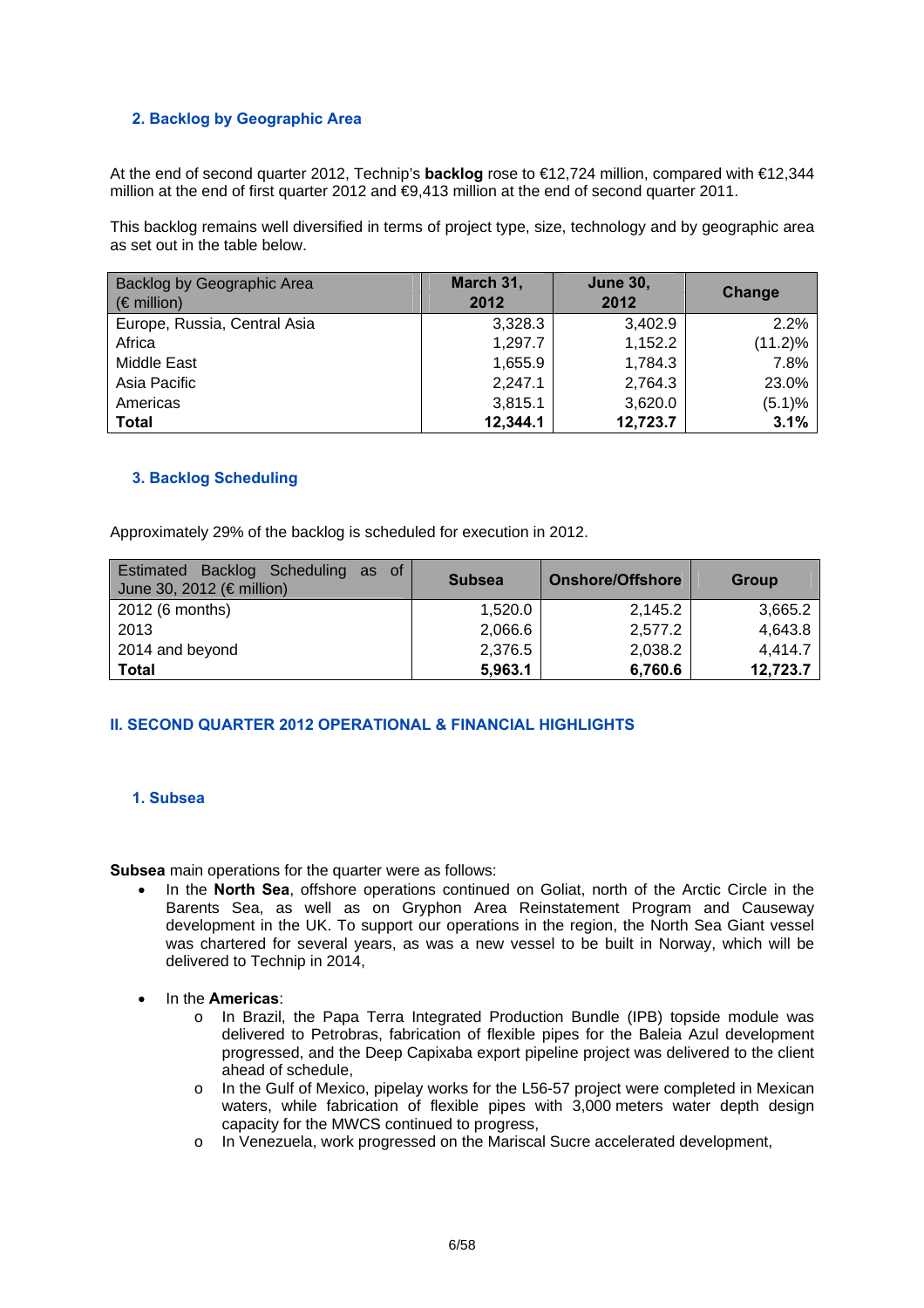### 2. Backlog by Geographic Area

At the end of second quarter 2012, Technip's **backlog** rose to €12,724 million, compared with €12,344 million at the end of first quarter 2012 and €9,413 million at the end of second quarter 2011.

This backlog remains well diversified in terms of project type, size, technology and by geographic area as set out in the table below.

| Backlog by Geographic Area (€ million) | March 31, 2012 | June 30, 2012 | Change |
|---|---|---|---|
| Europe, Russia, Central Asia | 3,328.3 | 3,402.9 | 2.2% |
| Africa | 1,297.7 | 1,152.2 | (11.2)% |
| Middle East | 1,655.9 | 1,784.3 | 7.8% |
| Asia Pacific | 2,247.1 | 2,764.3 | 23.0% |
| Americas | 3,815.1 | 3,620.0 | (5.1)% |
| **Total** | **12,344.1** | **12,723.7** | **3.1%** |

### 3. Backlog Scheduling

Approximately 29% of the backlog is scheduled for execution in 2012.

| Estimated Backlog Scheduling as of June 30, 2012 (€ million) | Subsea | Onshore/Offshore | Group |
|---|---|---|---|
| 2012 (6 months) | 1,520.0 | 2,145.2 | 3,665.2 |
| 2013 | 2,066.6 | 2,577.2 | 4,643.8 |
| 2014 and beyond | 2,376.5 | 2,038.2 | 4,414.7 |
| **Total** | **5,963.1** | **6,760.6** | **12,723.7** |

## II. SECOND QUARTER 2012 OPERATIONAL & FINANCIAL HIGHLIGHTS

### 1. Subsea

**Subsea** main operations for the quarter were as follows:

- In the **North Sea**, offshore operations continued on Goliat, north of the Arctic Circle in the Barents Sea, as well as on Gryphon Area Reinstatement Program and Causeway development in the UK. To support our operations in the region, the North Sea Giant vessel was chartered for several years, as was a new vessel to be built in Norway, which will be delivered to Technip in 2014,
- In the **Americas**:
  - In Brazil, the Papa Terra Integrated Production Bundle (IPB) topside module was delivered to Petrobras, fabrication of flexible pipes for the Baleia Azul development progressed, and the Deep Capixaba export pipeline project was delivered to the client ahead of schedule,
  - In the Gulf of Mexico, pipelay works for the L56-57 project were completed in Mexican waters, while fabrication of flexible pipes with 3,000 meters water depth design capacity for the MWCS continued to progress,
  - In Venezuela, work progressed on the Mariscal Sucre accelerated development,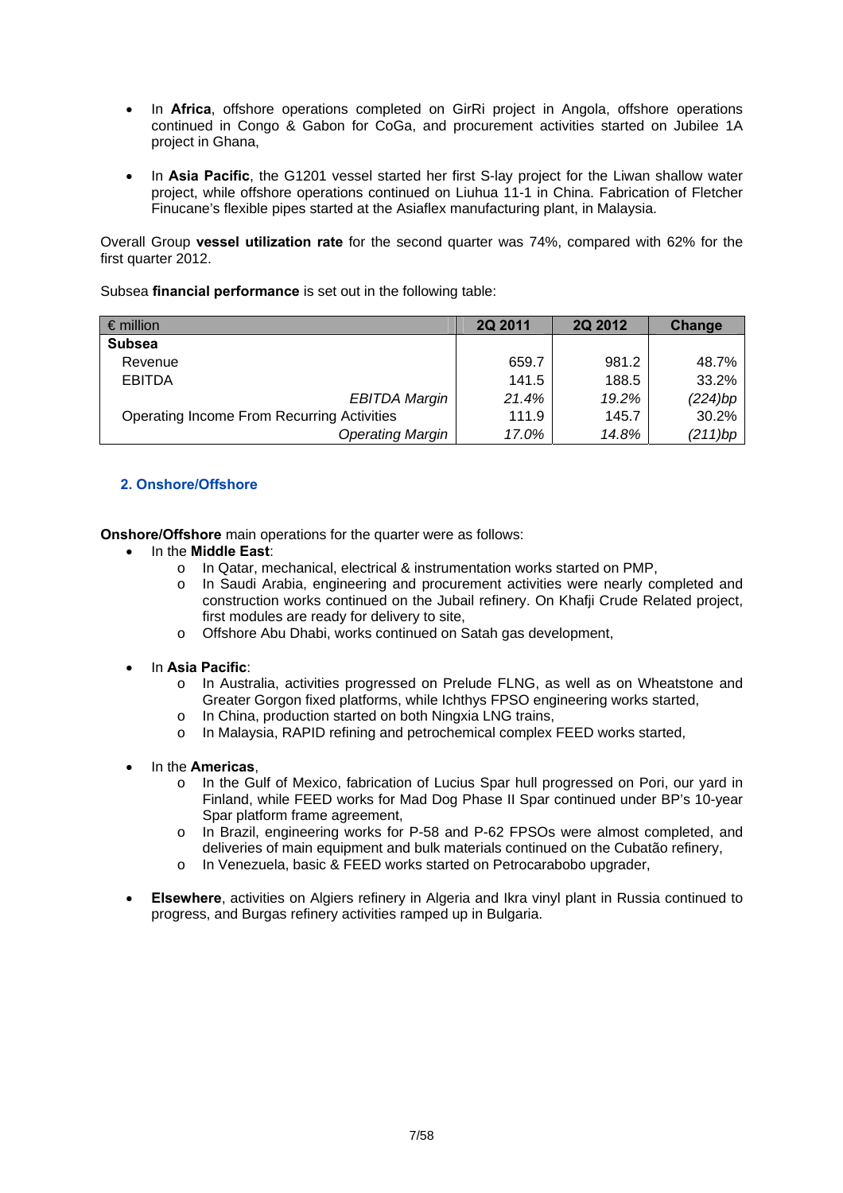- In **Africa**, offshore operations completed on GirRi project in Angola, offshore operations continued in Congo & Gabon for CoGa, and procurement activities started on Jubilee 1A project in Ghana,

- In **Asia Pacific**, the G1201 vessel started her first S-lay project for the Liwan shallow water project, while offshore operations continued on Liuhua 11-1 in China. Fabrication of Fletcher Finucane's flexible pipes started at the Asiaflex manufacturing plant, in Malaysia.

Overall Group **vessel utilization rate** for the second quarter was 74%, compared with 62% for the first quarter 2012.

Subsea **financial performance** is set out in the following table:

| € million | 2Q 2011 | 2Q 2012 | Change |
|---|---|---|---|
| **Subsea** | | | |
| Revenue | 659.7 | 981.2 | 48.7% |
| EBITDA | 141.5 | 188.5 | 33.2% |
| *EBITDA Margin* | *21.4%* | *19.2%* | *(224)bp* |
| Operating Income From Recurring Activities | 111.9 | 145.7 | 30.2% |
| *Operating Margin* | *17.0%* | *14.8%* | *(211)bp* |

### 2. Onshore/Offshore

**Onshore/Offshore** main operations for the quarter were as follows:

- In the **Middle East**:
  - In Qatar, mechanical, electrical & instrumentation works started on PMP,
  - In Saudi Arabia, engineering and procurement activities were nearly completed and construction works continued on the Jubail refinery. On Khafji Crude Related project, first modules are ready for delivery to site,
  - Offshore Abu Dhabi, works continued on Satah gas development,

- In **Asia Pacific**:
  - In Australia, activities progressed on Prelude FLNG, as well as on Wheatstone and Greater Gorgon fixed platforms, while Ichthys FPSO engineering works started,
  - In China, production started on both Ningxia LNG trains,
  - In Malaysia, RAPID refining and petrochemical complex FEED works started,

- In the **Americas**,
  - In the Gulf of Mexico, fabrication of Lucius Spar hull progressed on Pori, our yard in Finland, while FEED works for Mad Dog Phase II Spar continued under BP's 10-year Spar platform frame agreement,
  - In Brazil, engineering works for P-58 and P-62 FPSOs were almost completed, and deliveries of main equipment and bulk materials continued on the Cubatão refinery,
  - In Venezuela, basic & FEED works started on Petrocarabobo upgrader,

- **Elsewhere**, activities on Algiers refinery in Algeria and Ikra vinyl plant in Russia continued to progress, and Burgas refinery activities ramped up in Bulgaria.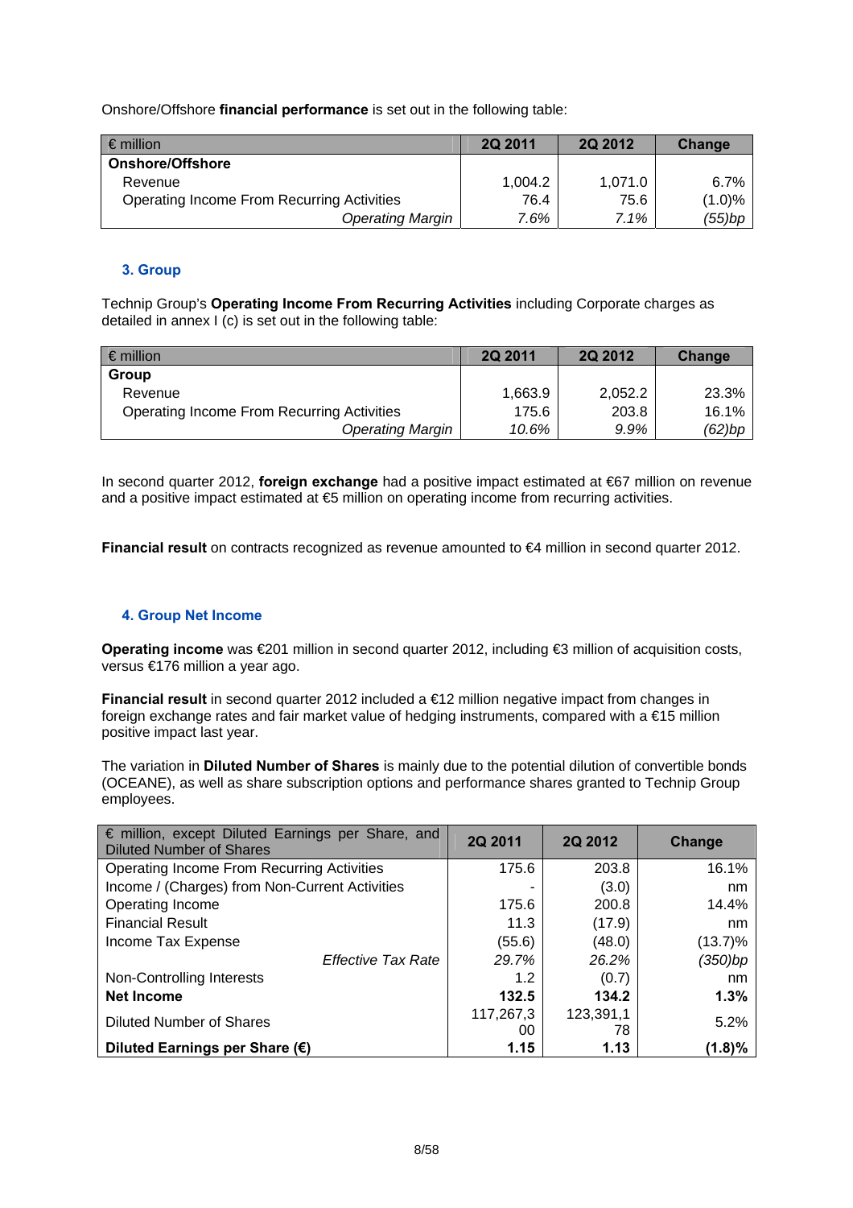Onshore/Offshore **financial performance** is set out in the following table:

| € million | 2Q 2011 | 2Q 2012 | Change |
|---|---|---|---|
| **Onshore/Offshore** | | | |
| Revenue | 1,004.2 | 1,071.0 | 6.7% |
| Operating Income From Recurring Activities | 76.4 | 75.6 | (1.0)% |
| *Operating Margin* | *7.6%* | *7.1%* | *(55)bp* |

### 3. Group

Technip Group's **Operating Income From Recurring Activities** including Corporate charges as detailed in annex I (c) is set out in the following table:

| € million | 2Q 2011 | 2Q 2012 | Change |
|---|---|---|---|
| **Group** | | | |
| Revenue | 1,663.9 | 2,052.2 | 23.3% |
| Operating Income From Recurring Activities | 175.6 | 203.8 | 16.1% |
| *Operating Margin* | *10.6%* | *9.9%* | *(62)bp* |

In second quarter 2012, **foreign exchange** had a positive impact estimated at €67 million on revenue and a positive impact estimated at €5 million on operating income from recurring activities.

**Financial result** on contracts recognized as revenue amounted to €4 million in second quarter 2012.

### 4. Group Net Income

**Operating income** was €201 million in second quarter 2012, including €3 million of acquisition costs, versus €176 million a year ago.

**Financial result** in second quarter 2012 included a €12 million negative impact from changes in foreign exchange rates and fair market value of hedging instruments, compared with a €15 million positive impact last year.

The variation in **Diluted Number of Shares** is mainly due to the potential dilution of convertible bonds (OCEANE), as well as share subscription options and performance shares granted to Technip Group employees.

| € million, except Diluted Earnings per Share, and Diluted Number of Shares | 2Q 2011 | 2Q 2012 | Change |
|---|---|---|---|
| Operating Income From Recurring Activities | 175.6 | 203.8 | 16.1% |
| Income / (Charges) from Non-Current Activities | - | (3.0) | nm |
| Operating Income | 175.6 | 200.8 | 14.4% |
| Financial Result | 11.3 | (17.9) | nm |
| Income Tax Expense | (55.6) | (48.0) | (13.7)% |
| *Effective Tax Rate* | *29.7%* | *26.2%* | *(350)bp* |
| Non-Controlling Interests | 1.2 | (0.7) | nm |
| **Net Income** | **132.5** | **134.2** | **1.3%** |
| Diluted Number of Shares | 117,267,300 | 123,391,178 | 5.2% |
| **Diluted Earnings per Share (€)** | **1.15** | **1.13** | **(1.8)%** |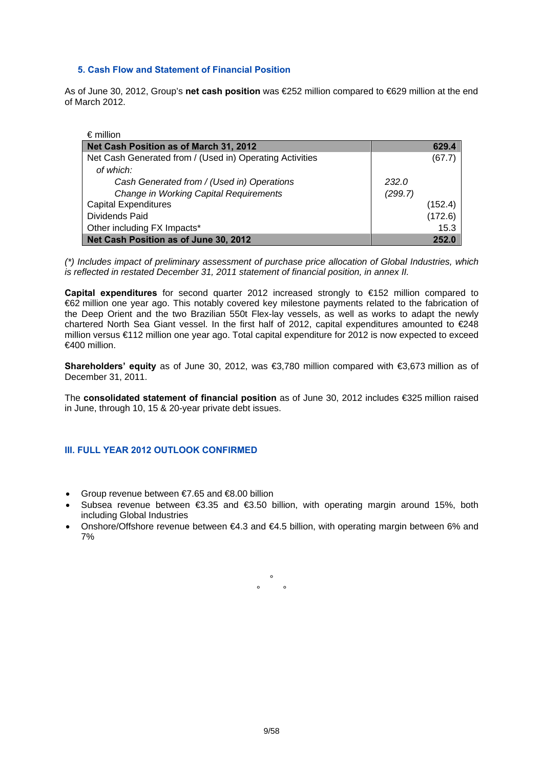### 5. Cash Flow and Statement of Financial Position

As of June 30, 2012, Group's **net cash position** was €252 million compared to €629 million at the end of March 2012.

| € million | | |
|---|---|---|
| **Net Cash Position as of March 31, 2012** | | **629.4** |
| Net Cash Generated from / (Used in) Operating Activities | | (67.7) |
| *of which:* | | |
| *Cash Generated from / (Used in) Operations* | *232.0* | |
| *Change in Working Capital Requirements* | *(299.7)* | |
| Capital Expenditures | | (152.4) |
| Dividends Paid | | (172.6) |
| Other including FX Impacts* | | 15.3 |
| **Net Cash Position as of June 30, 2012** | | **252.0** |

*(\*) Includes impact of preliminary assessment of purchase price allocation of Global Industries, which is reflected in restated December 31, 2011 statement of financial position, in annex II.*

**Capital expenditures** for second quarter 2012 increased strongly to €152 million compared to €62 million one year ago. This notably covered key milestone payments related to the fabrication of the Deep Orient and the two Brazilian 550t Flex-lay vessels, as well as works to adapt the newly chartered North Sea Giant vessel. In the first half of 2012, capital expenditures amounted to €248 million versus €112 million one year ago. Total capital expenditure for 2012 is now expected to exceed €400 million.

**Shareholders' equity** as of June 30, 2012, was €3,780 million compared with €3,673 million as of December 31, 2011.

The **consolidated statement of financial position** as of June 30, 2012 includes €325 million raised in June, through 10, 15 & 20-year private debt issues.

## III. FULL YEAR 2012 OUTLOOK CONFIRMED

- Group revenue between €7.65 and €8.00 billion
- Subsea revenue between €3.35 and €3.50 billion, with operating margin around 15%, both including Global Industries
- Onshore/Offshore revenue between €4.3 and €4.5 billion, with operating margin between 6% and 7%

°

° °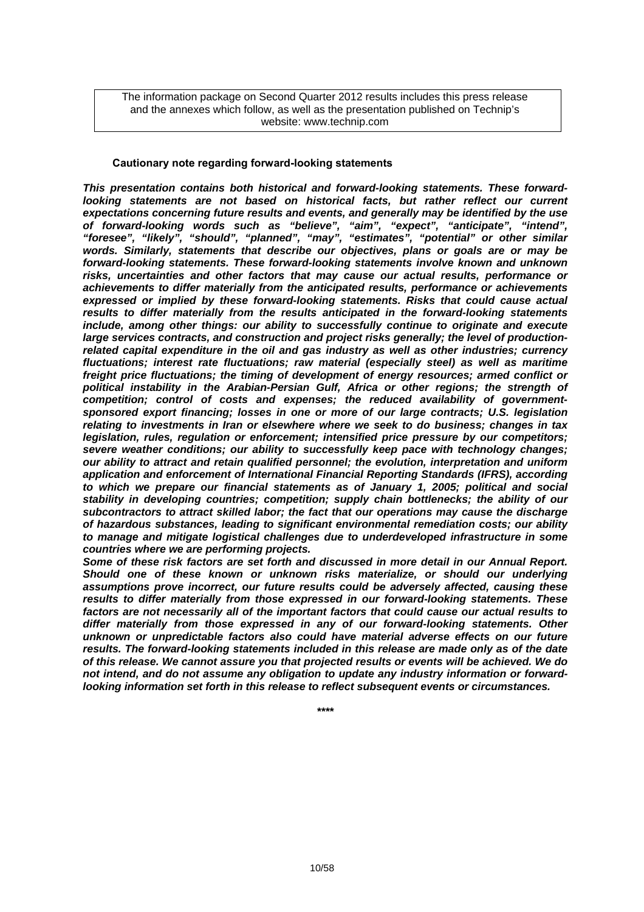The information package on Second Quarter 2012 results includes this press release and the annexes which follow, as well as the presentation published on Technip's website: www.technip.com

**Cautionary note regarding forward-looking statements**

***This presentation contains both historical and forward-looking statements. These forward-looking statements are not based on historical facts, but rather reflect our current expectations concerning future results and events, and generally may be identified by the use of forward-looking words such as "believe", "aim", "expect", "anticipate", "intend", "foresee", "likely", "should", "planned", "may", "estimates", "potential" or other similar words. Similarly, statements that describe our objectives, plans or goals are or may be forward-looking statements. These forward-looking statements involve known and unknown risks, uncertainties and other factors that may cause our actual results, performance or achievements to differ materially from the anticipated results, performance or achievements expressed or implied by these forward-looking statements. Risks that could cause actual results to differ materially from the results anticipated in the forward-looking statements include, among other things: our ability to successfully continue to originate and execute large services contracts, and construction and project risks generally; the level of production-related capital expenditure in the oil and gas industry as well as other industries; currency fluctuations; interest rate fluctuations; raw material (especially steel) as well as maritime freight price fluctuations; the timing of development of energy resources; armed conflict or political instability in the Arabian-Persian Gulf, Africa or other regions; the strength of competition; control of costs and expenses; the reduced availability of government-sponsored export financing; losses in one or more of our large contracts; U.S. legislation relating to investments in Iran or elsewhere where we seek to do business; changes in tax legislation, rules, regulation or enforcement; intensified price pressure by our competitors; severe weather conditions; our ability to successfully keep pace with technology changes; our ability to attract and retain qualified personnel; the evolution, interpretation and uniform application and enforcement of International Financial Reporting Standards (IFRS), according to which we prepare our financial statements as of January 1, 2005; political and social stability in developing countries; competition; supply chain bottlenecks; the ability of our subcontractors to attract skilled labor; the fact that our operations may cause the discharge of hazardous substances, leading to significant environmental remediation costs; our ability to manage and mitigate logistical challenges due to underdeveloped infrastructure in some countries where we are performing projects.***

***Some of these risk factors are set forth and discussed in more detail in our Annual Report. Should one of these known or unknown risks materialize, or should our underlying assumptions prove incorrect, our future results could be adversely affected, causing these results to differ materially from those expressed in our forward-looking statements. These factors are not necessarily all of the important factors that could cause our actual results to differ materially from those expressed in any of our forward-looking statements. Other unknown or unpredictable factors also could have material adverse effects on our future results. The forward-looking statements included in this release are made only as of the date of this release. We cannot assure you that projected results or events will be achieved. We do not intend, and do not assume any obligation to update any industry information or forward-looking information set forth in this release to reflect subsequent events or circumstances.***

****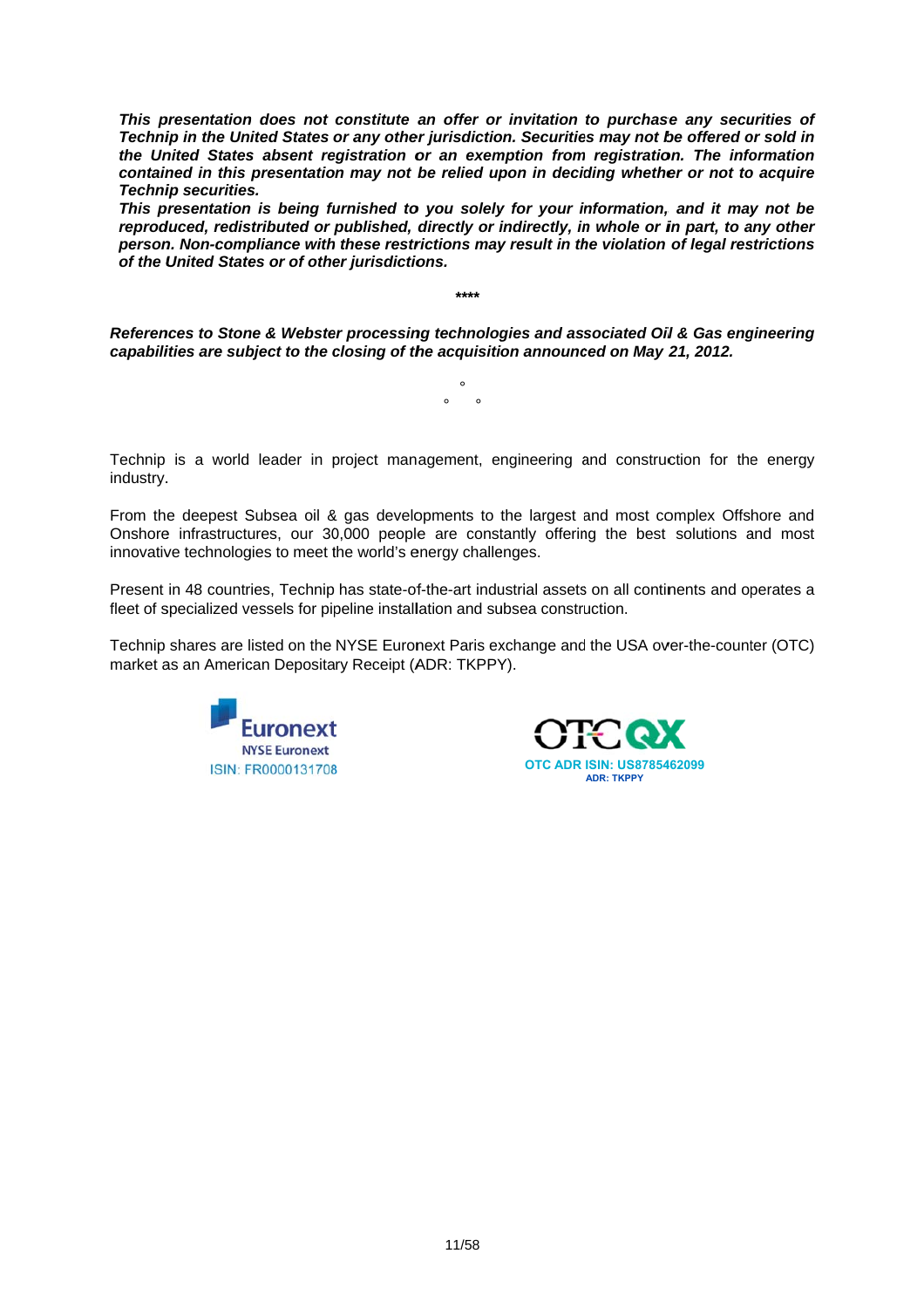***This presentation does not constitute an offer or invitation to purchase any securities of Technip in the United States or any other jurisdiction. Securities may not be offered or sold in the United States absent registration or an exemption from registration. The information contained in this presentation may not be relied upon in deciding whether or not to acquire Technip securities.***

***This presentation is being furnished to you solely for your information, and it may not be reproduced, redistributed or published, directly or indirectly, in whole or in part, to any other person. Non-compliance with these restrictions may result in the violation of legal restrictions of the United States or of other jurisdictions.***

****

***References to Stone & Webster processing technologies and associated Oil & Gas engineering capabilities are subject to the closing of the acquisition announced on May 21, 2012.***

°
° °

Technip is a world leader in project management, engineering and construction for the energy industry.

From the deepest Subsea oil & gas developments to the largest and most complex Offshore and Onshore infrastructures, our 30,000 people are constantly offering the best solutions and most innovative technologies to meet the world's energy challenges.

Present in 48 countries, Technip has state-of-the-art industrial assets on all continents and operates a fleet of specialized vessels for pipeline installation and subsea construction.

Technip shares are listed on the NYSE Euronext Paris exchange and the USA over-the-counter (OTC) market as an American Depositary Receipt (ADR: TKPPY).

Euronext
NYSE Euronext
ISIN: FR0000131708

OTCQX
OTC ADR ISIN: US8785462099
ADR: TKPPY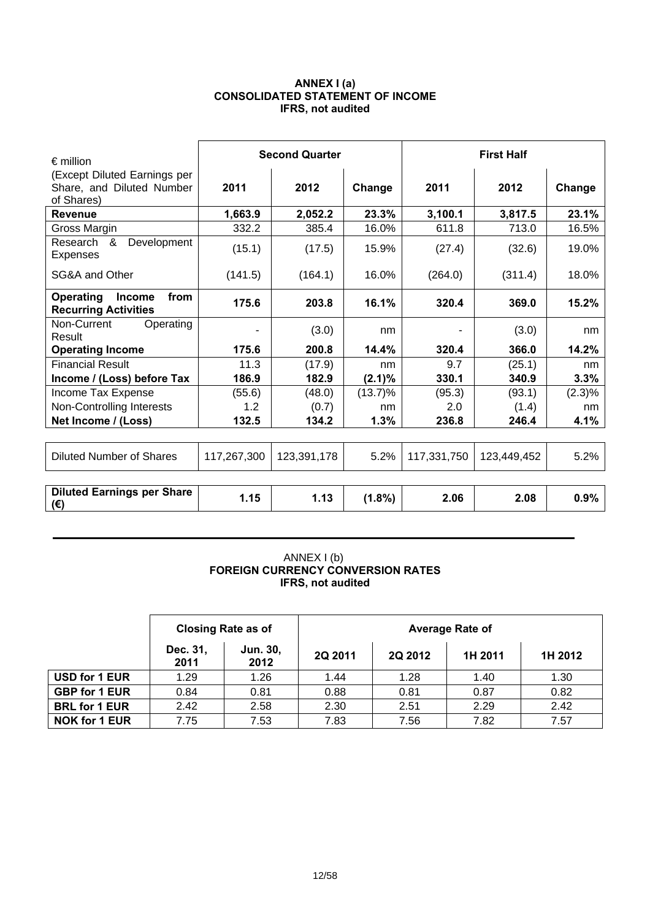**ANNEX I (a)**
**CONSOLIDATED STATEMENT OF INCOME**
**IFRS, not audited**

| € million (Except Diluted Earnings per Share, and Diluted Number of Shares) | Second Quarter | | | First Half | | |
|---|---|---|---|---|---|---|
| | 2011 | 2012 | Change | 2011 | 2012 | Change |
| **Revenue** | **1,663.9** | **2,052.2** | **23.3%** | **3,100.1** | **3,817.5** | **23.1%** |
| Gross Margin | 332.2 | 385.4 | 16.0% | 611.8 | 713.0 | 16.5% |
| Research & Development Expenses | (15.1) | (17.5) | 15.9% | (27.4) | (32.6) | 19.0% |
| SG&A and Other | (141.5) | (164.1) | 16.0% | (264.0) | (311.4) | 18.0% |
| **Operating Income from Recurring Activities** | **175.6** | **203.8** | **16.1%** | **320.4** | **369.0** | **15.2%** |
| Non-Current Operating Result | - | (3.0) | nm | - | (3.0) | nm |
| **Operating Income** | **175.6** | **200.8** | **14.4%** | **320.4** | **366.0** | **14.2%** |
| Financial Result | 11.3 | (17.9) | nm | 9.7 | (25.1) | nm |
| **Income / (Loss) before Tax** | **186.9** | **182.9** | **(2.1)%** | **330.1** | **340.9** | **3.3%** |
| Income Tax Expense | (55.6) | (48.0) | (13.7)% | (95.3) | (93.1) | (2.3)% |
| Non-Controlling Interests | 1.2 | (0.7) | nm | 2.0 | (1.4) | nm |
| **Net Income / (Loss)** | **132.5** | **134.2** | **1.3%** | **236.8** | **246.4** | **4.1%** |
| Diluted Number of Shares | 117,267,300 | 123,391,178 | 5.2% | 117,331,750 | 123,449,452 | 5.2% |
| **Diluted Earnings per Share (€)** | **1.15** | **1.13** | **(1.8%)** | **2.06** | **2.08** | **0.9%** |

ANNEX I (b)
**FOREIGN CURRENCY CONVERSION RATES**
**IFRS, not audited**

| | Closing Rate as of | | Average Rate of | | | |
|---|---|---|---|---|---|---|
| | Dec. 31, 2011 | Jun. 30, 2012 | 2Q 2011 | 2Q 2012 | 1H 2011 | 1H 2012 |
| **USD for 1 EUR** | 1.29 | 1.26 | 1.44 | 1.28 | 1.40 | 1.30 |
| **GBP for 1 EUR** | 0.84 | 0.81 | 0.88 | 0.81 | 0.87 | 0.82 |
| **BRL for 1 EUR** | 2.42 | 2.58 | 2.30 | 2.51 | 2.29 | 2.42 |
| **NOK for 1 EUR** | 7.75 | 7.53 | 7.83 | 7.56 | 7.82 | 7.57 |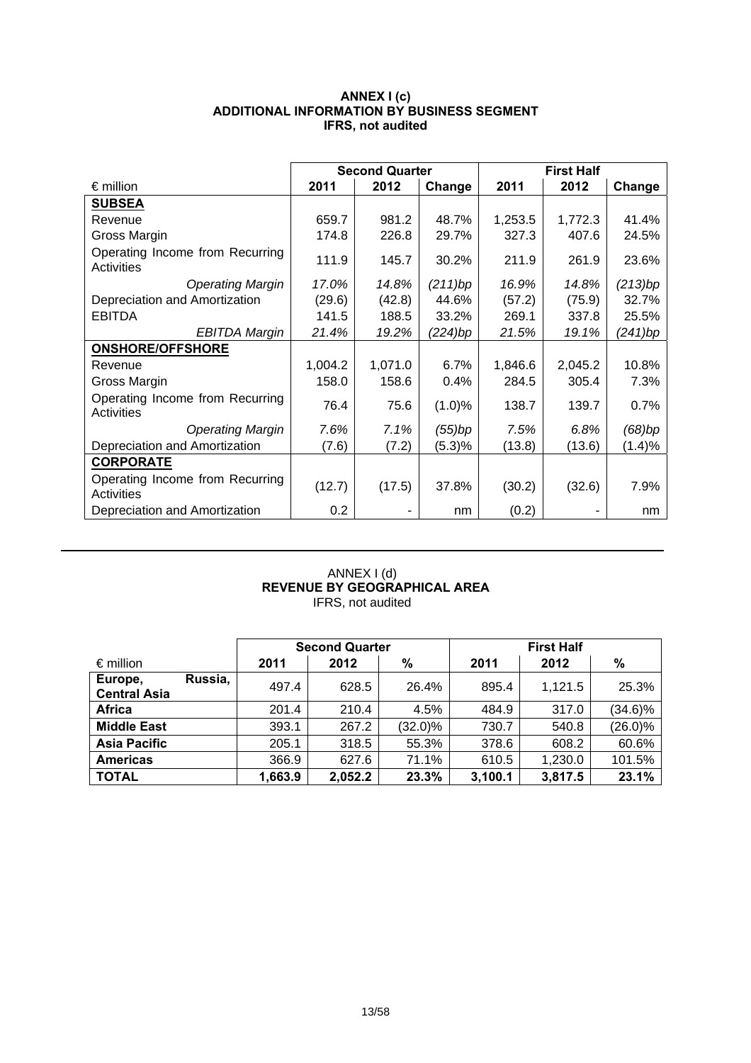## ANNEX I (c)
## ADDITIONAL INFORMATION BY BUSINESS SEGMENT
### IFRS, not audited

| € million | Second Quarter | | | First Half | | |
|---|---|---|---|---|---|---|
| | 2011 | 2012 | Change | 2011 | 2012 | Change |
| **SUBSEA** | | | | | | |
| Revenue | 659.7 | 981.2 | 48.7% | 1,253.5 | 1,772.3 | 41.4% |
| Gross Margin | 174.8 | 226.8 | 29.7% | 327.3 | 407.6 | 24.5% |
| Operating Income from Recurring Activities | 111.9 | 145.7 | 30.2% | 211.9 | 261.9 | 23.6% |
| *Operating Margin* | *17.0%* | *14.8%* | *(211)bp* | *16.9%* | *14.8%* | *(213)bp* |
| Depreciation and Amortization | (29.6) | (42.8) | 44.6% | (57.2) | (75.9) | 32.7% |
| EBITDA | 141.5 | 188.5 | 33.2% | 269.1 | 337.8 | 25.5% |
| *EBITDA Margin* | *21.4%* | *19.2%* | *(224)bp* | *21.5%* | *19.1%* | *(241)bp* |
| **ONSHORE/OFFSHORE** | | | | | | |
| Revenue | 1,004.2 | 1,071.0 | 6.7% | 1,846.6 | 2,045.2 | 10.8% |
| Gross Margin | 158.0 | 158.6 | 0.4% | 284.5 | 305.4 | 7.3% |
| Operating Income from Recurring Activities | 76.4 | 75.6 | (1.0)% | 138.7 | 139.7 | 0.7% |
| *Operating Margin* | *7.6%* | *7.1%* | *(55)bp* | *7.5%* | *6.8%* | *(68)bp* |
| Depreciation and Amortization | (7.6) | (7.2) | (5.3)% | (13.8) | (13.6) | (1.4)% |
| **CORPORATE** | | | | | | |
| Operating Income from Recurring Activities | (12.7) | (17.5) | 37.8% | (30.2) | (32.6) | 7.9% |
| Depreciation and Amortization | 0.2 | - | nm | (0.2) | - | nm |

---

ANNEX I (d)
## REVENUE BY GEOGRAPHICAL AREA
IFRS, not audited

| € million | Second Quarter | | | First Half | | |
|---|---|---|---|---|---|---|
| | 2011 | 2012 | % | 2011 | 2012 | % |
| **Europe, Russia, Central Asia** | 497.4 | 628.5 | 26.4% | 895.4 | 1,121.5 | 25.3% |
| **Africa** | 201.4 | 210.4 | 4.5% | 484.9 | 317.0 | (34.6)% |
| **Middle East** | 393.1 | 267.2 | (32.0)% | 730.7 | 540.8 | (26.0)% |
| **Asia Pacific** | 205.1 | 318.5 | 55.3% | 378.6 | 608.2 | 60.6% |
| **Americas** | 366.9 | 627.6 | 71.1% | 610.5 | 1,230.0 | 101.5% |
| **TOTAL** | **1,663.9** | **2,052.2** | **23.3%** | **3,100.1** | **3,817.5** | **23.1%** |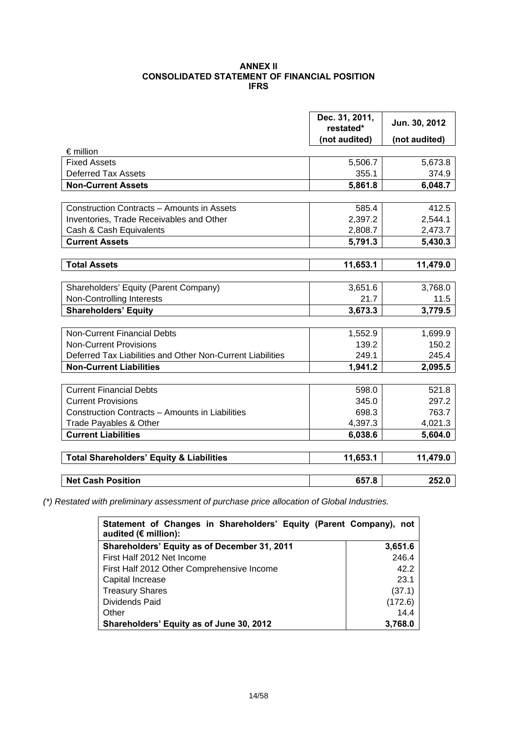**ANNEX II**
**CONSOLIDATED STATEMENT OF FINANCIAL POSITION**
**IFRS**

| € million | Dec. 31, 2011, restated* (not audited) | Jun. 30, 2012 (not audited) |
|---|---|---|
| Fixed Assets | 5,506.7 | 5,673.8 |
| Deferred Tax Assets | 355.1 | 374.9 |
| **Non-Current Assets** | **5,861.8** | **6,048.7** |
| | | |
| Construction Contracts – Amounts in Assets | 585.4 | 412.5 |
| Inventories, Trade Receivables and Other | 2,397.2 | 2,544.1 |
| Cash & Cash Equivalents | 2,808.7 | 2,473.7 |
| **Current Assets** | **5,791.3** | **5,430.3** |
| | | |
| **Total Assets** | **11,653.1** | **11,479.0** |
| | | |
| Shareholders' Equity (Parent Company) | 3,651.6 | 3,768.0 |
| Non-Controlling Interests | 21.7 | 11.5 |
| **Shareholders' Equity** | **3,673.3** | **3,779.5** |
| | | |
| Non-Current Financial Debts | 1,552.9 | 1,699.9 |
| Non-Current Provisions | 139.2 | 150.2 |
| Deferred Tax Liabilities and Other Non-Current Liabilities | 249.1 | 245.4 |
| **Non-Current Liabilities** | **1,941.2** | **2,095.5** |
| | | |
| Current Financial Debts | 598.0 | 521.8 |
| Current Provisions | 345.0 | 297.2 |
| Construction Contracts – Amounts in Liabilities | 698.3 | 763.7 |
| Trade Payables & Other | 4,397.3 | 4,021.3 |
| **Current Liabilities** | **6,038.6** | **5,604.0** |
| | | |
| **Total Shareholders' Equity & Liabilities** | **11,653.1** | **11,479.0** |
| | | |
| **Net Cash Position** | **657.8** | **252.0** |

*(\*) Restated with preliminary assessment of purchase price allocation of Global Industries.*

| **Statement of Changes in Shareholders' Equity (Parent Company), not audited (€ million):** | |
|---|---|
| **Shareholders' Equity as of December 31, 2011** | **3,651.6** |
| First Half 2012 Net Income | 246.4 |
| First Half 2012 Other Comprehensive Income | 42.2 |
| Capital Increase | 23.1 |
| Treasury Shares | (37.1) |
| Dividends Paid | (172.6) |
| Other | 14.4 |
| **Shareholders' Equity as of June 30, 2012** | **3,768.0** |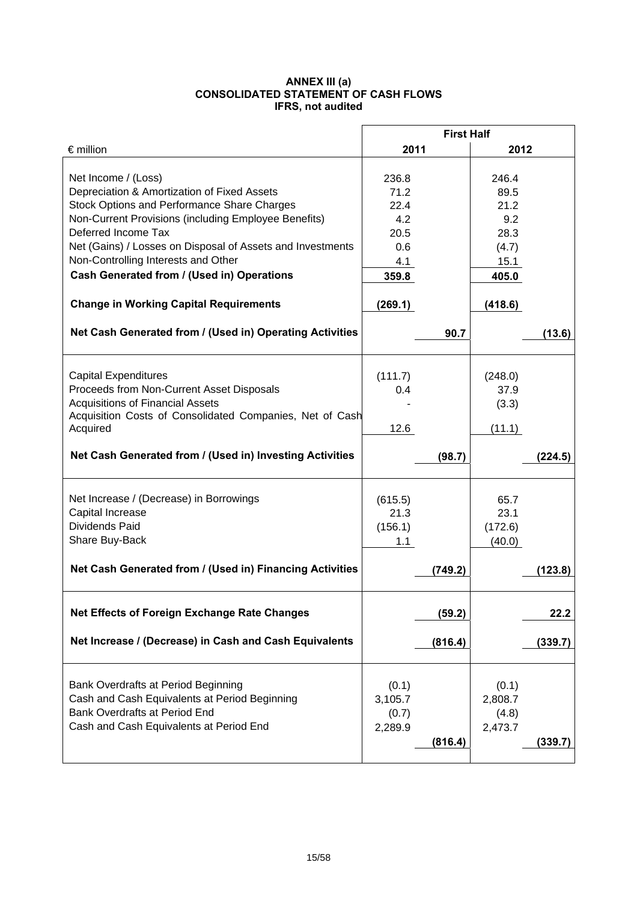**ANNEX III (a)**
**CONSOLIDATED STATEMENT OF CASH FLOWS**
**IFRS, not audited**

| € million | First Half 2011 | | First Half 2012 | |
|---|---|---|---|---|
| Net Income / (Loss) | 236.8 | | 246.4 | |
| Depreciation & Amortization of Fixed Assets | 71.2 | | 89.5 | |
| Stock Options and Performance Share Charges | 22.4 | | 21.2 | |
| Non-Current Provisions (including Employee Benefits) | 4.2 | | 9.2 | |
| Deferred Income Tax | 20.5 | | 28.3 | |
| Net (Gains) / Losses on Disposal of Assets and Investments | 0.6 | | (4.7) | |
| Non-Controlling Interests and Other | 4.1 | | 15.1 | |
| **Cash Generated from / (Used in) Operations** | **359.8** | | **405.0** | |
| **Change in Working Capital Requirements** | **(269.1)** | | **(418.6)** | |
| **Net Cash Generated from / (Used in) Operating Activities** | | **90.7** | | **(13.6)** |
| Capital Expenditures | (111.7) | | (248.0) | |
| Proceeds from Non-Current Asset Disposals | 0.4 | | 37.9 | |
| Acquisitions of Financial Assets | - | | (3.3) | |
| Acquisition Costs of Consolidated Companies, Net of Cash Acquired | 12.6 | | (11.1) | |
| **Net Cash Generated from / (Used in) Investing Activities** | | **(98.7)** | | **(224.5)** |
| Net Increase / (Decrease) in Borrowings | (615.5) | | 65.7 | |
| Capital Increase | 21.3 | | 23.1 | |
| Dividends Paid | (156.1) | | (172.6) | |
| Share Buy-Back | 1.1 | | (40.0) | |
| **Net Cash Generated from / (Used in) Financing Activities** | | **(749.2)** | | **(123.8)** |
| **Net Effects of Foreign Exchange Rate Changes** | | **(59.2)** | | **22.2** |
| **Net Increase / (Decrease) in Cash and Cash Equivalents** | | **(816.4)** | | **(339.7)** |
| Bank Overdrafts at Period Beginning | (0.1) | | (0.1) | |
| Cash and Cash Equivalents at Period Beginning | 3,105.7 | | 2,808.7 | |
| Bank Overdrafts at Period End | (0.7) | | (4.8) | |
| Cash and Cash Equivalents at Period End | 2,289.9 | | 2,473.7 | |
| | | **(816.4)** | | **(339.7)** |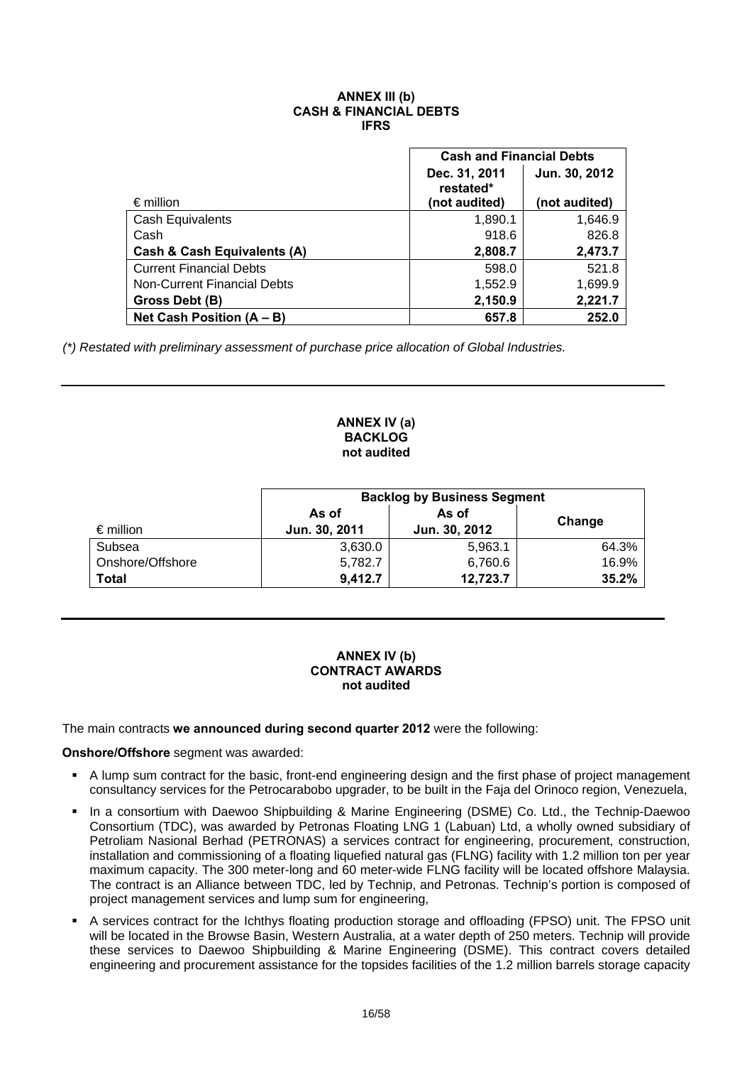## ANNEX III (b)
## CASH & FINANCIAL DEBTS
## IFRS

| € million | Cash and Financial Debts | |
|---|---|---|
| | Dec. 31, 2011 restated* (not audited) | Jun. 30, 2012 (not audited) |
| Cash Equivalents | 1,890.1 | 1,646.9 |
| Cash | 918.6 | 826.8 |
| **Cash & Cash Equivalents (A)** | **2,808.7** | **2,473.7** |
| Current Financial Debts | 598.0 | 521.8 |
| Non-Current Financial Debts | 1,552.9 | 1,699.9 |
| **Gross Debt (B)** | **2,150.9** | **2,221.7** |
| **Net Cash Position (A – B)** | **657.8** | **252.0** |

*(\*) Restated with preliminary assessment of purchase price allocation of Global Industries.*

---

## ANNEX IV (a)
## BACKLOG
## not audited

| € million | Backlog by Business Segment | | |
|---|---|---|---|
| | As of Jun. 30, 2011 | As of Jun. 30, 2012 | Change |
| Subsea | 3,630.0 | 5,963.1 | 64.3% |
| Onshore/Offshore | 5,782.7 | 6,760.6 | 16.9% |
| **Total** | **9,412.7** | **12,723.7** | **35.2%** |

---

## ANNEX IV (b)
## CONTRACT AWARDS
## not audited

The main contracts **we announced during second quarter 2012** were the following:

**Onshore/Offshore** segment was awarded:

- A lump sum contract for the basic, front-end engineering design and the first phase of project management consultancy services for the Petrocarabobo upgrader, to be built in the Faja del Orinoco region, Venezuela,
- In a consortium with Daewoo Shipbuilding & Marine Engineering (DSME) Co. Ltd., the Technip-Daewoo Consortium (TDC), was awarded by Petronas Floating LNG 1 (Labuan) Ltd, a wholly owned subsidiary of Petroliam Nasional Berhad (PETRONAS) a services contract for engineering, procurement, construction, installation and commissioning of a floating liquefied natural gas (FLNG) facility with 1.2 million ton per year maximum capacity. The 300 meter-long and 60 meter-wide FLNG facility will be located offshore Malaysia. The contract is an Alliance between TDC, led by Technip, and Petronas. Technip's portion is composed of project management services and lump sum for engineering,
- A services contract for the Ichthys floating production storage and offloading (FPSO) unit. The FPSO unit will be located in the Browse Basin, Western Australia, at a water depth of 250 meters. Technip will provide these services to Daewoo Shipbuilding & Marine Engineering (DSME). This contract covers detailed engineering and procurement assistance for the topsides facilities of the 1.2 million barrels storage capacity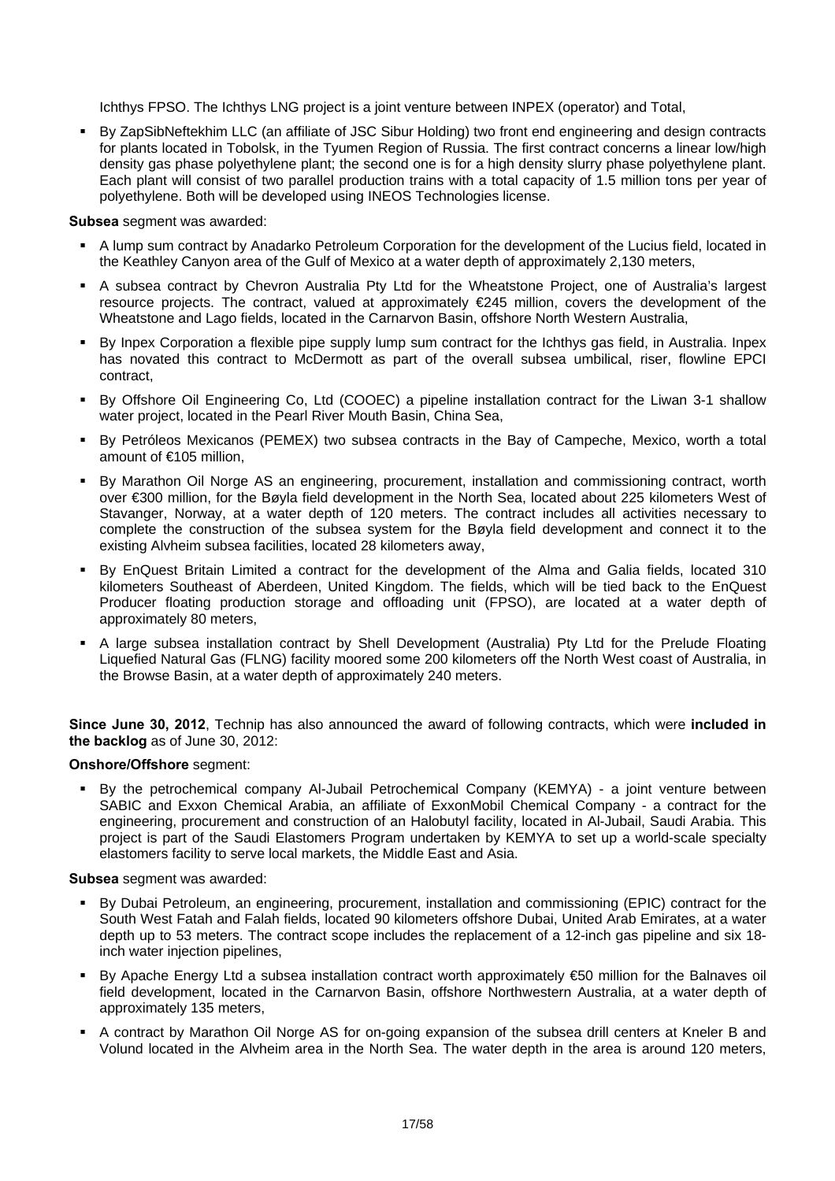Ichthys FPSO. The Ichthys LNG project is a joint venture between INPEX (operator) and Total,

- By ZapSibNeftekhim LLC (an affiliate of JSC Sibur Holding) two front end engineering and design contracts for plants located in Tobolsk, in the Tyumen Region of Russia. The first contract concerns a linear low/high density gas phase polyethylene plant; the second one is for a high density slurry phase polyethylene plant. Each plant will consist of two parallel production trains with a total capacity of 1.5 million tons per year of polyethylene. Both will be developed using INEOS Technologies license.

**Subsea** segment was awarded:

- A lump sum contract by Anadarko Petroleum Corporation for the development of the Lucius field, located in the Keathley Canyon area of the Gulf of Mexico at a water depth of approximately 2,130 meters,
- A subsea contract by Chevron Australia Pty Ltd for the Wheatstone Project, one of Australia's largest resource projects. The contract, valued at approximately €245 million, covers the development of the Wheatstone and Lago fields, located in the Carnarvon Basin, offshore North Western Australia,
- By Inpex Corporation a flexible pipe supply lump sum contract for the Ichthys gas field, in Australia. Inpex has novated this contract to McDermott as part of the overall subsea umbilical, riser, flowline EPCI contract,
- By Offshore Oil Engineering Co, Ltd (COOEC) a pipeline installation contract for the Liwan 3-1 shallow water project, located in the Pearl River Mouth Basin, China Sea,
- By Petróleos Mexicanos (PEMEX) two subsea contracts in the Bay of Campeche, Mexico, worth a total amount of €105 million,
- By Marathon Oil Norge AS an engineering, procurement, installation and commissioning contract, worth over €300 million, for the Bøyla field development in the North Sea, located about 225 kilometers West of Stavanger, Norway, at a water depth of 120 meters. The contract includes all activities necessary to complete the construction of the subsea system for the Bøyla field development and connect it to the existing Alvheim subsea facilities, located 28 kilometers away,
- By EnQuest Britain Limited a contract for the development of the Alma and Galia fields, located 310 kilometers Southeast of Aberdeen, United Kingdom. The fields, which will be tied back to the EnQuest Producer floating production storage and offloading unit (FPSO), are located at a water depth of approximately 80 meters,
- A large subsea installation contract by Shell Development (Australia) Pty Ltd for the Prelude Floating Liquefied Natural Gas (FLNG) facility moored some 200 kilometers off the North West coast of Australia, in the Browse Basin, at a water depth of approximately 240 meters.

**Since June 30, 2012**, Technip has also announced the award of following contracts, which were **included in the backlog** as of June 30, 2012:

**Onshore/Offshore** segment:

- By the petrochemical company Al-Jubail Petrochemical Company (KEMYA) - a joint venture between SABIC and Exxon Chemical Arabia, an affiliate of ExxonMobil Chemical Company - a contract for the engineering, procurement and construction of an Halobutyl facility, located in Al-Jubail, Saudi Arabia. This project is part of the Saudi Elastomers Program undertaken by KEMYA to set up a world-scale specialty elastomers facility to serve local markets, the Middle East and Asia.

**Subsea** segment was awarded:

- By Dubai Petroleum, an engineering, procurement, installation and commissioning (EPIC) contract for the South West Fatah and Falah fields, located 90 kilometers offshore Dubai, United Arab Emirates, at a water depth up to 53 meters. The contract scope includes the replacement of a 12-inch gas pipeline and six 18-inch water injection pipelines,
- By Apache Energy Ltd a subsea installation contract worth approximately €50 million for the Balnaves oil field development, located in the Carnarvon Basin, offshore Northwestern Australia, at a water depth of approximately 135 meters,
- A contract by Marathon Oil Norge AS for on-going expansion of the subsea drill centers at Kneler B and Volund located in the Alvheim area in the North Sea. The water depth in the area is around 120 meters,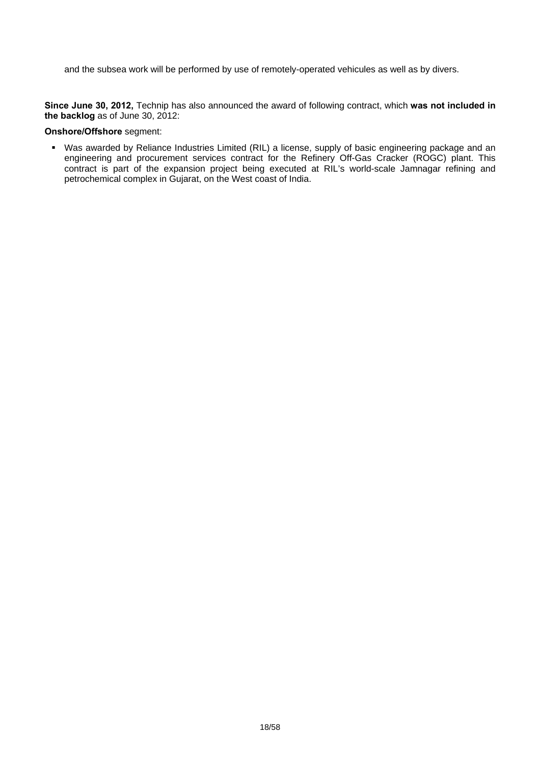and the subsea work will be performed by use of remotely-operated vehicules as well as by divers.

**Since June 30, 2012,** Technip has also announced the award of following contract, which **was not included in the backlog** as of June 30, 2012:

**Onshore/Offshore** segment:

- Was awarded by Reliance Industries Limited (RIL) a license, supply of basic engineering package and an engineering and procurement services contract for the Refinery Off-Gas Cracker (ROGC) plant. This contract is part of the expansion project being executed at RIL's world-scale Jamnagar refining and petrochemical complex in Gujarat, on the West coast of India.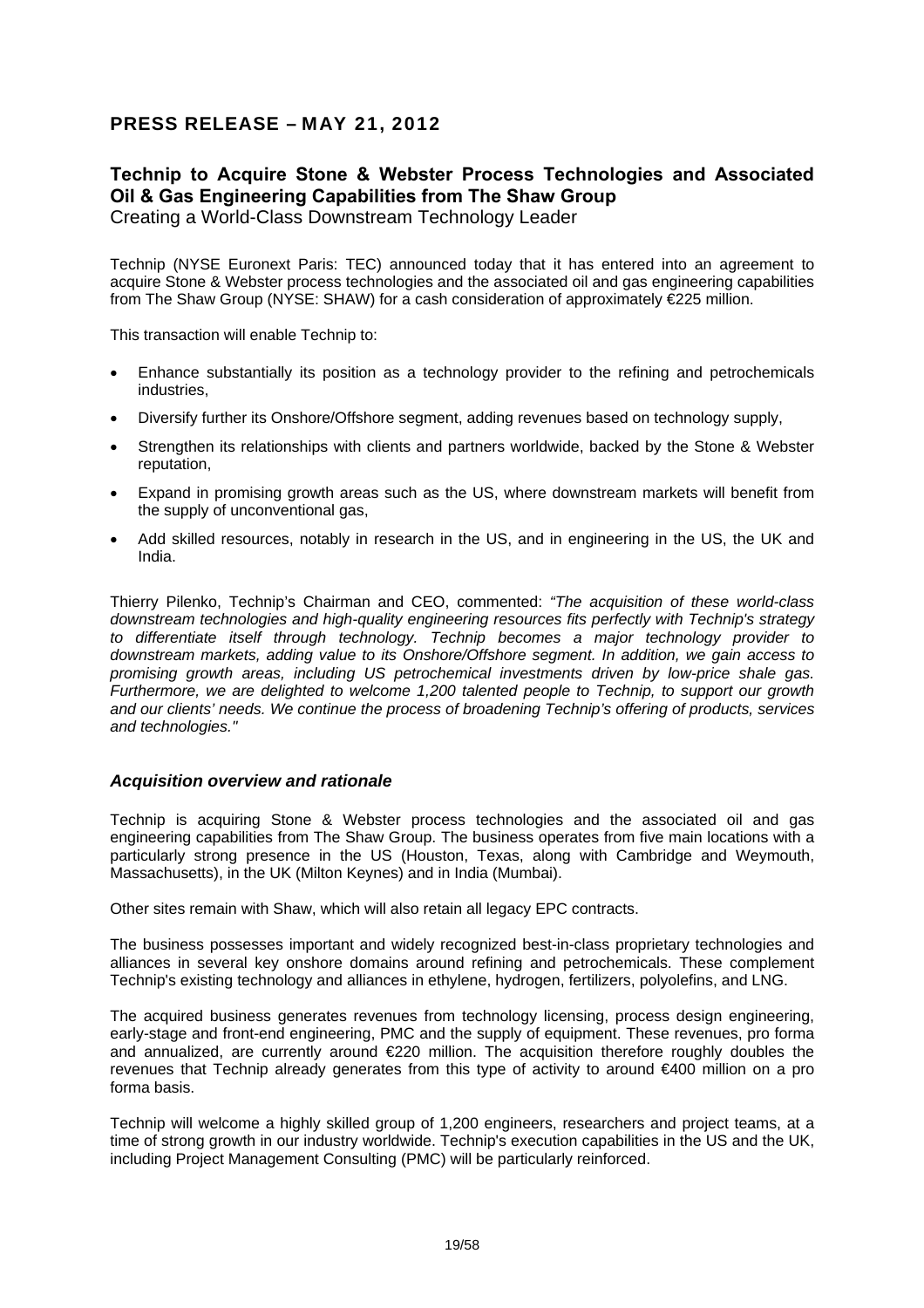## PRESS RELEASE – MAY 21, 2012

### Technip to Acquire Stone & Webster Process Technologies and Associated Oil & Gas Engineering Capabilities from The Shaw Group

Creating a World-Class Downstream Technology Leader

Technip (NYSE Euronext Paris: TEC) announced today that it has entered into an agreement to acquire Stone & Webster process technologies and the associated oil and gas engineering capabilities from The Shaw Group (NYSE: SHAW) for a cash consideration of approximately €225 million.

This transaction will enable Technip to:

- Enhance substantially its position as a technology provider to the refining and petrochemicals industries,
- Diversify further its Onshore/Offshore segment, adding revenues based on technology supply,
- Strengthen its relationships with clients and partners worldwide, backed by the Stone & Webster reputation,
- Expand in promising growth areas such as the US, where downstream markets will benefit from the supply of unconventional gas,
- Add skilled resources, notably in research in the US, and in engineering in the US, the UK and India.

Thierry Pilenko, Technip's Chairman and CEO, commented: *"The acquisition of these world-class downstream technologies and high-quality engineering resources fits perfectly with Technip's strategy to differentiate itself through technology. Technip becomes a major technology provider to downstream markets, adding value to its Onshore/Offshore segment. In addition, we gain access to promising growth areas, including US petrochemical investments driven by low-price shale gas. Furthermore, we are delighted to welcome 1,200 talented people to Technip, to support our growth and our clients' needs. We continue the process of broadening Technip's offering of products, services and technologies."*

### *Acquisition overview and rationale*

Technip is acquiring Stone & Webster process technologies and the associated oil and gas engineering capabilities from The Shaw Group. The business operates from five main locations with a particularly strong presence in the US (Houston, Texas, along with Cambridge and Weymouth, Massachusetts), in the UK (Milton Keynes) and in India (Mumbai).

Other sites remain with Shaw, which will also retain all legacy EPC contracts.

The business possesses important and widely recognized best-in-class proprietary technologies and alliances in several key onshore domains around refining and petrochemicals. These complement Technip's existing technology and alliances in ethylene, hydrogen, fertilizers, polyolefins, and LNG.

The acquired business generates revenues from technology licensing, process design engineering, early-stage and front-end engineering, PMC and the supply of equipment. These revenues, pro forma and annualized, are currently around €220 million. The acquisition therefore roughly doubles the revenues that Technip already generates from this type of activity to around €400 million on a pro forma basis.

Technip will welcome a highly skilled group of 1,200 engineers, researchers and project teams, at a time of strong growth in our industry worldwide. Technip's execution capabilities in the US and the UK, including Project Management Consulting (PMC) will be particularly reinforced.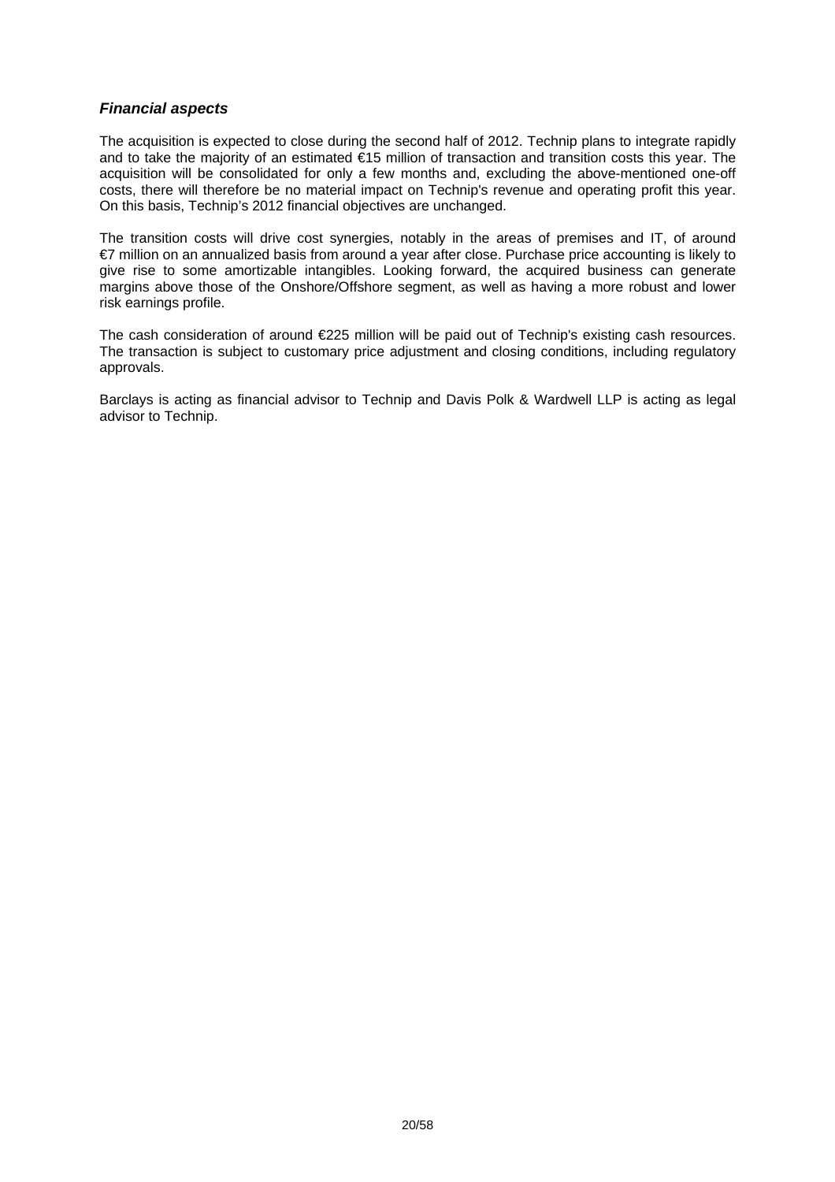### ***Financial aspects***

The acquisition is expected to close during the second half of 2012. Technip plans to integrate rapidly and to take the majority of an estimated €15 million of transaction and transition costs this year. The acquisition will be consolidated for only a few months and, excluding the above-mentioned one-off costs, there will therefore be no material impact on Technip's revenue and operating profit this year. On this basis, Technip's 2012 financial objectives are unchanged.

The transition costs will drive cost synergies, notably in the areas of premises and IT, of around €7 million on an annualized basis from around a year after close. Purchase price accounting is likely to give rise to some amortizable intangibles. Looking forward, the acquired business can generate margins above those of the Onshore/Offshore segment, as well as having a more robust and lower risk earnings profile.

The cash consideration of around €225 million will be paid out of Technip's existing cash resources. The transaction is subject to customary price adjustment and closing conditions, including regulatory approvals.

Barclays is acting as financial advisor to Technip and Davis Polk & Wardwell LLP is acting as legal advisor to Technip.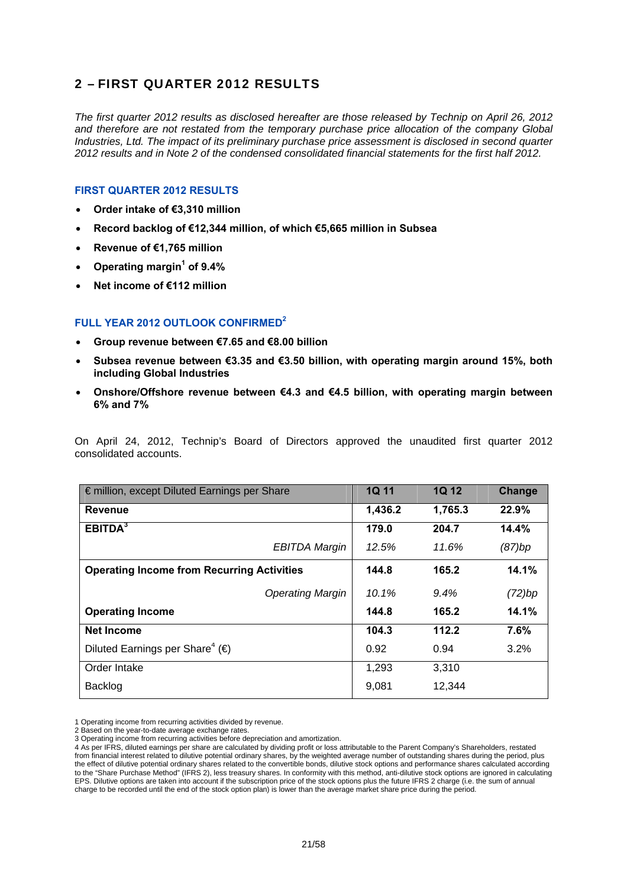## 2 – FIRST QUARTER 2012 RESULTS

*The first quarter 2012 results as disclosed hereafter are those released by Technip on April 26, 2012 and therefore are not restated from the temporary purchase price allocation of the company Global Industries, Ltd. The impact of its preliminary purchase price assessment is disclosed in second quarter 2012 results and in Note 2 of the condensed consolidated financial statements for the first half 2012.*

### FIRST QUARTER 2012 RESULTS

- **Order intake of €3,310 million**
- **Record backlog of €12,344 million, of which €5,665 million in Subsea**
- **Revenue of €1,765 million**
- **Operating margin[1] of 9.4%**
- **Net income of €112 million**

### FULL YEAR 2012 OUTLOOK CONFIRMED[2]

- **Group revenue between €7.65 and €8.00 billion**
- **Subsea revenue between €3.35 and €3.50 billion, with operating margin around 15%, both including Global Industries**
- **Onshore/Offshore revenue between €4.3 and €4.5 billion, with operating margin between 6% and 7%**

On April 24, 2012, Technip's Board of Directors approved the unaudited first quarter 2012 consolidated accounts.

| € million, except Diluted Earnings per Share | 1Q 11 | 1Q 12 | Change |
|---|---|---|---|
| **Revenue** | **1,436.2** | **1,765.3** | **22.9%** |
| **EBITDA[3]** | **179.0** | **204.7** | **14.4%** |
| *EBITDA Margin* | *12.5%* | *11.6%* | *(87)bp* |
| **Operating Income from Recurring Activities** | **144.8** | **165.2** | **14.1%** |
| *Operating Margin* | *10.1%* | *9.4%* | *(72)bp* |
| **Operating Income** | **144.8** | **165.2** | **14.1%** |
| **Net Income** | **104.3** | **112.2** | **7.6%** |
| Diluted Earnings per Share[4] (€) | 0.92 | 0.94 | 3.2% |
| Order Intake | 1,293 | 3,310 | |
| Backlog | 9,081 | 12,344 | |

1 Operating income from recurring activities divided by revenue.
2 Based on the year-to-date average exchange rates.
3 Operating income from recurring activities before depreciation and amortization.
4 As per IFRS, diluted earnings per share are calculated by dividing profit or loss attributable to the Parent Company's Shareholders, restated from financial interest related to dilutive potential ordinary shares, by the weighted average number of outstanding shares during the period, plus the effect of dilutive potential ordinary shares related to the convertible bonds, dilutive stock options and performance shares calculated according to the "Share Purchase Method" (IFRS 2), less treasury shares. In conformity with this method, anti-dilutive stock options are ignored in calculating EPS. Dilutive options are taken into account if the subscription price of the stock options plus the future IFRS 2 charge (i.e. the sum of annual charge to be recorded until the end of the stock option plan) is lower than the average market share price during the period.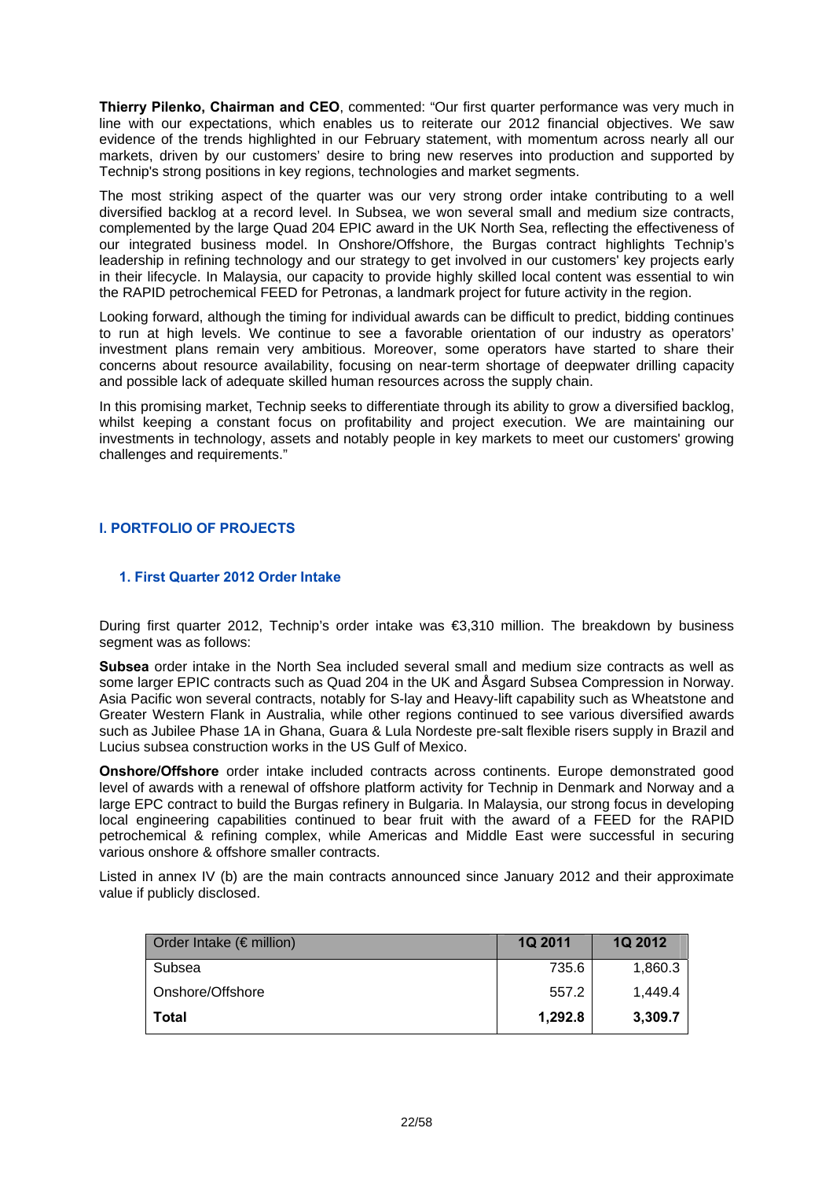**Thierry Pilenko, Chairman and CEO**, commented: "Our first quarter performance was very much in line with our expectations, which enables us to reiterate our 2012 financial objectives. We saw evidence of the trends highlighted in our February statement, with momentum across nearly all our markets, driven by our customers' desire to bring new reserves into production and supported by Technip's strong positions in key regions, technologies and market segments.

The most striking aspect of the quarter was our very strong order intake contributing to a well diversified backlog at a record level. In Subsea, we won several small and medium size contracts, complemented by the large Quad 204 EPIC award in the UK North Sea, reflecting the effectiveness of our integrated business model. In Onshore/Offshore, the Burgas contract highlights Technip's leadership in refining technology and our strategy to get involved in our customers' key projects early in their lifecycle. In Malaysia, our capacity to provide highly skilled local content was essential to win the RAPID petrochemical FEED for Petronas, a landmark project for future activity in the region.

Looking forward, although the timing for individual awards can be difficult to predict, bidding continues to run at high levels. We continue to see a favorable orientation of our industry as operators' investment plans remain very ambitious. Moreover, some operators have started to share their concerns about resource availability, focusing on near-term shortage of deepwater drilling capacity and possible lack of adequate skilled human resources across the supply chain.

In this promising market, Technip seeks to differentiate through its ability to grow a diversified backlog, whilst keeping a constant focus on profitability and project execution. We are maintaining our investments in technology, assets and notably people in key markets to meet our customers' growing challenges and requirements."

## I. PORTFOLIO OF PROJECTS

### 1. First Quarter 2012 Order Intake

During first quarter 2012, Technip's order intake was €3,310 million. The breakdown by business segment was as follows:

**Subsea** order intake in the North Sea included several small and medium size contracts as well as some larger EPIC contracts such as Quad 204 in the UK and Åsgard Subsea Compression in Norway. Asia Pacific won several contracts, notably for S-lay and Heavy-lift capability such as Wheatstone and Greater Western Flank in Australia, while other regions continued to see various diversified awards such as Jubilee Phase 1A in Ghana, Guara & Lula Nordeste pre-salt flexible risers supply in Brazil and Lucius subsea construction works in the US Gulf of Mexico.

**Onshore/Offshore** order intake included contracts across continents. Europe demonstrated good level of awards with a renewal of offshore platform activity for Technip in Denmark and Norway and a large EPC contract to build the Burgas refinery in Bulgaria. In Malaysia, our strong focus in developing local engineering capabilities continued to bear fruit with the award of a FEED for the RAPID petrochemical & refining complex, while Americas and Middle East were successful in securing various onshore & offshore smaller contracts.

Listed in annex IV (b) are the main contracts announced since January 2012 and their approximate value if publicly disclosed.

| Order Intake (€ million) | 1Q 2011 | 1Q 2012 |
|---|---|---|
| Subsea | 735.6 | 1,860.3 |
| Onshore/Offshore | 557.2 | 1,449.4 |
| **Total** | **1,292.8** | **3,309.7** |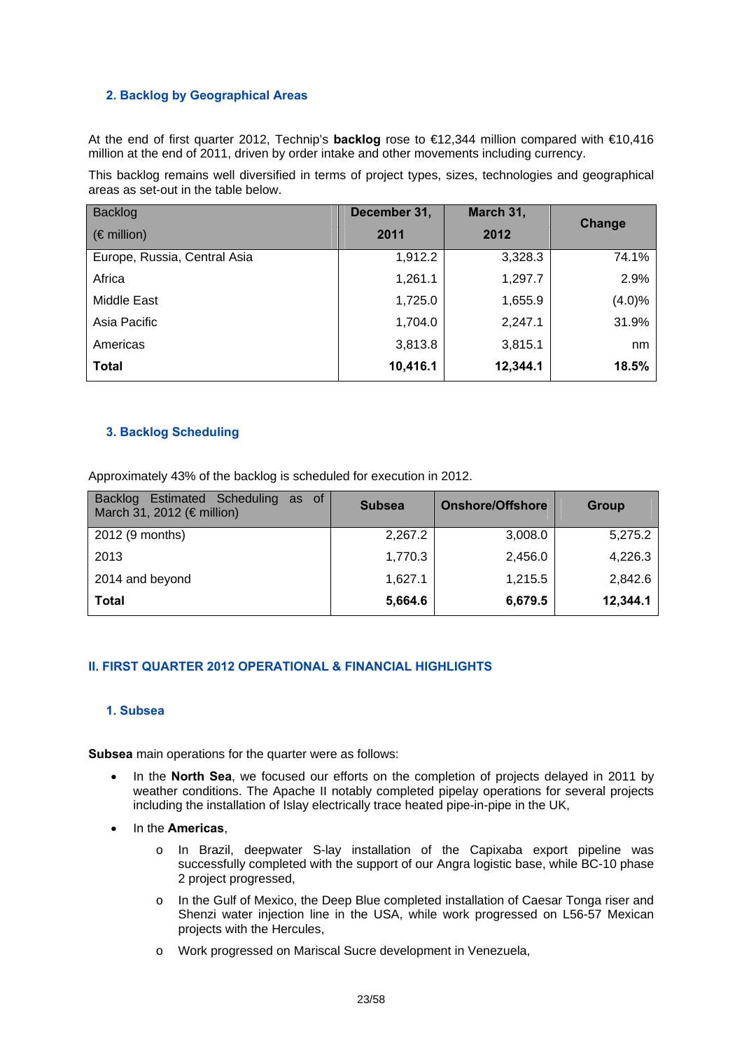## 2. Backlog by Geographical Areas

At the end of first quarter 2012, Technip's **backlog** rose to €12,344 million compared with €10,416 million at the end of 2011, driven by order intake and other movements including currency.

This backlog remains well diversified in terms of project types, sizes, technologies and geographical areas as set-out in the table below.

| Backlog (€ million) | December 31, 2011 | March 31, 2012 | Change |
|---|---|---|---|
| Europe, Russia, Central Asia | 1,912.2 | 3,328.3 | 74.1% |
| Africa | 1,261.1 | 1,297.7 | 2.9% |
| Middle East | 1,725.0 | 1,655.9 | (4.0)% |
| Asia Pacific | 1,704.0 | 2,247.1 | 31.9% |
| Americas | 3,813.8 | 3,815.1 | nm |
| **Total** | **10,416.1** | **12,344.1** | **18.5%** |

## 3. Backlog Scheduling

Approximately 43% of the backlog is scheduled for execution in 2012.

| Backlog Estimated Scheduling as of March 31, 2012 (€ million) | Subsea | Onshore/Offshore | Group |
|---|---|---|---|
| 2012 (9 months) | 2,267.2 | 3,008.0 | 5,275.2 |
| 2013 | 1,770.3 | 2,456.0 | 4,226.3 |
| 2014 and beyond | 1,627.1 | 1,215.5 | 2,842.6 |
| **Total** | **5,664.6** | **6,679.5** | **12,344.1** |

# II. FIRST QUARTER 2012 OPERATIONAL & FINANCIAL HIGHLIGHTS

## 1. Subsea

**Subsea** main operations for the quarter were as follows:

- In the **North Sea**, we focused our efforts on the completion of projects delayed in 2011 by weather conditions. The Apache II notably completed pipelay operations for several projects including the installation of Islay electrically trace heated pipe-in-pipe in the UK,
- In the **Americas**,
  - In Brazil, deepwater S-lay installation of the Capixaba export pipeline was successfully completed with the support of our Angra logistic base, while BC-10 phase 2 project progressed,
  - In the Gulf of Mexico, the Deep Blue completed installation of Caesar Tonga riser and Shenzi water injection line in the USA, while work progressed on L56-57 Mexican projects with the Hercules,
  - Work progressed on Mariscal Sucre development in Venezuela,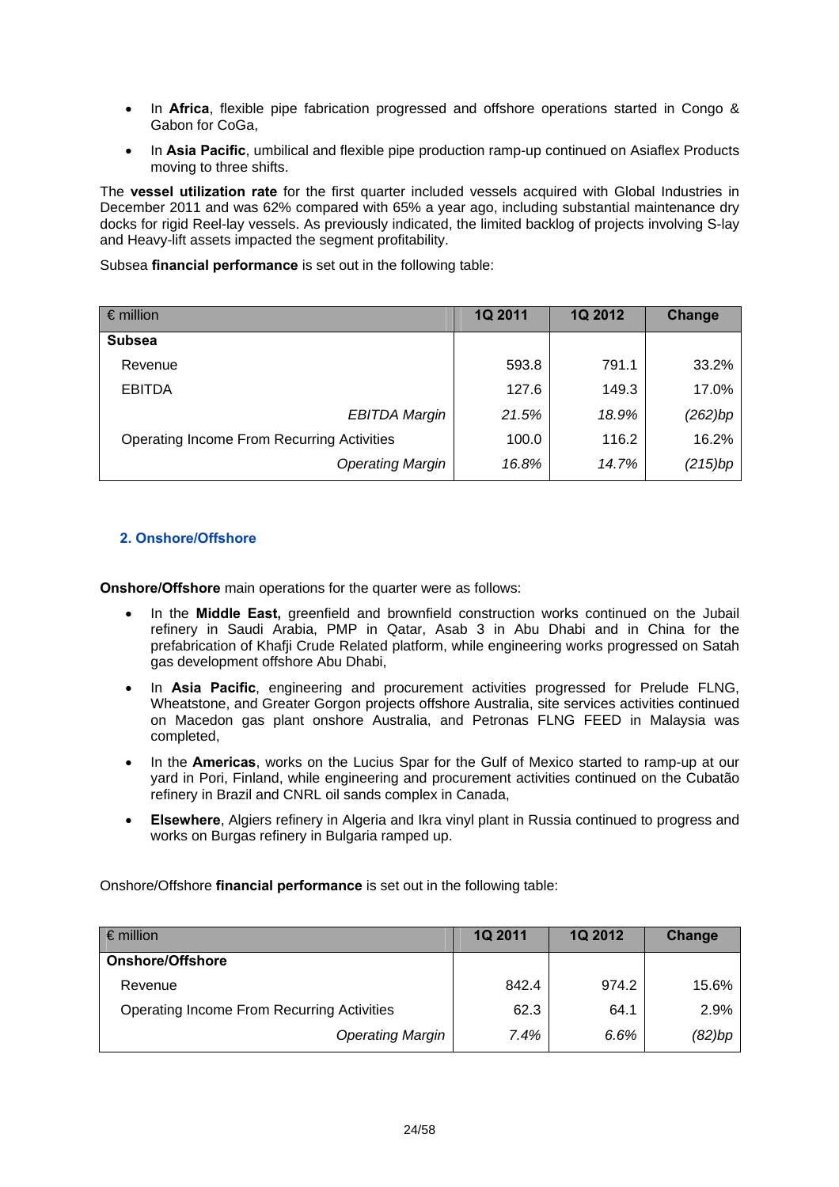- In **Africa**, flexible pipe fabrication progressed and offshore operations started in Congo & Gabon for CoGa,
- In **Asia Pacific**, umbilical and flexible pipe production ramp-up continued on Asiaflex Products moving to three shifts.

The **vessel utilization rate** for the first quarter included vessels acquired with Global Industries in December 2011 and was 62% compared with 65% a year ago, including substantial maintenance dry docks for rigid Reel-lay vessels. As previously indicated, the limited backlog of projects involving S-lay and Heavy-lift assets impacted the segment profitability.

Subsea **financial performance** is set out in the following table:

| € million | 1Q 2011 | 1Q 2012 | Change |
|---|---|---|---|
| **Subsea** | | | |
| Revenue | 593.8 | 791.1 | 33.2% |
| EBITDA | 127.6 | 149.3 | 17.0% |
| *EBITDA Margin* | *21.5%* | *18.9%* | *(262)bp* |
| Operating Income From Recurring Activities | 100.0 | 116.2 | 16.2% |
| *Operating Margin* | *16.8%* | *14.7%* | *(215)bp* |

### 2. Onshore/Offshore

**Onshore/Offshore** main operations for the quarter were as follows:

- In the **Middle East,** greenfield and brownfield construction works continued on the Jubail refinery in Saudi Arabia, PMP in Qatar, Asab 3 in Abu Dhabi and in China for the prefabrication of Khafji Crude Related platform, while engineering works progressed on Satah gas development offshore Abu Dhabi,
- In **Asia Pacific**, engineering and procurement activities progressed for Prelude FLNG, Wheatstone, and Greater Gorgon projects offshore Australia, site services activities continued on Macedon gas plant onshore Australia, and Petronas FLNG FEED in Malaysia was completed,
- In the **Americas**, works on the Lucius Spar for the Gulf of Mexico started to ramp-up at our yard in Pori, Finland, while engineering and procurement activities continued on the Cubatão refinery in Brazil and CNRL oil sands complex in Canada,
- **Elsewhere**, Algiers refinery in Algeria and Ikra vinyl plant in Russia continued to progress and works on Burgas refinery in Bulgaria ramped up.

Onshore/Offshore **financial performance** is set out in the following table:

| € million | 1Q 2011 | 1Q 2012 | Change |
|---|---|---|---|
| **Onshore/Offshore** | | | |
| Revenue | 842.4 | 974.2 | 15.6% |
| Operating Income From Recurring Activities | 62.3 | 64.1 | 2.9% |
| *Operating Margin* | *7.4%* | *6.6%* | *(82)bp* |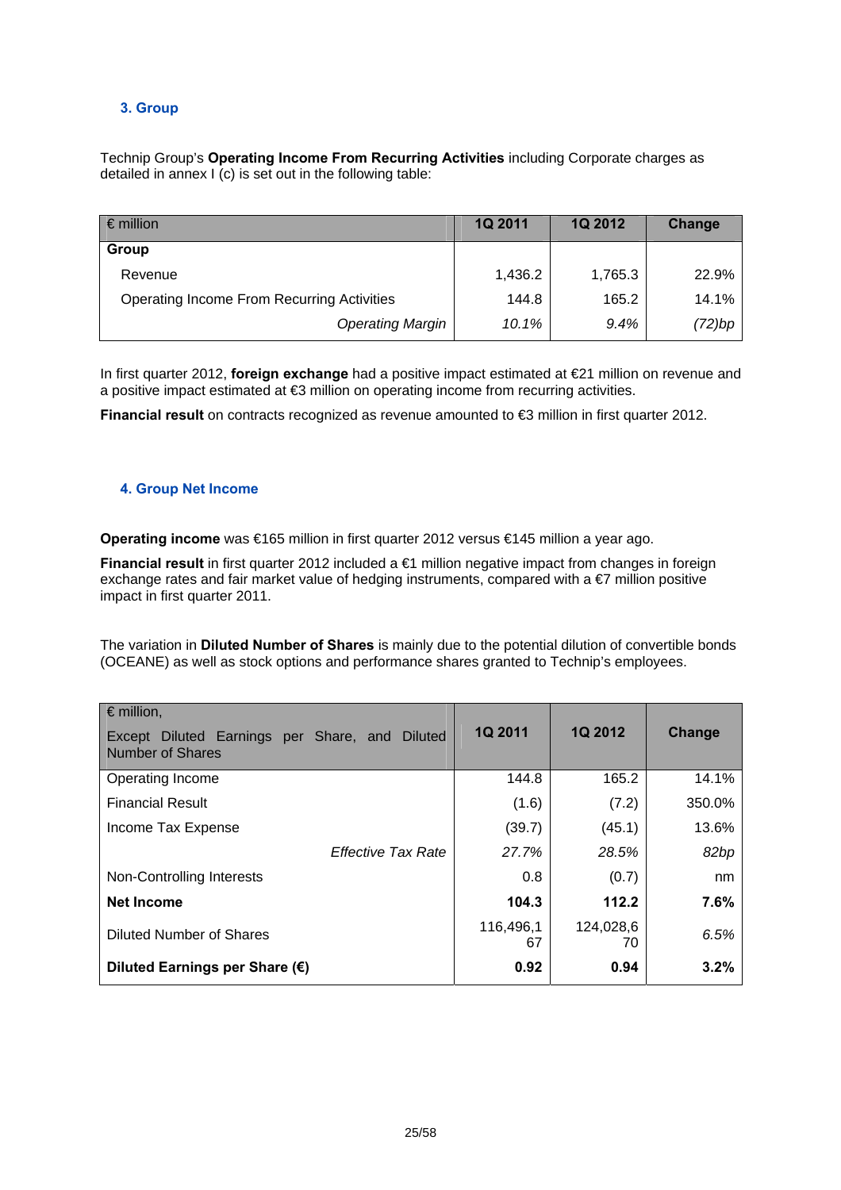## 3. Group

Technip Group's **Operating Income From Recurring Activities** including Corporate charges as detailed in annex I (c) is set out in the following table:

| € million | 1Q 2011 | 1Q 2012 | Change |
|---|---|---|---|
| **Group** | | | |
| Revenue | 1,436.2 | 1,765.3 | 22.9% |
| Operating Income From Recurring Activities | 144.8 | 165.2 | 14.1% |
| *Operating Margin* | *10.1%* | *9.4%* | *(72)bp* |

In first quarter 2012, **foreign exchange** had a positive impact estimated at €21 million on revenue and a positive impact estimated at €3 million on operating income from recurring activities.

**Financial result** on contracts recognized as revenue amounted to €3 million in first quarter 2012.

## 4. Group Net Income

**Operating income** was €165 million in first quarter 2012 versus €145 million a year ago.

**Financial result** in first quarter 2012 included a €1 million negative impact from changes in foreign exchange rates and fair market value of hedging instruments, compared with a €7 million positive impact in first quarter 2011.

The variation in **Diluted Number of Shares** is mainly due to the potential dilution of convertible bonds (OCEANE) as well as stock options and performance shares granted to Technip's employees.

| € million, Except Diluted Earnings per Share, and Diluted Number of Shares | 1Q 2011 | 1Q 2012 | Change |
|---|---|---|---|
| Operating Income | 144.8 | 165.2 | 14.1% |
| Financial Result | (1.6) | (7.2) | 350.0% |
| Income Tax Expense | (39.7) | (45.1) | 13.6% |
| *Effective Tax Rate* | *27.7%* | *28.5%* | *82bp* |
| Non-Controlling Interests | 0.8 | (0.7) | nm |
| **Net Income** | **104.3** | **112.2** | **7.6%** |
| Diluted Number of Shares | 116,496,167 | 124,028,670 | *6.5%* |
| **Diluted Earnings per Share (€)** | **0.92** | **0.94** | **3.2%** |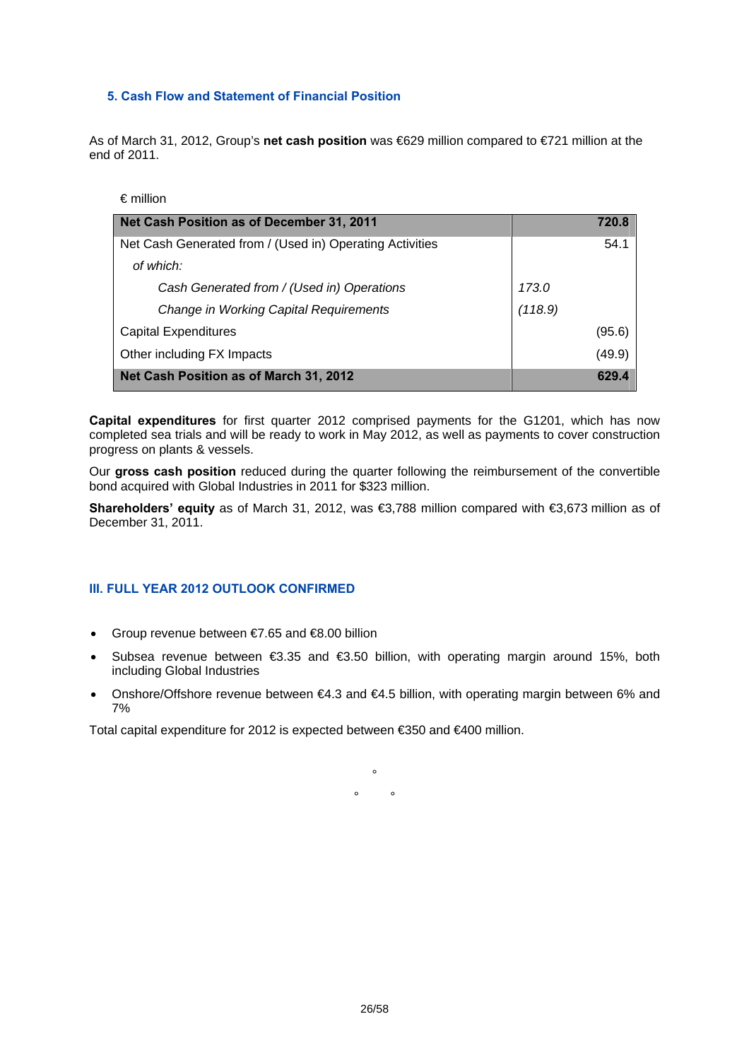### 5. Cash Flow and Statement of Financial Position

As of March 31, 2012, Group's **net cash position** was €629 million compared to €721 million at the end of 2011.

€ million

| **Net Cash Position as of December 31, 2011** | | **720.8** |
|---|---|---|
| Net Cash Generated from / (Used in) Operating Activities | | 54.1 |
| *of which:* | | |
| *Cash Generated from / (Used in) Operations* | *173.0* | |
| *Change in Working Capital Requirements* | *(118.9)* | |
| Capital Expenditures | | (95.6) |
| Other including FX Impacts | | (49.9) |
| **Net Cash Position as of March 31, 2012** | | **629.4** |

**Capital expenditures** for first quarter 2012 comprised payments for the G1201, which has now completed sea trials and will be ready to work in May 2012, as well as payments to cover construction progress on plants & vessels.

Our **gross cash position** reduced during the quarter following the reimbursement of the convertible bond acquired with Global Industries in 2011 for $323 million.

**Shareholders' equity** as of March 31, 2012, was €3,788 million compared with €3,673 million as of December 31, 2011.

## III. FULL YEAR 2012 OUTLOOK CONFIRMED

- Group revenue between €7.65 and €8.00 billion
- Subsea revenue between €3.35 and €3.50 billion, with operating margin around 15%, both including Global Industries
- Onshore/Offshore revenue between €4.3 and €4.5 billion, with operating margin between 6% and 7%

Total capital expenditure for 2012 is expected between €350 and €400 million.

°

° °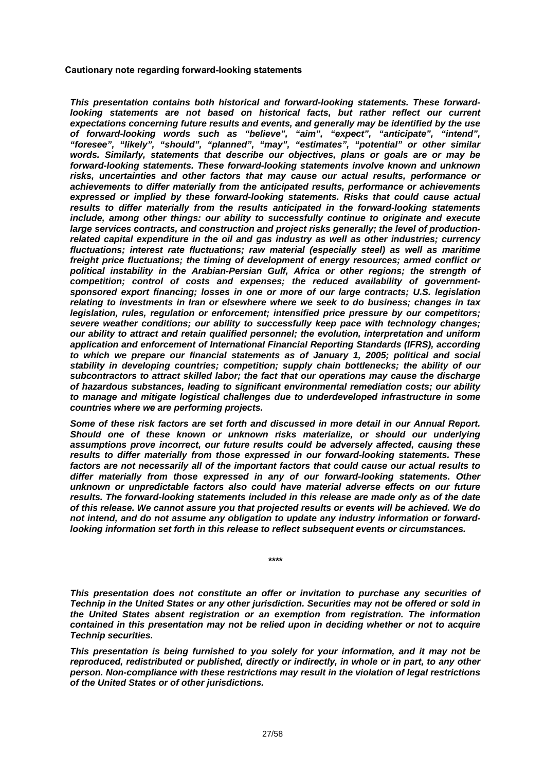**Cautionary note regarding forward-looking statements**

***This presentation contains both historical and forward-looking statements. These forward-looking statements are not based on historical facts, but rather reflect our current expectations concerning future results and events, and generally may be identified by the use of forward-looking words such as "believe", "aim", "expect", "anticipate", "intend", "foresee", "likely", "should", "planned", "may", "estimates", "potential" or other similar words. Similarly, statements that describe our objectives, plans or goals are or may be forward-looking statements. These forward-looking statements involve known and unknown risks, uncertainties and other factors that may cause our actual results, performance or achievements to differ materially from the anticipated results, performance or achievements expressed or implied by these forward-looking statements. Risks that could cause actual results to differ materially from the results anticipated in the forward-looking statements include, among other things: our ability to successfully continue to originate and execute large services contracts, and construction and project risks generally; the level of production-related capital expenditure in the oil and gas industry as well as other industries; currency fluctuations; interest rate fluctuations; raw material (especially steel) as well as maritime freight price fluctuations; the timing of development of energy resources; armed conflict or political instability in the Arabian-Persian Gulf, Africa or other regions; the strength of competition; control of costs and expenses; the reduced availability of government-sponsored export financing; losses in one or more of our large contracts; U.S. legislation relating to investments in Iran or elsewhere where we seek to do business; changes in tax legislation, rules, regulation or enforcement; intensified price pressure by our competitors; severe weather conditions; our ability to successfully keep pace with technology changes; our ability to attract and retain qualified personnel; the evolution, interpretation and uniform application and enforcement of International Financial Reporting Standards (IFRS), according to which we prepare our financial statements as of January 1, 2005; political and social stability in developing countries; competition; supply chain bottlenecks; the ability of our subcontractors to attract skilled labor; the fact that our operations may cause the discharge of hazardous substances, leading to significant environmental remediation costs; our ability to manage and mitigate logistical challenges due to underdeveloped infrastructure in some countries where we are performing projects.***

***Some of these risk factors are set forth and discussed in more detail in our Annual Report. Should one of these known or unknown risks materialize, or should our underlying assumptions prove incorrect, our future results could be adversely affected, causing these results to differ materially from those expressed in our forward-looking statements. These factors are not necessarily all of the important factors that could cause our actual results to differ materially from those expressed in any of our forward-looking statements. Other unknown or unpredictable factors also could have material adverse effects on our future results. The forward-looking statements included in this release are made only as of the date of this release. We cannot assure you that projected results or events will be achieved. We do not intend, and do not assume any obligation to update any industry information or forward-looking information set forth in this release to reflect subsequent events or circumstances.***

****

***This presentation does not constitute an offer or invitation to purchase any securities of Technip in the United States or any other jurisdiction. Securities may not be offered or sold in the United States absent registration or an exemption from registration. The information contained in this presentation may not be relied upon in deciding whether or not to acquire Technip securities.***

***This presentation is being furnished to you solely for your information, and it may not be reproduced, redistributed or published, directly or indirectly, in whole or in part, to any other person. Non-compliance with these restrictions may result in the violation of legal restrictions of the United States or of other jurisdictions.***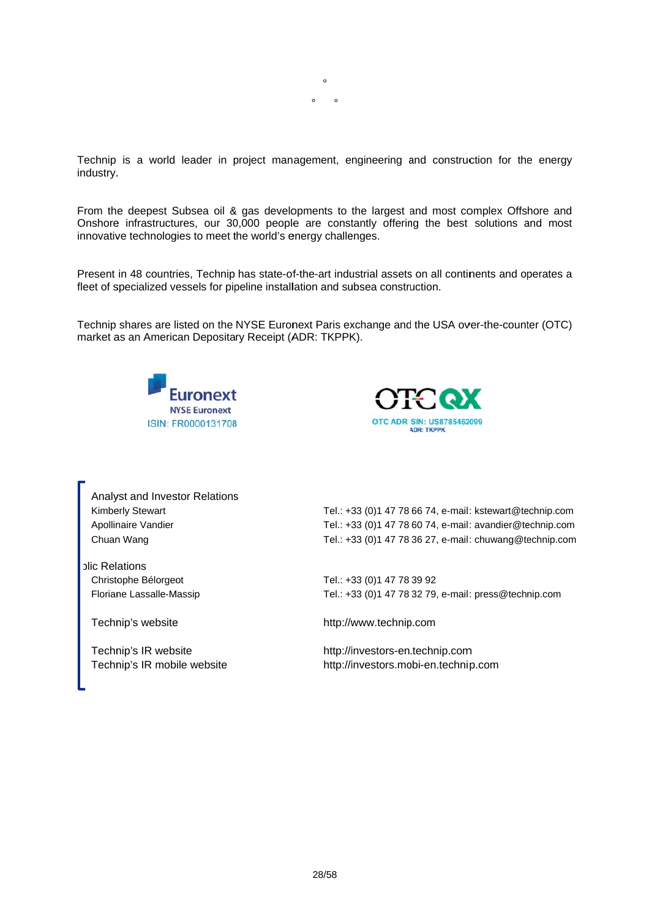°

° °

Technip is a world leader in project management, engineering and construction for the energy industry.

From the deepest Subsea oil & gas developments to the largest and most complex Offshore and Onshore infrastructures, our 30,000 people are constantly offering the best solutions and most innovative technologies to meet the world's energy challenges.

Present in 48 countries, Technip has state-of-the-art industrial assets on all continents and operates a fleet of specialized vessels for pipeline installation and subsea construction.

Technip shares are listed on the NYSE Euronext Paris exchange and the USA over-the-counter (OTC) market as an American Depositary Receipt (ADR: TKPPK).

Euronext
NYSE Euronext
ISIN: FR0000131708

OTCQX
OTC ADR SIN: US8785462099
ADR: TKPPK

Analyst and Investor Relations

| | |
|---|---|
| Kimberly Stewart | Tel.: +33 (0)1 47 78 66 74, e-mail: kstewart@technip.com |
| Apollinaire Vandier | Tel.: +33 (0)1 47 78 60 74, e-mail: avandier@technip.com |
| Chuan Wang | Tel.: +33 (0)1 47 78 36 27, e-mail: chuwang@technip.com |

Public Relations

| | |
|---|---|
| Christophe Bélorgeot | Tel.: +33 (0)1 47 78 39 92 |
| Floriane Lassalle-Massip | Tel.: +33 (0)1 47 78 32 79, e-mail: press@technip.com |

| | |
|---|---|
| Technip's website | http://www.technip.com |
| Technip's IR website | http://investors-en.technip.com |
| Technip's IR mobile website | http://investors.mobi-en.technip.com |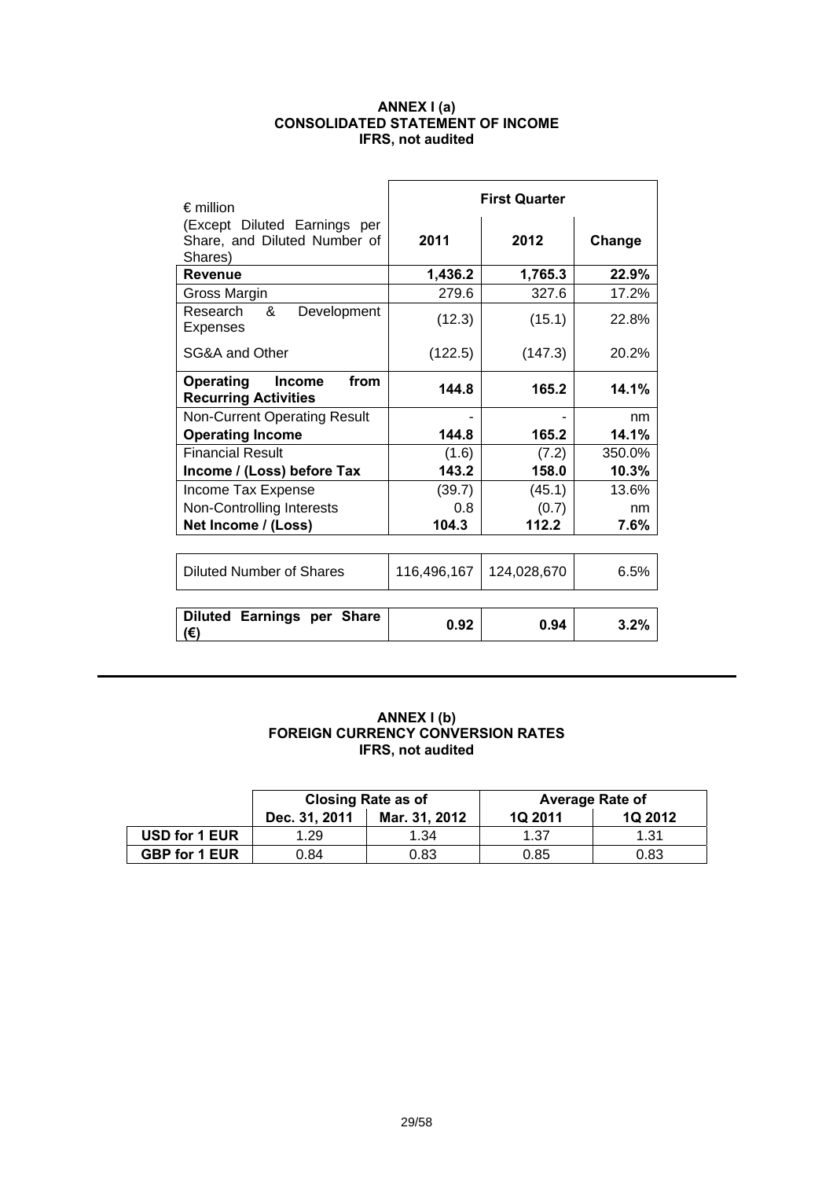**ANNEX I (a)**
**CONSOLIDATED STATEMENT OF INCOME**
**IFRS, not audited**

| € million (Except Diluted Earnings per Share, and Diluted Number of Shares) | First Quarter | | |
|---|---|---|---|
| | **2011** | **2012** | **Change** |
| **Revenue** | **1,436.2** | **1,765.3** | **22.9%** |
| Gross Margin | 279.6 | 327.6 | 17.2% |
| Research & Development Expenses | (12.3) | (15.1) | 22.8% |
| SG&A and Other | (122.5) | (147.3) | 20.2% |
| **Operating Income from Recurring Activities** | **144.8** | **165.2** | **14.1%** |
| Non-Current Operating Result | - | - | nm |
| **Operating Income** | **144.8** | **165.2** | **14.1%** |
| Financial Result | (1.6) | (7.2) | 350.0% |
| **Income / (Loss) before Tax** | **143.2** | **158.0** | **10.3%** |
| Income Tax Expense | (39.7) | (45.1) | 13.6% |
| Non-Controlling Interests | 0.8 | (0.7) | nm |
| **Net Income / (Loss)** | **104.3** | **112.2** | **7.6%** |
| | | | |
| Diluted Number of Shares | 116,496,167 | 124,028,670 | 6.5% |
| | | | |
| **Diluted Earnings per Share (€)** | **0.92** | **0.94** | **3.2%** |

**ANNEX I (b)**
**FOREIGN CURRENCY CONVERSION RATES**
**IFRS, not audited**

| | Closing Rate as of | | Average Rate of | |
|---|---|---|---|---|
| | **Dec. 31, 2011** | **Mar. 31, 2012** | **1Q 2011** | **1Q 2012** |
| **USD for 1 EUR** | 1.29 | 1.34 | 1.37 | 1.31 |
| **GBP for 1 EUR** | 0.84 | 0.83 | 0.85 | 0.83 |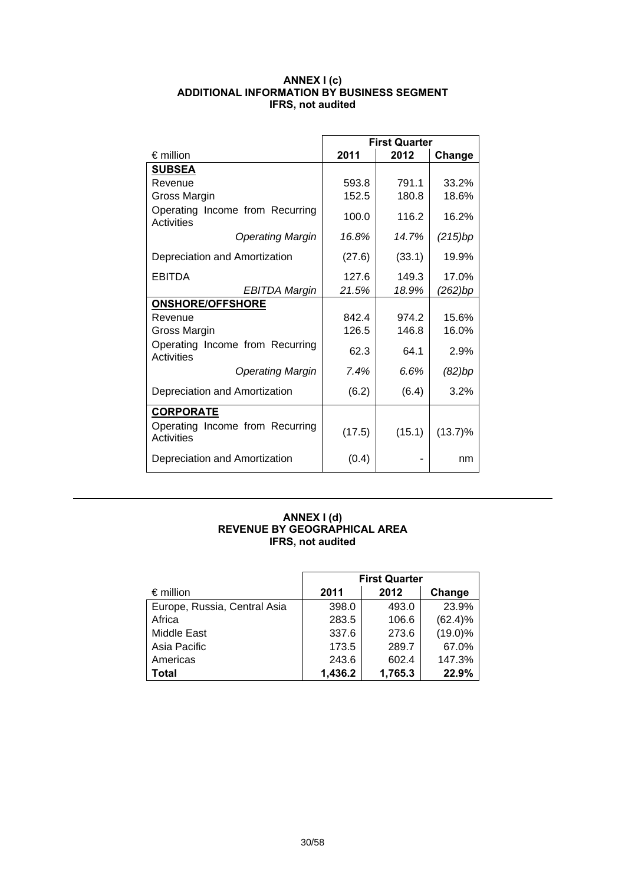**ANNEX I (c)**
**ADDITIONAL INFORMATION BY BUSINESS SEGMENT**
**IFRS, not audited**

| | First Quarter | | |
|---|---|---|---|
| € million | **2011** | **2012** | **Change** |
| **SUBSEA** | | | |
| Revenue | 593.8 | 791.1 | 33.2% |
| Gross Margin | 152.5 | 180.8 | 18.6% |
| Operating Income from Recurring Activities | 100.0 | 116.2 | 16.2% |
| *Operating Margin* | *16.8%* | *14.7%* | *(215)bp* |
| Depreciation and Amortization | (27.6) | (33.1) | 19.9% |
| EBITDA | 127.6 | 149.3 | 17.0% |
| *EBITDA Margin* | *21.5%* | *18.9%* | *(262)bp* |
| **ONSHORE/OFFSHORE** | | | |
| Revenue | 842.4 | 974.2 | 15.6% |
| Gross Margin | 126.5 | 146.8 | 16.0% |
| Operating Income from Recurring Activities | 62.3 | 64.1 | 2.9% |
| *Operating Margin* | *7.4%* | *6.6%* | *(82)bp* |
| Depreciation and Amortization | (6.2) | (6.4) | 3.2% |
| **CORPORATE** | | | |
| Operating Income from Recurring Activities | (17.5) | (15.1) | (13.7)% |
| Depreciation and Amortization | (0.4) | - | nm |

**ANNEX I (d)**
**REVENUE BY GEOGRAPHICAL AREA**
**IFRS, not audited**

| | First Quarter | | |
|---|---|---|---|
| € million | **2011** | **2012** | **Change** |
| Europe, Russia, Central Asia | 398.0 | 493.0 | 23.9% |
| Africa | 283.5 | 106.6 | (62.4)% |
| Middle East | 337.6 | 273.6 | (19.0)% |
| Asia Pacific | 173.5 | 289.7 | 67.0% |
| Americas | 243.6 | 602.4 | 147.3% |
| **Total** | **1,436.2** | **1,765.3** | **22.9%** |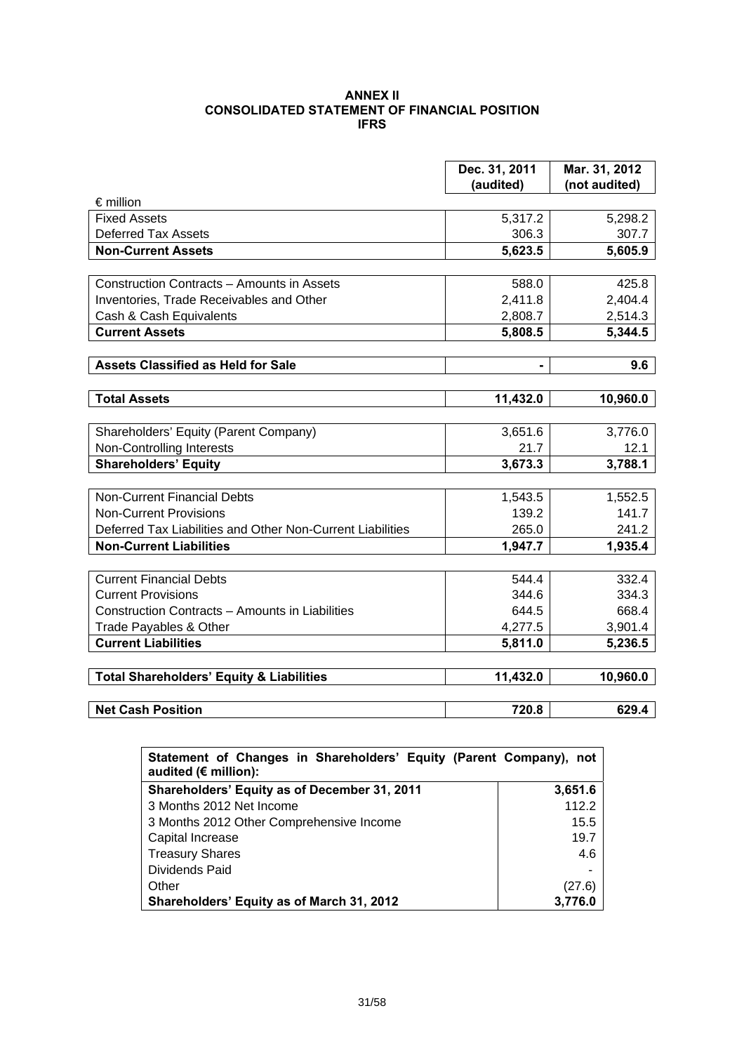# ANNEX II
## CONSOLIDATED STATEMENT OF FINANCIAL POSITION
### IFRS

| € million | Dec. 31, 2011 (audited) | Mar. 31, 2012 (not audited) |
|---|---|---|
| Fixed Assets | 5,317.2 | 5,298.2 |
| Deferred Tax Assets | 306.3 | 307.7 |
| **Non-Current Assets** | **5,623.5** | **5,605.9** |
| Construction Contracts – Amounts in Assets | 588.0 | 425.8 |
| Inventories, Trade Receivables and Other | 2,411.8 | 2,404.4 |
| Cash & Cash Equivalents | 2,808.7 | 2,514.3 |
| **Current Assets** | **5,808.5** | **5,344.5** |
| **Assets Classified as Held for Sale** | **-** | **9.6** |
| **Total Assets** | **11,432.0** | **10,960.0** |
| Shareholders' Equity (Parent Company) | 3,651.6 | 3,776.0 |
| Non-Controlling Interests | 21.7 | 12.1 |
| **Shareholders' Equity** | **3,673.3** | **3,788.1** |
| Non-Current Financial Debts | 1,543.5 | 1,552.5 |
| Non-Current Provisions | 139.2 | 141.7 |
| Deferred Tax Liabilities and Other Non-Current Liabilities | 265.0 | 241.2 |
| **Non-Current Liabilities** | **1,947.7** | **1,935.4** |
| Current Financial Debts | 544.4 | 332.4 |
| Current Provisions | 344.6 | 334.3 |
| Construction Contracts – Amounts in Liabilities | 644.5 | 668.4 |
| Trade Payables & Other | 4,277.5 | 3,901.4 |
| **Current Liabilities** | **5,811.0** | **5,236.5** |
| **Total Shareholders' Equity & Liabilities** | **11,432.0** | **10,960.0** |
| **Net Cash Position** | **720.8** | **629.4** |

| Statement of Changes in Shareholders' Equity (Parent Company), not audited (€ million): | |
|---|---|
| **Shareholders' Equity as of December 31, 2011** | **3,651.6** |
| 3 Months 2012 Net Income | 112.2 |
| 3 Months 2012 Other Comprehensive Income | 15.5 |
| Capital Increase | 19.7 |
| Treasury Shares | 4.6 |
| Dividends Paid | - |
| Other | (27.6) |
| **Shareholders' Equity as of March 31, 2012** | **3,776.0** |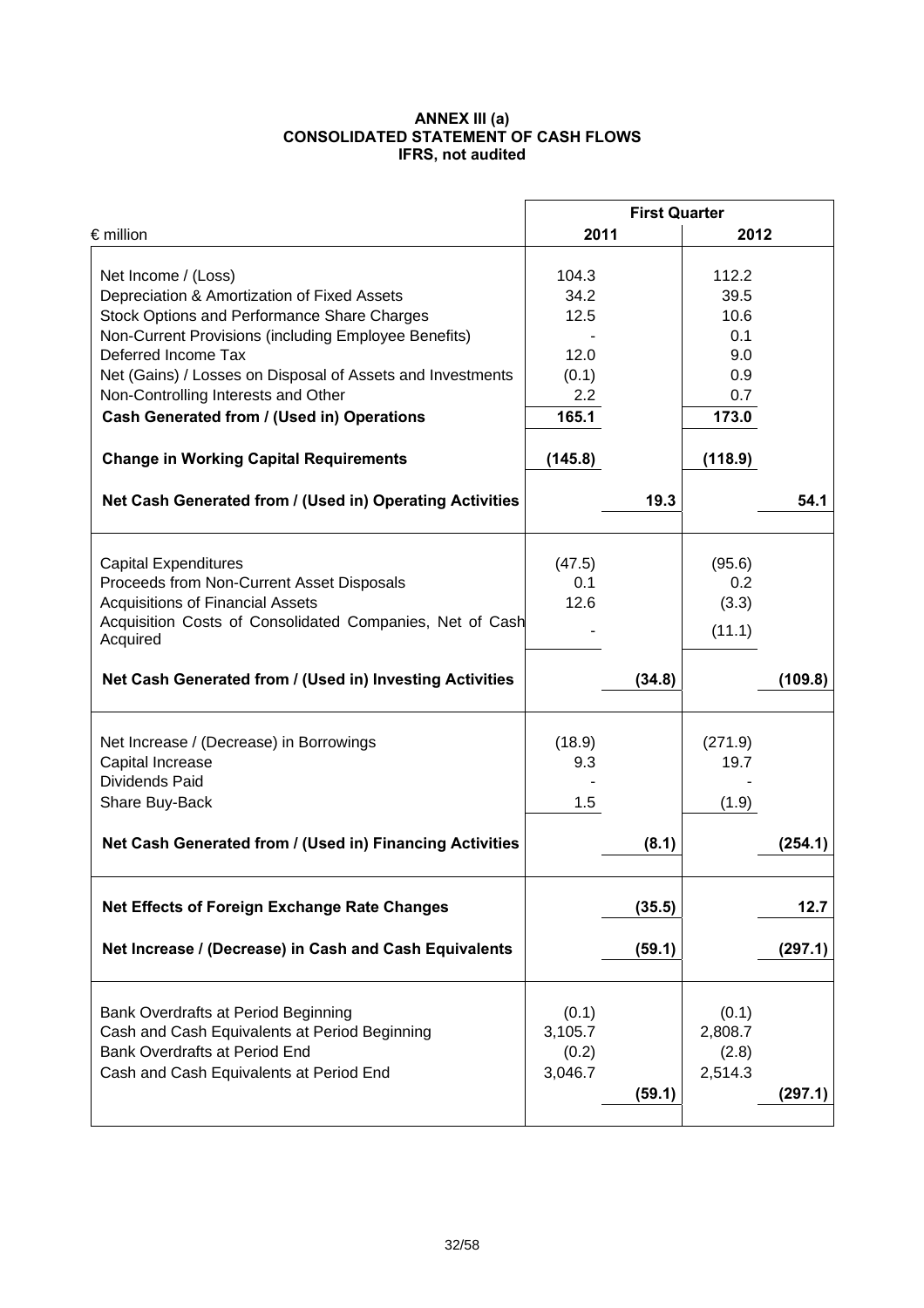**ANNEX III (a)**
**CONSOLIDATED STATEMENT OF CASH FLOWS**
**IFRS, not audited**

| € million | First Quarter 2011 | | First Quarter 2012 | |
|---|---|---|---|---|
| Net Income / (Loss) | 104.3 | | 112.2 | |
| Depreciation & Amortization of Fixed Assets | 34.2 | | 39.5 | |
| Stock Options and Performance Share Charges | 12.5 | | 10.6 | |
| Non-Current Provisions (including Employee Benefits) | - | | 0.1 | |
| Deferred Income Tax | 12.0 | | 9.0 | |
| Net (Gains) / Losses on Disposal of Assets and Investments | (0.1) | | 0.9 | |
| Non-Controlling Interests and Other | 2.2 | | 0.7 | |
| **Cash Generated from / (Used in) Operations** | **165.1** | | **173.0** | |
| **Change in Working Capital Requirements** | **(145.8)** | | **(118.9)** | |
| **Net Cash Generated from / (Used in) Operating Activities** | | **19.3** | | **54.1** |
| Capital Expenditures | (47.5) | | (95.6) | |
| Proceeds from Non-Current Asset Disposals | 0.1 | | 0.2 | |
| Acquisitions of Financial Assets | 12.6 | | (3.3) | |
| Acquisition Costs of Consolidated Companies, Net of Cash Acquired | - | | (11.1) | |
| **Net Cash Generated from / (Used in) Investing Activities** | | **(34.8)** | | **(109.8)** |
| Net Increase / (Decrease) in Borrowings | (18.9) | | (271.9) | |
| Capital Increase | 9.3 | | 19.7 | |
| Dividends Paid | - | | - | |
| Share Buy-Back | 1.5 | | (1.9) | |
| **Net Cash Generated from / (Used in) Financing Activities** | | **(8.1)** | | **(254.1)** |
| **Net Effects of Foreign Exchange Rate Changes** | | **(35.5)** | | **12.7** |
| **Net Increase / (Decrease) in Cash and Cash Equivalents** | | **(59.1)** | | **(297.1)** |
| Bank Overdrafts at Period Beginning | (0.1) | | (0.1) | |
| Cash and Cash Equivalents at Period Beginning | 3,105.7 | | 2,808.7 | |
| Bank Overdrafts at Period End | (0.2) | | (2.8) | |
| Cash and Cash Equivalents at Period End | 3,046.7 | **(59.1)** | 2,514.3 | **(297.1)** |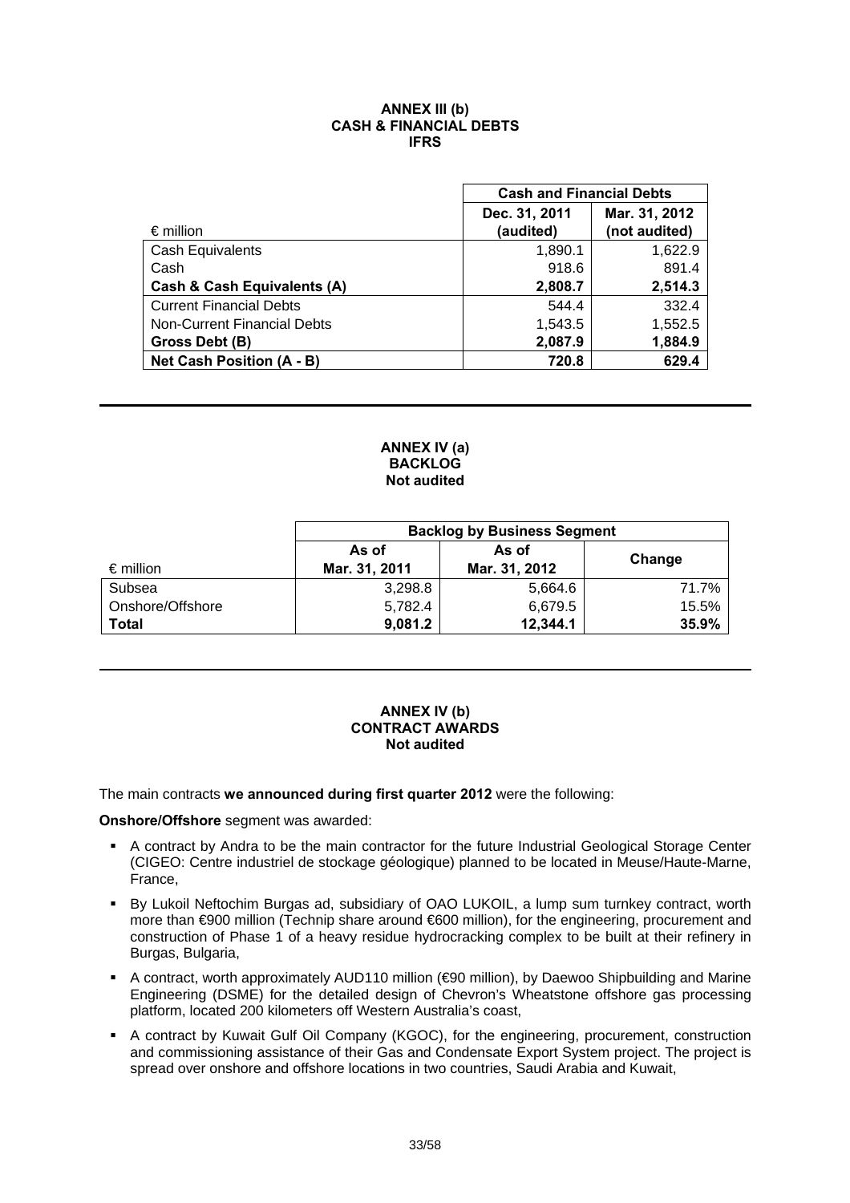## ANNEX III (b)
## CASH & FINANCIAL DEBTS
## IFRS

| € million | Cash and Financial Debts | |
|---|---|---|
| | Dec. 31, 2011 (audited) | Mar. 31, 2012 (not audited) |
| Cash Equivalents | 1,890.1 | 1,622.9 |
| Cash | 918.6 | 891.4 |
| **Cash & Cash Equivalents (A)** | **2,808.7** | **2,514.3** |
| Current Financial Debts | 544.4 | 332.4 |
| Non-Current Financial Debts | 1,543.5 | 1,552.5 |
| **Gross Debt (B)** | **2,087.9** | **1,884.9** |
| **Net Cash Position (A - B)** | **720.8** | **629.4** |

---

## ANNEX IV (a)
## BACKLOG
## Not audited

| € million | Backlog by Business Segment | | |
|---|---|---|---|
| | As of Mar. 31, 2011 | As of Mar. 31, 2012 | Change |
| Subsea | 3,298.8 | 5,664.6 | 71.7% |
| Onshore/Offshore | 5,782.4 | 6,679.5 | 15.5% |
| **Total** | **9,081.2** | **12,344.1** | **35.9%** |

---

## ANNEX IV (b)
## CONTRACT AWARDS
## Not audited

The main contracts **we announced during first quarter 2012** were the following:

**Onshore/Offshore** segment was awarded:

- A contract by Andra to be the main contractor for the future Industrial Geological Storage Center (CIGEO: Centre industriel de stockage géologique) planned to be located in Meuse/Haute-Marne, France,
- By Lukoil Neftochim Burgas ad, subsidiary of OAO LUKOIL, a lump sum turnkey contract, worth more than €900 million (Technip share around €600 million), for the engineering, procurement and construction of Phase 1 of a heavy residue hydrocracking complex to be built at their refinery in Burgas, Bulgaria,
- A contract, worth approximately AUD110 million (€90 million), by Daewoo Shipbuilding and Marine Engineering (DSME) for the detailed design of Chevron's Wheatstone offshore gas processing platform, located 200 kilometers off Western Australia's coast,
- A contract by Kuwait Gulf Oil Company (KGOC), for the engineering, procurement, construction and commissioning assistance of their Gas and Condensate Export System project. The project is spread over onshore and offshore locations in two countries, Saudi Arabia and Kuwait,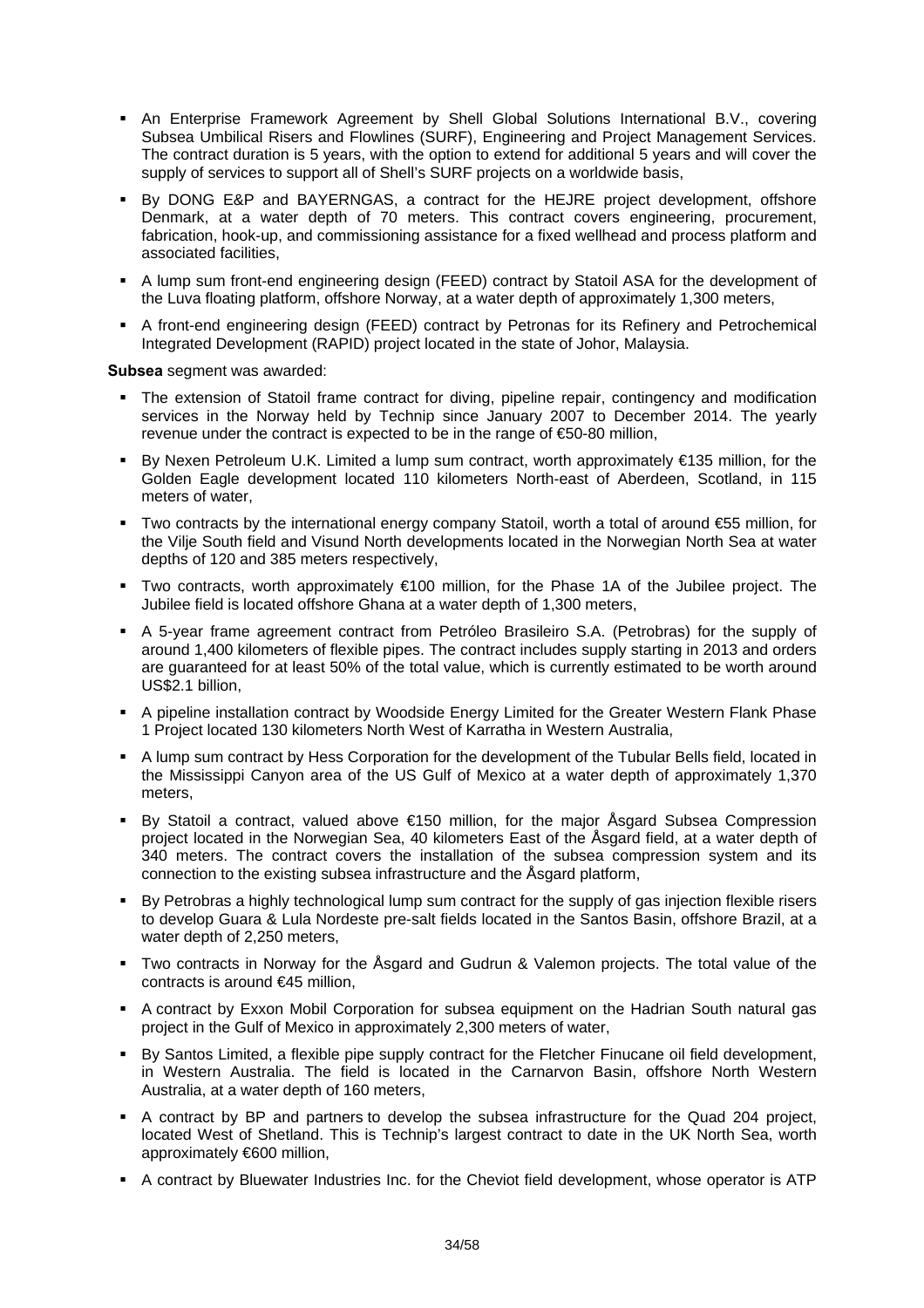- An Enterprise Framework Agreement by Shell Global Solutions International B.V., covering Subsea Umbilical Risers and Flowlines (SURF), Engineering and Project Management Services. The contract duration is 5 years, with the option to extend for additional 5 years and will cover the supply of services to support all of Shell's SURF projects on a worldwide basis,
- By DONG E&P and BAYERNGAS, a contract for the HEJRE project development, offshore Denmark, at a water depth of 70 meters. This contract covers engineering, procurement, fabrication, hook-up, and commissioning assistance for a fixed wellhead and process platform and associated facilities,
- A lump sum front-end engineering design (FEED) contract by Statoil ASA for the development of the Luva floating platform, offshore Norway, at a water depth of approximately 1,300 meters,
- A front-end engineering design (FEED) contract by Petronas for its Refinery and Petrochemical Integrated Development (RAPID) project located in the state of Johor, Malaysia.

**Subsea** segment was awarded:

- The extension of Statoil frame contract for diving, pipeline repair, contingency and modification services in the Norway held by Technip since January 2007 to December 2014. The yearly revenue under the contract is expected to be in the range of €50-80 million,
- By Nexen Petroleum U.K. Limited a lump sum contract, worth approximately €135 million, for the Golden Eagle development located 110 kilometers North-east of Aberdeen, Scotland, in 115 meters of water,
- Two contracts by the international energy company Statoil, worth a total of around €55 million, for the Vilje South field and Visund North developments located in the Norwegian North Sea at water depths of 120 and 385 meters respectively,
- Two contracts, worth approximately €100 million, for the Phase 1A of the Jubilee project. The Jubilee field is located offshore Ghana at a water depth of 1,300 meters,
- A 5-year frame agreement contract from Petróleo Brasileiro S.A. (Petrobras) for the supply of around 1,400 kilometers of flexible pipes. The contract includes supply starting in 2013 and orders are guaranteed for at least 50% of the total value, which is currently estimated to be worth around US$2.1 billion,
- A pipeline installation contract by Woodside Energy Limited for the Greater Western Flank Phase 1 Project located 130 kilometers North West of Karratha in Western Australia,
- A lump sum contract by Hess Corporation for the development of the Tubular Bells field, located in the Mississippi Canyon area of the US Gulf of Mexico at a water depth of approximately 1,370 meters,
- By Statoil a contract, valued above €150 million, for the major Åsgard Subsea Compression project located in the Norwegian Sea, 40 kilometers East of the Åsgard field, at a water depth of 340 meters. The contract covers the installation of the subsea compression system and its connection to the existing subsea infrastructure and the Åsgard platform,
- By Petrobras a highly technological lump sum contract for the supply of gas injection flexible risers to develop Guara & Lula Nordeste pre-salt fields located in the Santos Basin, offshore Brazil, at a water depth of 2,250 meters,
- Two contracts in Norway for the Åsgard and Gudrun & Valemon projects. The total value of the contracts is around €45 million,
- A contract by Exxon Mobil Corporation for subsea equipment on the Hadrian South natural gas project in the Gulf of Mexico in approximately 2,300 meters of water,
- By Santos Limited, a flexible pipe supply contract for the Fletcher Finucane oil field development, in Western Australia. The field is located in the Carnarvon Basin, offshore North Western Australia, at a water depth of 160 meters,
- A contract by BP and partners to develop the subsea infrastructure for the Quad 204 project, located West of Shetland. This is Technip's largest contract to date in the UK North Sea, worth approximately €600 million,
- A contract by Bluewater Industries Inc. for the Cheviot field development, whose operator is ATP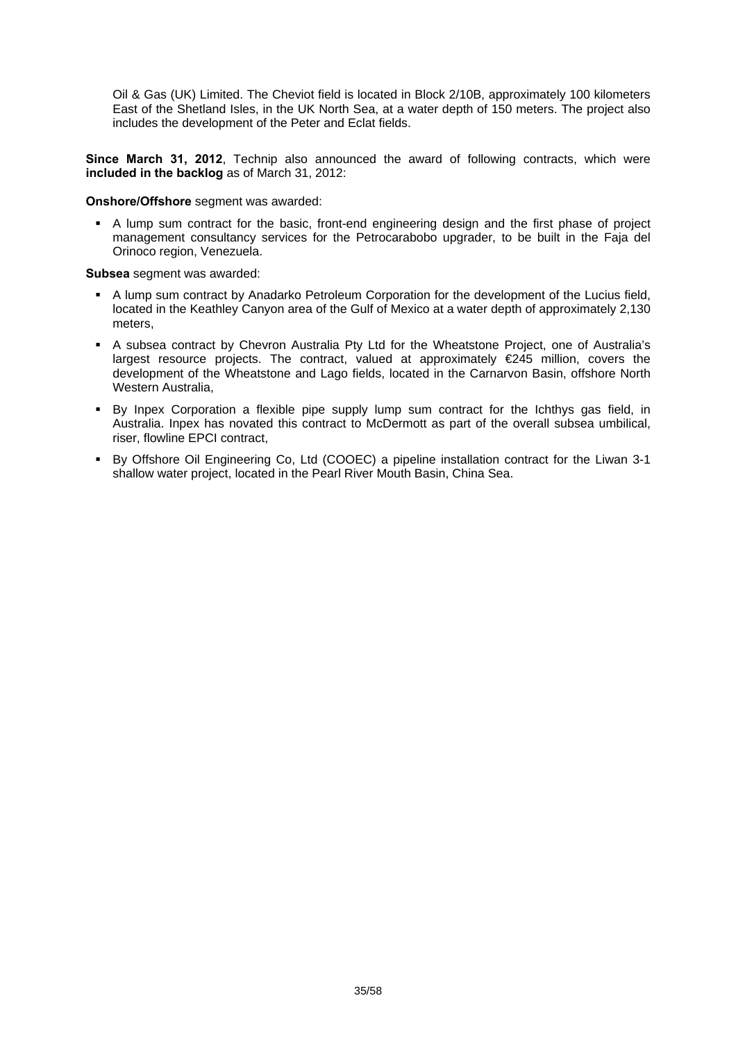Oil & Gas (UK) Limited. The Cheviot field is located in Block 2/10B, approximately 100 kilometers East of the Shetland Isles, in the UK North Sea, at a water depth of 150 meters. The project also includes the development of the Peter and Eclat fields.

**Since March 31, 2012**, Technip also announced the award of following contracts, which were **included in the backlog** as of March 31, 2012:

**Onshore/Offshore** segment was awarded:

- A lump sum contract for the basic, front-end engineering design and the first phase of project management consultancy services for the Petrocarabobo upgrader, to be built in the Faja del Orinoco region, Venezuela.

**Subsea** segment was awarded:

- A lump sum contract by Anadarko Petroleum Corporation for the development of the Lucius field, located in the Keathley Canyon area of the Gulf of Mexico at a water depth of approximately 2,130 meters,
- A subsea contract by Chevron Australia Pty Ltd for the Wheatstone Project, one of Australia's largest resource projects. The contract, valued at approximately €245 million, covers the development of the Wheatstone and Lago fields, located in the Carnarvon Basin, offshore North Western Australia,
- By Inpex Corporation a flexible pipe supply lump sum contract for the Ichthys gas field, in Australia. Inpex has novated this contract to McDermott as part of the overall subsea umbilical, riser, flowline EPCI contract,
- By Offshore Oil Engineering Co, Ltd (COOEC) a pipeline installation contract for the Liwan 3-1 shallow water project, located in the Pearl River Mouth Basin, China Sea.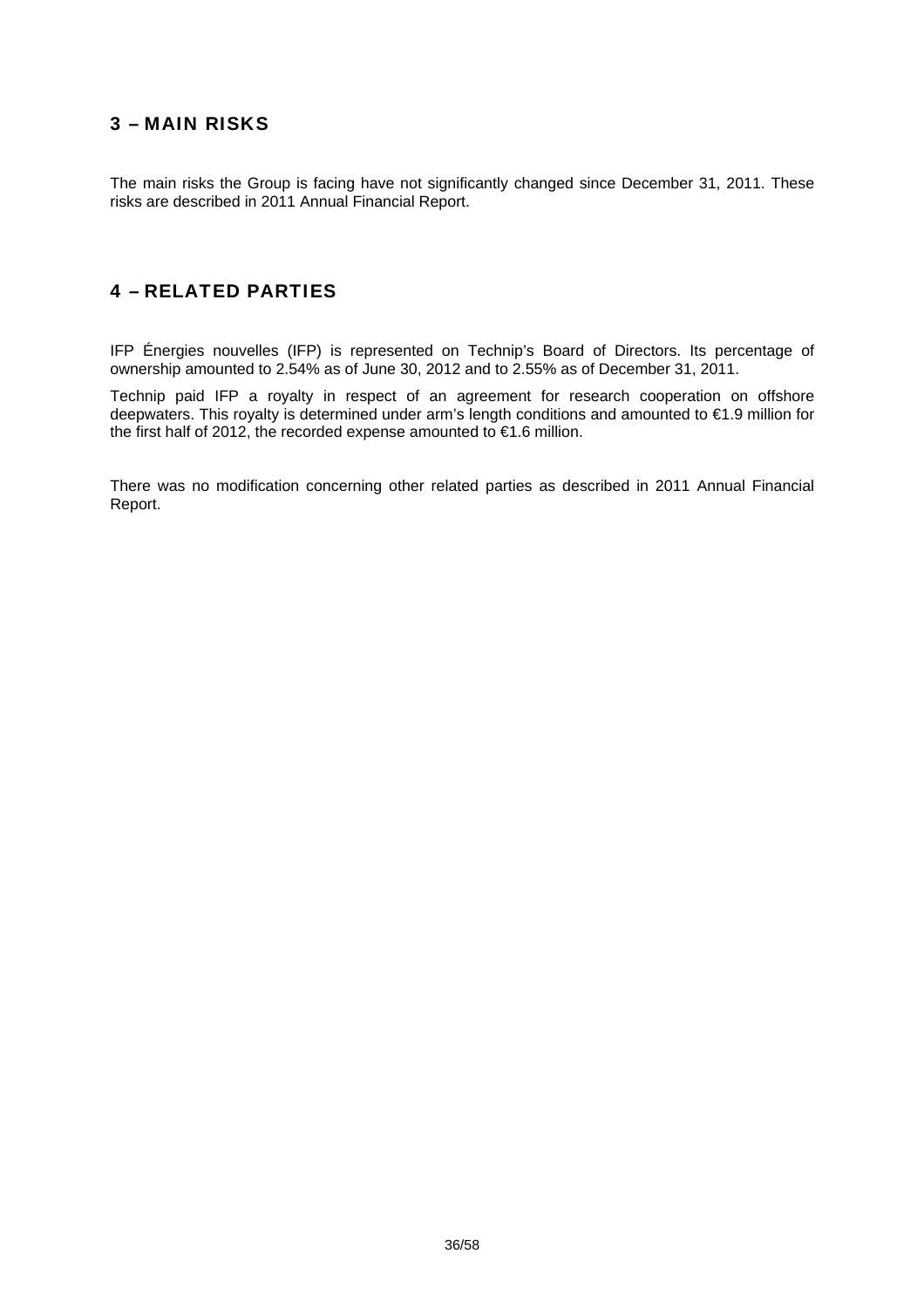## 3 – MAIN RISKS

The main risks the Group is facing have not significantly changed since December 31, 2011. These risks are described in 2011 Annual Financial Report.

## 4 – RELATED PARTIES

IFP Énergies nouvelles (IFP) is represented on Technip's Board of Directors. Its percentage of ownership amounted to 2.54% as of June 30, 2012 and to 2.55% as of December 31, 2011.

Technip paid IFP a royalty in respect of an agreement for research cooperation on offshore deepwaters. This royalty is determined under arm's length conditions and amounted to €1.9 million for the first half of 2012, the recorded expense amounted to €1.6 million.

There was no modification concerning other related parties as described in 2011 Annual Financial Report.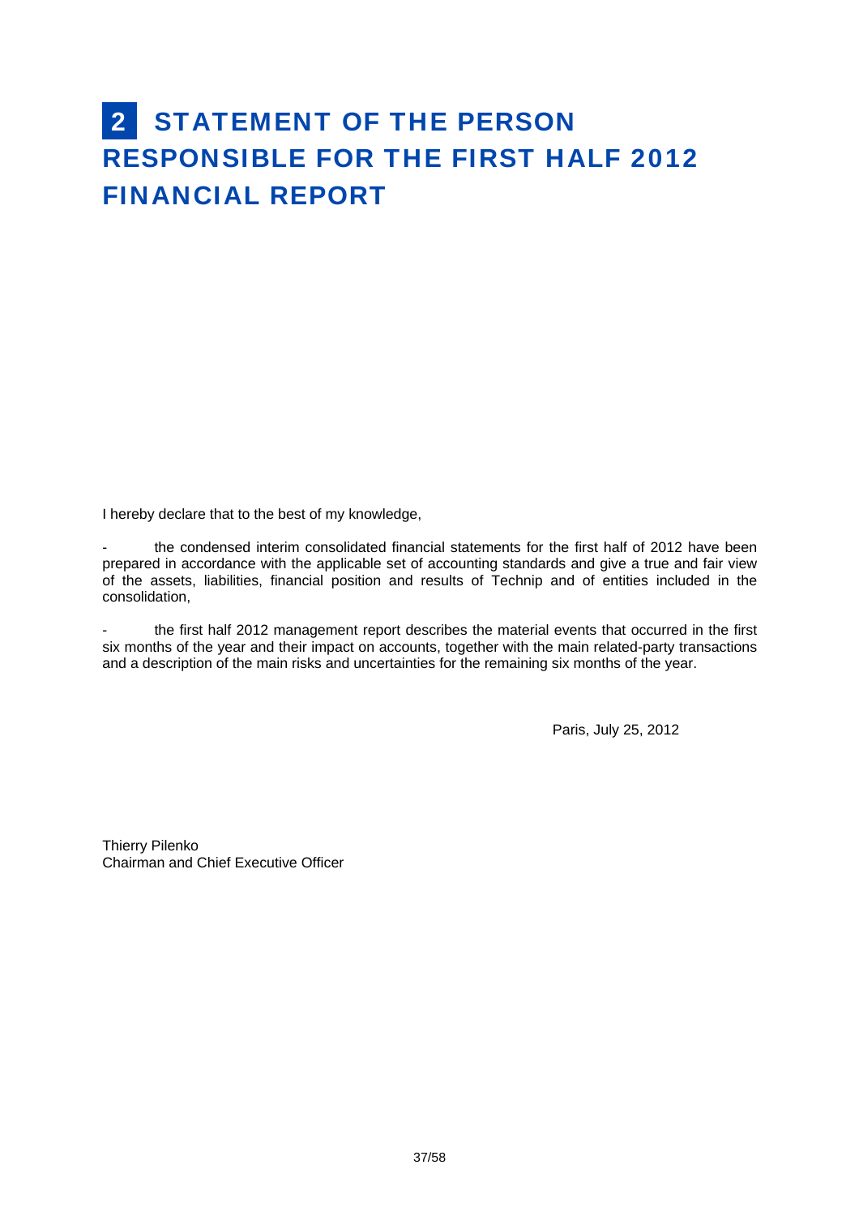# 2 STATEMENT OF THE PERSON RESPONSIBLE FOR THE FIRST HALF 2012 FINANCIAL REPORT

I hereby declare that to the best of my knowledge,

- the condensed interim consolidated financial statements for the first half of 2012 have been prepared in accordance with the applicable set of accounting standards and give a true and fair view of the assets, liabilities, financial position and results of Technip and of entities included in the consolidation,

- the first half 2012 management report describes the material events that occurred in the first six months of the year and their impact on accounts, together with the main related-party transactions and a description of the main risks and uncertainties for the remaining six months of the year.

Paris, July 25, 2012

Thierry Pilenko
Chairman and Chief Executive Officer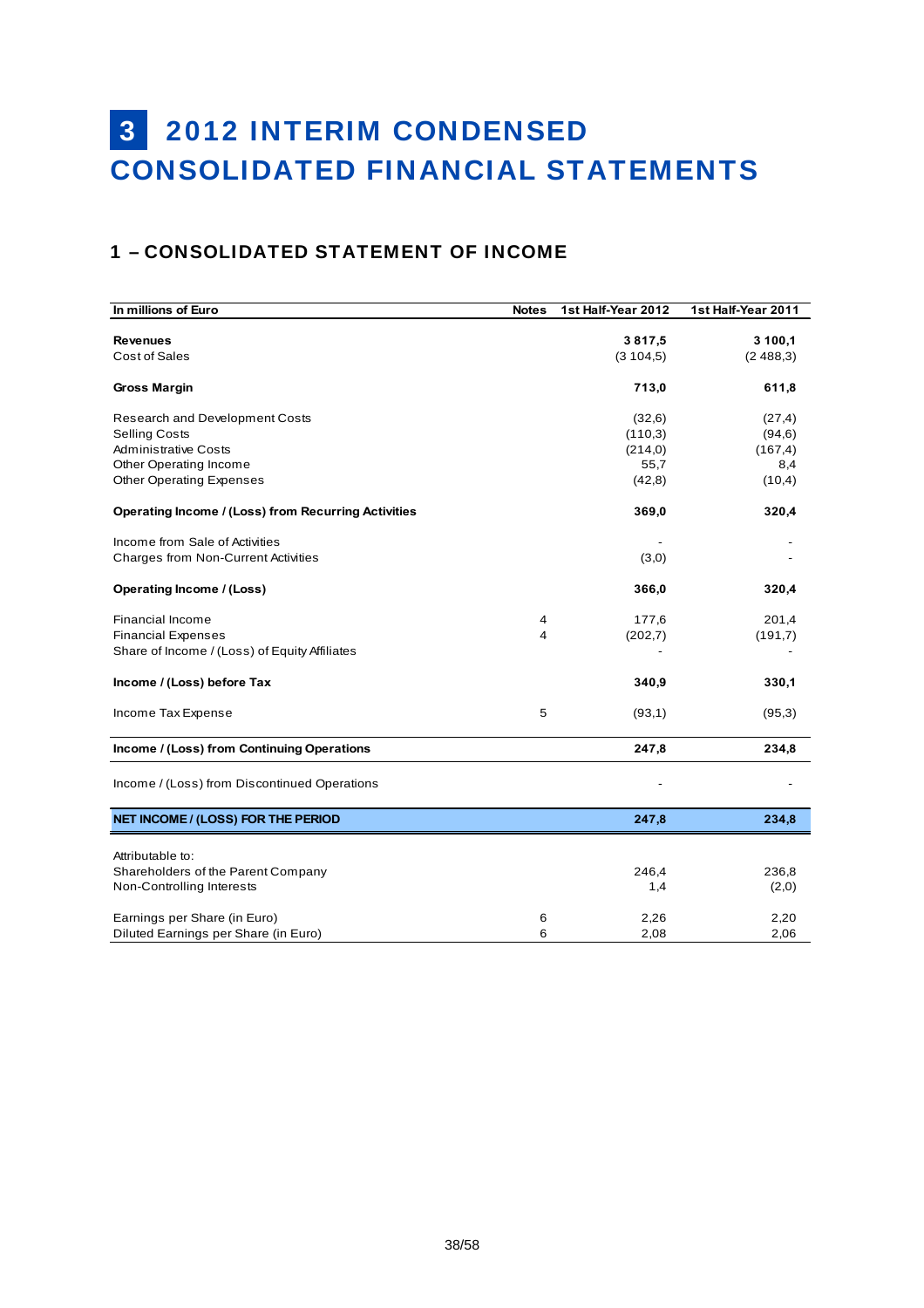# 3 2012 INTERIM CONDENSED CONSOLIDATED FINANCIAL STATEMENTS

## 1 – CONSOLIDATED STATEMENT OF INCOME

| In millions of Euro | Notes | 1st Half-Year 2012 | 1st Half-Year 2011 |
|---|---|---|---|
| **Revenues** | | **3 817,5** | **3 100,1** |
| Cost of Sales | | (3 104,5) | (2 488,3) |
| **Gross Margin** | | **713,0** | **611,8** |
| Research and Development Costs | | (32,6) | (27,4) |
| Selling Costs | | (110,3) | (94,6) |
| Administrative Costs | | (214,0) | (167,4) |
| Other Operating Income | | 55,7 | 8,4 |
| Other Operating Expenses | | (42,8) | (10,4) |
| **Operating Income / (Loss) from Recurring Activities** | | **369,0** | **320,4** |
| Income from Sale of Activities | | - | - |
| Charges from Non-Current Activities | | (3,0) | - |
| **Operating Income / (Loss)** | | **366,0** | **320,4** |
| Financial Income | 4 | 177,6 | 201,4 |
| Financial Expenses | 4 | (202,7) | (191,7) |
| Share of Income / (Loss) of Equity Affiliates | | - | - |
| **Income / (Loss) before Tax** | | **340,9** | **330,1** |
| Income Tax Expense | 5 | (93,1) | (95,3) |
| **Income / (Loss) from Continuing Operations** | | **247,8** | **234,8** |
| Income / (Loss) from Discontinued Operations | | - | - |
| **NET INCOME / (LOSS) FOR THE PERIOD** | | **247,8** | **234,8** |
| Attributable to: | | | |
| Shareholders of the Parent Company | | 246,4 | 236,8 |
| Non-Controlling Interests | | 1,4 | (2,0) |
| Earnings per Share (in Euro) | 6 | 2,26 | 2,20 |
| Diluted Earnings per Share (in Euro) | 6 | 2,08 | 2,06 |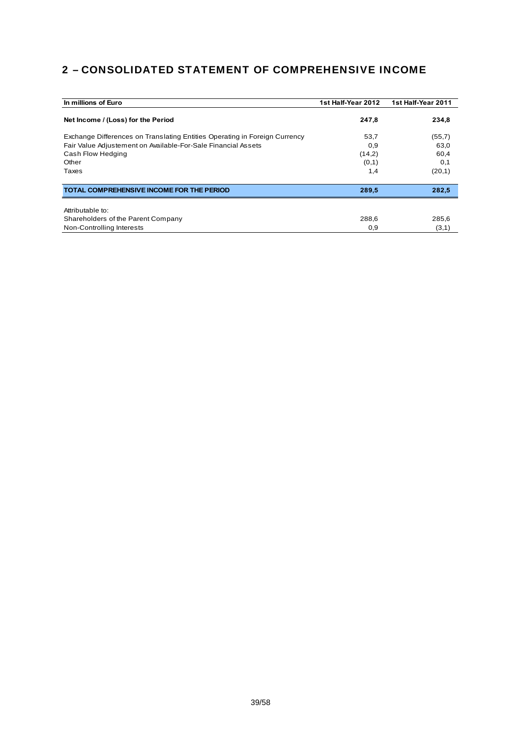## 2 – CONSOLIDATED STATEMENT OF COMPREHENSIVE INCOME

| In millions of Euro | 1st Half-Year 2012 | 1st Half-Year 2011 |
|---|---|---|
| **Net Income / (Loss) for the Period** | **247,8** | **234,8** |
| Exchange Differences on Translating Entities Operating in Foreign Currency | 53,7 | (55,7) |
| Fair Value Adjustement on Available-For-Sale Financial Assets | 0,9 | 63,0 |
| Cash Flow Hedging | (14,2) | 60,4 |
| Other | (0,1) | 0,1 |
| Taxes | 1,4 | (20,1) |
| **TOTAL COMPREHENSIVE INCOME FOR THE PERIOD** | **289,5** | **282,5** |
| Attributable to: | | |
| Shareholders of the Parent Company | 288,6 | 285,6 |
| Non-Controlling Interests | 0,9 | (3,1) |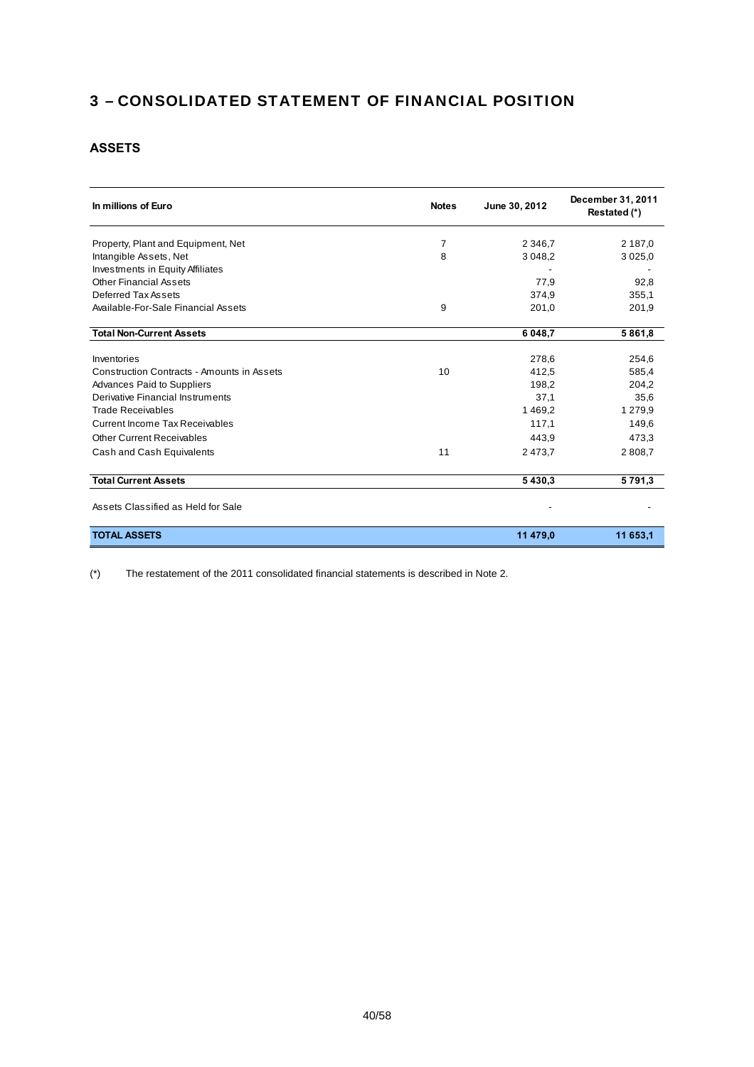# 3 – CONSOLIDATED STATEMENT OF FINANCIAL POSITION

## ASSETS

| In millions of Euro | Notes | June 30, 2012 | December 31, 2011 Restated (*) |
|---|---|---|---|
| Property, Plant and Equipment, Net | 7 | 2 346,7 | 2 187,0 |
| Intangible Assets, Net | 8 | 3 048,2 | 3 025,0 |
| Investments in Equity Affiliates | | - | - |
| Other Financial Assets | | 77,9 | 92,8 |
| Deferred Tax Assets | | 374,9 | 355,1 |
| Available-For-Sale Financial Assets | 9 | 201,0 | 201,9 |
| **Total Non-Current Assets** | | **6 048,7** | **5 861,8** |
| Inventories | | 278,6 | 254,6 |
| Construction Contracts - Amounts in Assets | 10 | 412,5 | 585,4 |
| Advances Paid to Suppliers | | 198,2 | 204,2 |
| Derivative Financial Instruments | | 37,1 | 35,6 |
| Trade Receivables | | 1 469,2 | 1 279,9 |
| Current Income Tax Receivables | | 117,1 | 149,6 |
| Other Current Receivables | | 443,9 | 473,3 |
| Cash and Cash Equivalents | 11 | 2 473,7 | 2 808,7 |
| **Total Current Assets** | | **5 430,3** | **5 791,3** |
| Assets Classified as Held for Sale | | - | - |
| **TOTAL ASSETS** | | **11 479,0** | **11 653,1** |

(*) The restatement of the 2011 consolidated financial statements is described in Note 2.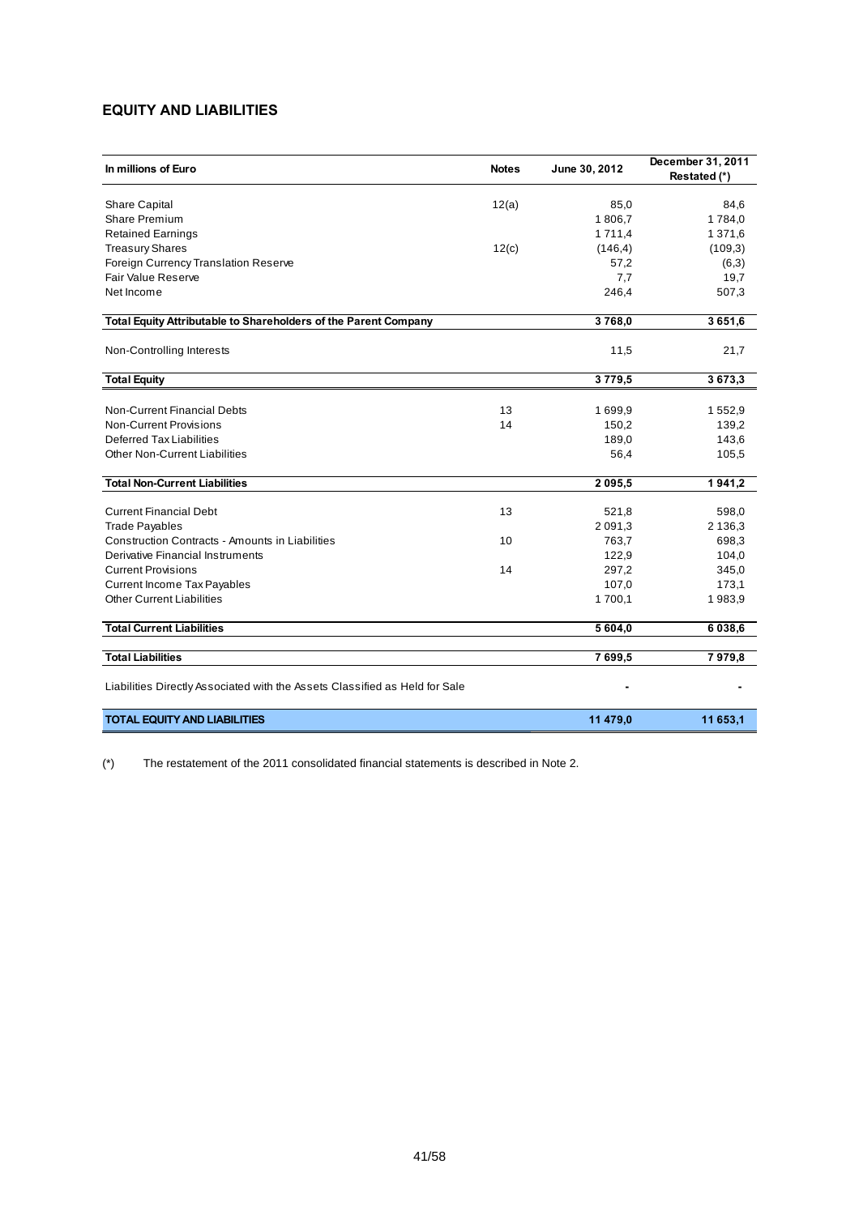## EQUITY AND LIABILITIES

| In millions of Euro | Notes | June 30, 2012 | December 31, 2011 Restated (*) |
|---|---|---|---|
| Share Capital | 12(a) | 85,0 | 84,6 |
| Share Premium | | 1 806,7 | 1 784,0 |
| Retained Earnings | | 1 711,4 | 1 371,6 |
| Treasury Shares | 12(c) | (146,4) | (109,3) |
| Foreign Currency Translation Reserve | | 57,2 | (6,3) |
| Fair Value Reserve | | 7,7 | 19,7 |
| Net Income | | 246,4 | 507,3 |
| **Total Equity Attributable to Shareholders of the Parent Company** | | **3 768,0** | **3 651,6** |
| Non-Controlling Interests | | 11,5 | 21,7 |
| **Total Equity** | | **3 779,5** | **3 673,3** |
| Non-Current Financial Debts | 13 | 1 699,9 | 1 552,9 |
| Non-Current Provisions | 14 | 150,2 | 139,2 |
| Deferred Tax Liabilities | | 189,0 | 143,6 |
| Other Non-Current Liabilities | | 56,4 | 105,5 |
| **Total Non-Current Liabilities** | | **2 095,5** | **1 941,2** |
| Current Financial Debt | 13 | 521,8 | 598,0 |
| Trade Payables | | 2 091,3 | 2 136,3 |
| Construction Contracts - Amounts in Liabilities | 10 | 763,7 | 698,3 |
| Derivative Financial Instruments | | 122,9 | 104,0 |
| Current Provisions | 14 | 297,2 | 345,0 |
| Current Income Tax Payables | | 107,0 | 173,1 |
| Other Current Liabilities | | 1 700,1 | 1 983,9 |
| **Total Current Liabilities** | | **5 604,0** | **6 038,6** |
| **Total Liabilities** | | **7 699,5** | **7 979,8** |
| Liabilities Directly Associated with the Assets Classified as Held for Sale | | - | - |
| **TOTAL EQUITY AND LIABILITIES** | | **11 479,0** | **11 653,1** |

(*) The restatement of the 2011 consolidated financial statements is described in Note 2.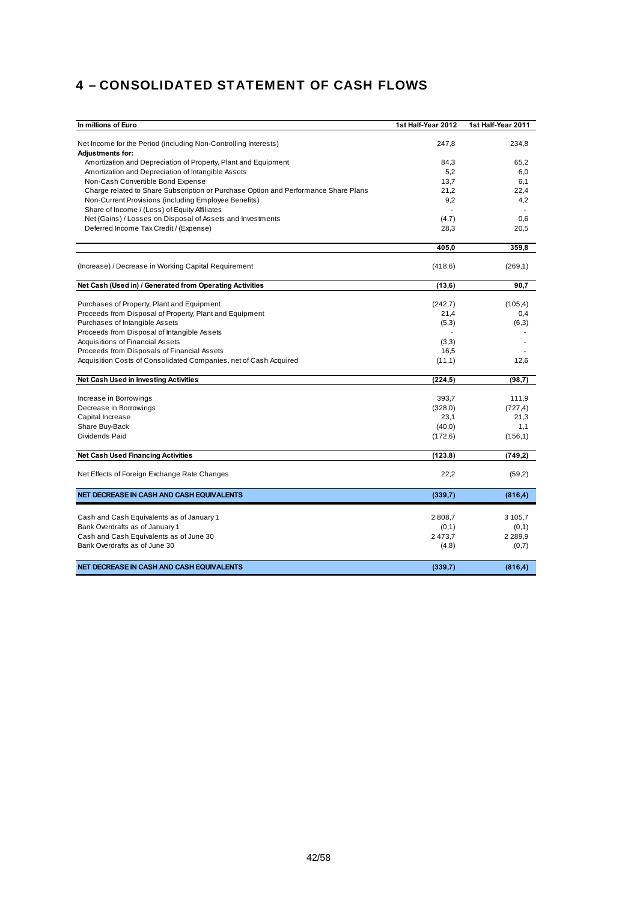# 4 – CONSOLIDATED STATEMENT OF CASH FLOWS

| In millions of Euro | 1st Half-Year 2012 | 1st Half-Year 2011 |
|---|---|---|
| Net Income for the Period (including Non-Controlling Interests) | 247,8 | 234,8 |
| **Adjustments for:** | | |
| Amortization and Depreciation of Property, Plant and Equipment | 84,3 | 65,2 |
| Amortization and Depreciation of Intangible Assets | 5,2 | 6,0 |
| Non-Cash Convertible Bond Expense | 13,7 | 6,1 |
| Charge related to Share Subscription or Purchase Option and Performance Share Plans | 21,2 | 22,4 |
| Non-Current Provisions (including Employee Benefits) | 9,2 | 4,2 |
| Share of Income / (Loss) of Equity Affiliates | - | - |
| Net (Gains) / Losses on Disposal of Assets and Investments | (4,7) | 0,6 |
| Deferred Income Tax Credit / (Expense) | 28,3 | 20,5 |
| | **405,0** | **359,8** |
| (Increase) / Decrease in Working Capital Requirement | (418,6) | (269,1) |
| **Net Cash (Used in) / Generated from Operating Activities** | **(13,6)** | **90,7** |
| Purchases of Property, Plant and Equipment | (242,7) | (105,4) |
| Proceeds from Disposal of Property, Plant and Equipment | 21,4 | 0,4 |
| Purchases of Intangible Assets | (5,3) | (6,3) |
| Proceeds from Disposal of Intangible Assets | - | - |
| Acquisitions of Financial Assets | (3,3) | - |
| Proceeds from Disposals of Financial Assets | 16,5 | - |
| Acquisition Costs of Consolidated Companies, net of Cash Acquired | (11,1) | 12,6 |
| **Net Cash Used in Investing Activities** | **(224,5)** | **(98,7)** |
| Increase in Borrowings | 393,7 | 111,9 |
| Decrease in Borrowings | (328,0) | (727,4) |
| Capital Increase | 23,1 | 21,3 |
| Share Buy-Back | (40,0) | 1,1 |
| Dividends Paid | (172,6) | (156,1) |
| **Net Cash Used Financing Activities** | **(123,8)** | **(749,2)** |
| Net Effects of Foreign Exchange Rate Changes | 22,2 | (59,2) |
| **NET DECREASE IN CASH AND CASH EQUIVALENTS** | **(339,7)** | **(816,4)** |
| Cash and Cash Equivalents as of January 1 | 2 808,7 | 3 105,7 |
| Bank Overdrafts as of January 1 | (0,1) | (0,1) |
| Cash and Cash Equivalents as of June 30 | 2 473,7 | 2 289,9 |
| Bank Overdrafts as of June 30 | (4,8) | (0,7) |
| **NET DECREASE IN CASH AND CASH EQUIVALENTS** | **(339,7)** | **(816,4)** |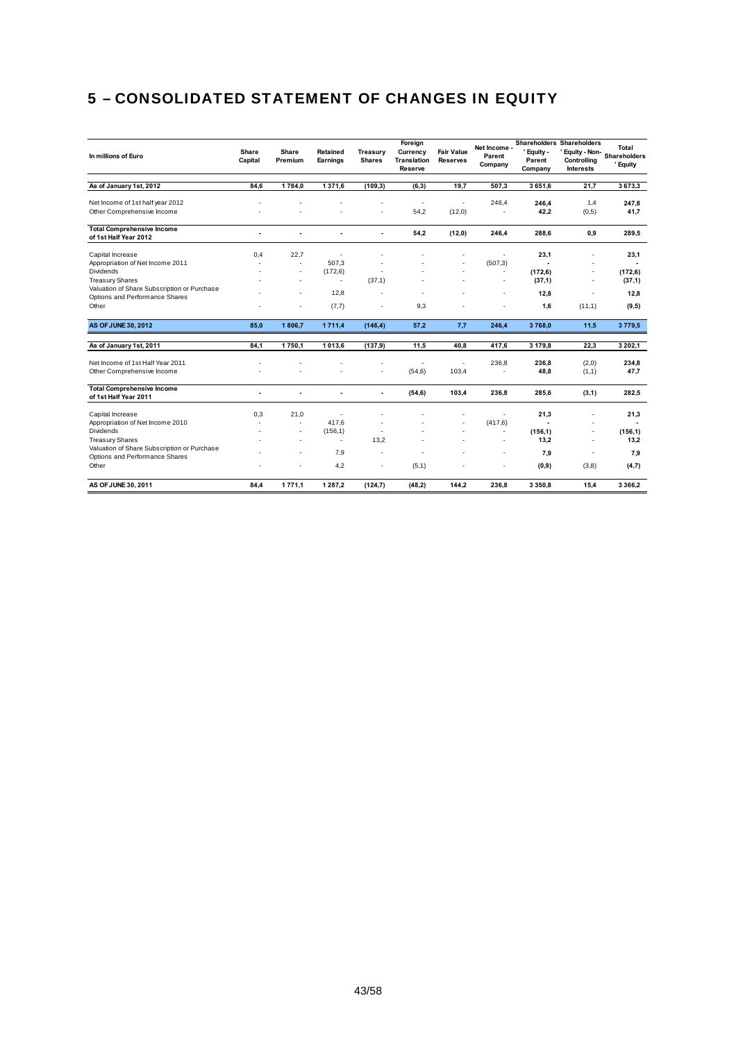# 5 – CONSOLIDATED STATEMENT OF CHANGES IN EQUITY

| In millions of Euro | Share Capital | Share Premium | Retained Earnings | Treasury Shares | Foreign Currency Translation Reserve | Fair Value Reserves | Net Income - Parent Company | Shareholders' Equity - Parent Company | Shareholders' Equity - Non-Controlling Interests | Total Shareholders' Equity |
|---|---|---|---|---|---|---|---|---|---|---|
| **As of January 1st, 2012** | **84,6** | **1 784,0** | **1 371,6** | **(109,3)** | **(6,3)** | **19,7** | **507,3** | **3 651,6** | **21,7** | **3 673,3** |
| Net Income of 1st half year 2012 | - | - | - | - | - | - | 246,4 | **246,4** | 1,4 | **247,8** |
| Other Comprehensive Income | - | - | - | - | 54,2 | (12,0) | - | **42,2** | (0,5) | **41,7** |
| **Total Comprehensive Income of 1st Half Year 2012** | **-** | **-** | **-** | **-** | **54,2** | **(12,0)** | **246,4** | **288,6** | **0,9** | **289,5** |
| Capital Increase | 0,4 | 22,7 | - | - | - | - | - | **23,1** | - | **23,1** |
| Appropriation of Net Income 2011 | - | - | 507,3 | - | - | - | (507,3) | **-** | - | **-** |
| Dividends | - | - | (172,6) | - | - | - | - | **(172,6)** | - | **(172,6)** |
| Treasury Shares | - | - | - | (37,1) | - | - | - | **(37,1)** | - | **(37,1)** |
| Valuation of Share Subscription or Purchase Options and Performance Shares | - | - | 12,8 | - | - | - | - | **12,8** | - | **12,8** |
| Other | - | - | (7,7) | - | 9,3 | - | - | **1,6** | (11,1) | **(9,5)** |
| **AS OF JUNE 30, 2012** | **85,0** | **1 806,7** | **1 711,4** | **(146,4)** | **57,2** | **7,7** | **246,4** | **3 768,0** | **11,5** | **3 779,5** |
| **As of January 1st, 2011** | **84,1** | **1 750,1** | **1 013,6** | **(137,9)** | **11,5** | **40,8** | **417,6** | **3 179,8** | **22,3** | **3 202,1** |
| Net Income of 1st Half Year 2011 | - | - | - | - | - | - | 236,8 | **236,8** | (2,0) | **234,8** |
| Other Comprehensive Income | - | - | - | - | (54,6) | 103,4 | - | **48,8** | (1,1) | **47,7** |
| **Total Comprehensive Income of 1st Half Year 2011** | **-** | **-** | **-** | **-** | **(54,6)** | **103,4** | **236,8** | **285,6** | **(3,1)** | **282,5** |
| Capital Increase | 0,3 | 21,0 | - | - | - | - | - | **21,3** | - | **21,3** |
| Appropriation of Net Income 2010 | - | - | 417,6 | - | - | - | (417,6) | **-** | - | **-** |
| Dividends | - | - | (156,1) | - | - | - | - | **(156,1)** | - | **(156,1)** |
| Treasury Shares | - | - | - | 13,2 | - | - | - | **13,2** | - | **13,2** |
| Valuation of Share Subscription or Purchase Options and Performance Shares | - | - | 7,9 | - | - | - | - | **7,9** | - | **7,9** |
| Other | - | - | 4,2 | - | (5,1) | - | - | **(0,9)** | (3,8) | **(4,7)** |
| **AS OF JUNE 30, 2011** | **84,4** | **1 771,1** | **1 287,2** | **(124,7)** | **(48,2)** | **144,2** | **236,8** | **3 350,8** | **15,4** | **3 366,2** |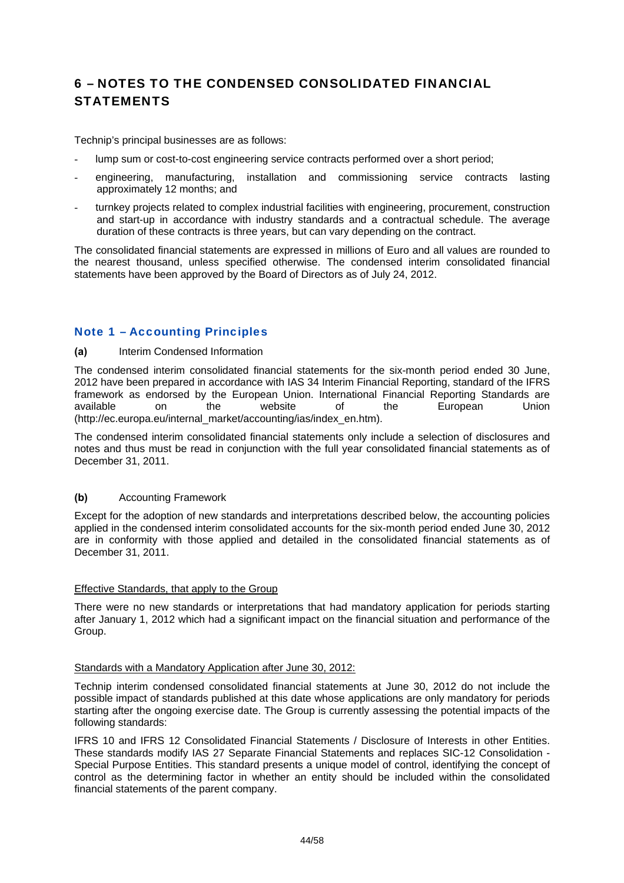# 6 – NOTES TO THE CONDENSED CONSOLIDATED FINANCIAL STATEMENTS

Technip's principal businesses are as follows:

- lump sum or cost-to-cost engineering service contracts performed over a short period;
- engineering, manufacturing, installation and commissioning service contracts lasting approximately 12 months; and
- turnkey projects related to complex industrial facilities with engineering, procurement, construction and start-up in accordance with industry standards and a contractual schedule. The average duration of these contracts is three years, but can vary depending on the contract.

The consolidated financial statements are expressed in millions of Euro and all values are rounded to the nearest thousand, unless specified otherwise. The condensed interim consolidated financial statements have been approved by the Board of Directors as of July 24, 2012.

## Note 1 – Accounting Principles

**(a)** Interim Condensed Information

The condensed interim consolidated financial statements for the six-month period ended 30 June, 2012 have been prepared in accordance with IAS 34 Interim Financial Reporting, standard of the IFRS framework as endorsed by the European Union. International Financial Reporting Standards are available on the website of the European Union (http://ec.europa.eu/internal_market/accounting/ias/index_en.htm).

The condensed interim consolidated financial statements only include a selection of disclosures and notes and thus must be read in conjunction with the full year consolidated financial statements as of December 31, 2011.

**(b)** Accounting Framework

Except for the adoption of new standards and interpretations described below, the accounting policies applied in the condensed interim consolidated accounts for the six-month period ended June 30, 2012 are in conformity with those applied and detailed in the consolidated financial statements as of December 31, 2011.

<u>Effective Standards, that apply to the Group</u>

There were no new standards or interpretations that had mandatory application for periods starting after January 1, 2012 which had a significant impact on the financial situation and performance of the Group.

<u>Standards with a Mandatory Application after June 30, 2012:</u>

Technip interim condensed consolidated financial statements at June 30, 2012 do not include the possible impact of standards published at this date whose applications are only mandatory for periods starting after the ongoing exercise date. The Group is currently assessing the potential impacts of the following standards:

IFRS 10 and IFRS 12 Consolidated Financial Statements / Disclosure of Interests in other Entities. These standards modify IAS 27 Separate Financial Statements and replaces SIC-12 Consolidation - Special Purpose Entities. This standard presents a unique model of control, identifying the concept of control as the determining factor in whether an entity should be included within the consolidated financial statements of the parent company.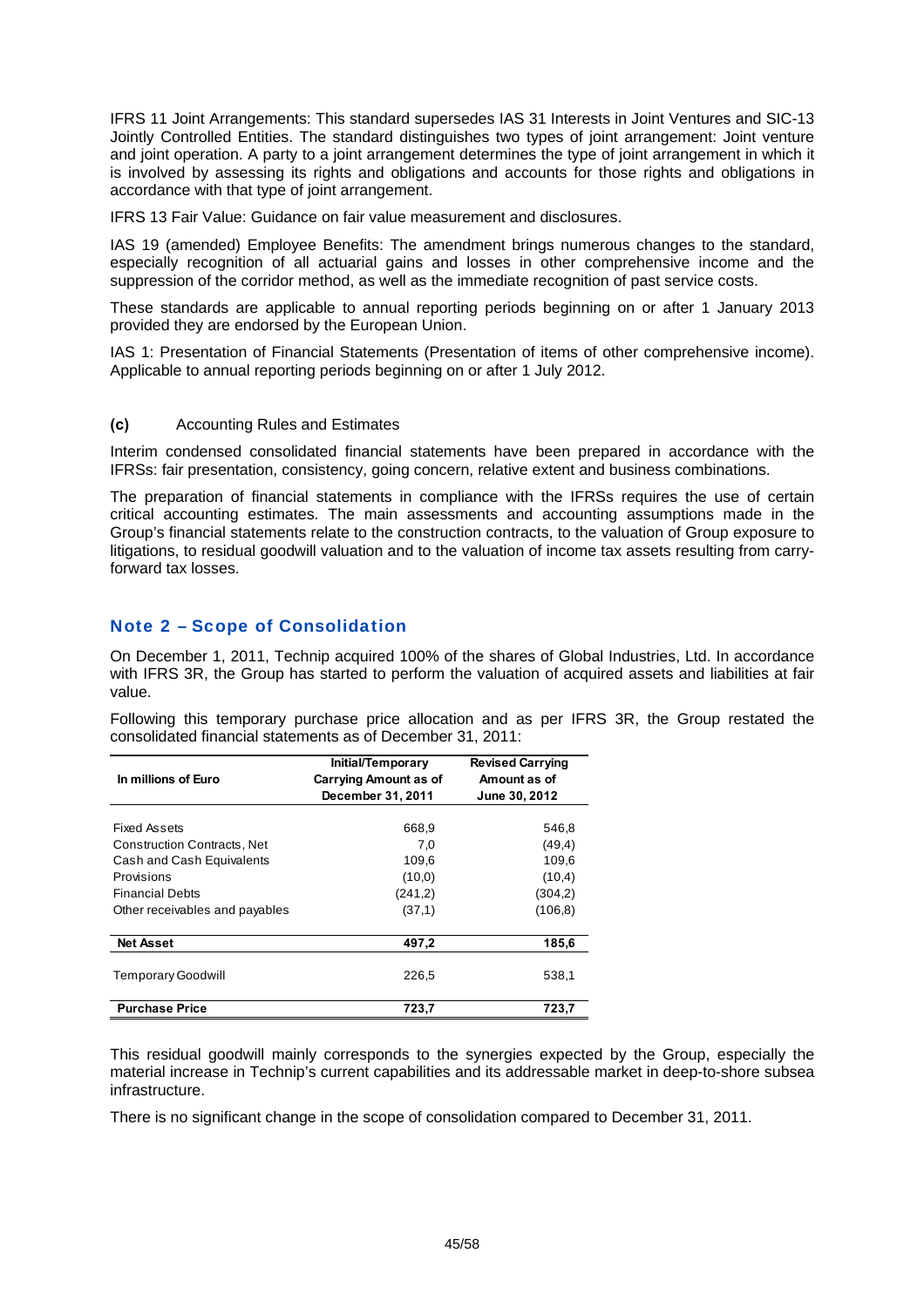IFRS 11 Joint Arrangements: This standard supersedes IAS 31 Interests in Joint Ventures and SIC-13 Jointly Controlled Entities. The standard distinguishes two types of joint arrangement: Joint venture and joint operation. A party to a joint arrangement determines the type of joint arrangement in which it is involved by assessing its rights and obligations and accounts for those rights and obligations in accordance with that type of joint arrangement.

IFRS 13 Fair Value: Guidance on fair value measurement and disclosures.

IAS 19 (amended) Employee Benefits: The amendment brings numerous changes to the standard, especially recognition of all actuarial gains and losses in other comprehensive income and the suppression of the corridor method, as well as the immediate recognition of past service costs.

These standards are applicable to annual reporting periods beginning on or after 1 January 2013 provided they are endorsed by the European Union.

IAS 1: Presentation of Financial Statements (Presentation of items of other comprehensive income). Applicable to annual reporting periods beginning on or after 1 July 2012.

**(c)** Accounting Rules and Estimates

Interim condensed consolidated financial statements have been prepared in accordance with the IFRSs: fair presentation, consistency, going concern, relative extent and business combinations.

The preparation of financial statements in compliance with the IFRSs requires the use of certain critical accounting estimates. The main assessments and accounting assumptions made in the Group's financial statements relate to the construction contracts, to the valuation of Group exposure to litigations, to residual goodwill valuation and to the valuation of income tax assets resulting from carry-forward tax losses.

## Note 2 – Scope of Consolidation

On December 1, 2011, Technip acquired 100% of the shares of Global Industries, Ltd. In accordance with IFRS 3R, the Group has started to perform the valuation of acquired assets and liabilities at fair value.

Following this temporary purchase price allocation and as per IFRS 3R, the Group restated the consolidated financial statements as of December 31, 2011:

| In millions of Euro | Initial/Temporary Carrying Amount as of December 31, 2011 | Revised Carrying Amount as of June 30, 2012 |
|---|---|---|
| Fixed Assets | 668,9 | 546,8 |
| Construction Contracts, Net | 7,0 | (49,4) |
| Cash and Cash Equivalents | 109,6 | 109,6 |
| Provisions | (10,0) | (10,4) |
| Financial Debts | (241,2) | (304,2) |
| Other receivables and payables | (37,1) | (106,8) |
| **Net Asset** | **497,2** | **185,6** |
| Temporary Goodwill | 226,5 | 538,1 |
| **Purchase Price** | **723,7** | **723,7** |

This residual goodwill mainly corresponds to the synergies expected by the Group, especially the material increase in Technip's current capabilities and its addressable market in deep-to-shore subsea infrastructure.

There is no significant change in the scope of consolidation compared to December 31, 2011.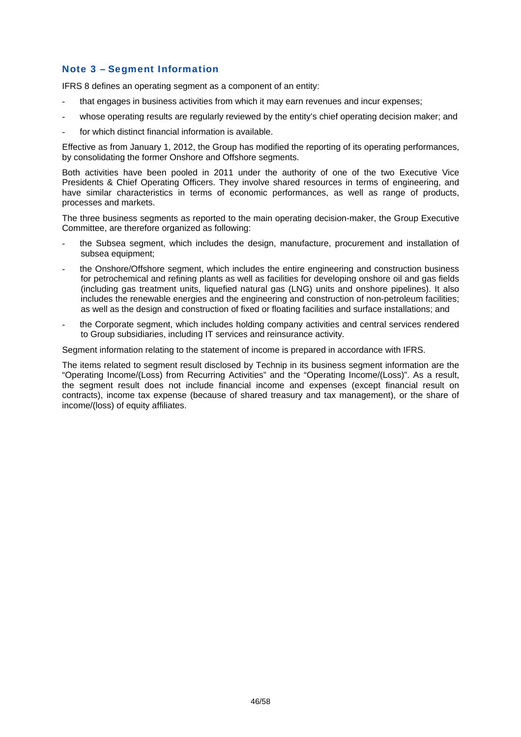## Note 3 – Segment Information

IFRS 8 defines an operating segment as a component of an entity:

- that engages in business activities from which it may earn revenues and incur expenses;
- whose operating results are regularly reviewed by the entity's chief operating decision maker; and
- for which distinct financial information is available.

Effective as from January 1, 2012, the Group has modified the reporting of its operating performances, by consolidating the former Onshore and Offshore segments.

Both activities have been pooled in 2011 under the authority of one of the two Executive Vice Presidents & Chief Operating Officers. They involve shared resources in terms of engineering, and have similar characteristics in terms of economic performances, as well as range of products, processes and markets.

The three business segments as reported to the main operating decision-maker, the Group Executive Committee, are therefore organized as following:

- the Subsea segment, which includes the design, manufacture, procurement and installation of subsea equipment;
- the Onshore/Offshore segment, which includes the entire engineering and construction business for petrochemical and refining plants as well as facilities for developing onshore oil and gas fields (including gas treatment units, liquefied natural gas (LNG) units and onshore pipelines). It also includes the renewable energies and the engineering and construction of non-petroleum facilities; as well as the design and construction of fixed or floating facilities and surface installations; and
- the Corporate segment, which includes holding company activities and central services rendered to Group subsidiaries, including IT services and reinsurance activity.

Segment information relating to the statement of income is prepared in accordance with IFRS.

The items related to segment result disclosed by Technip in its business segment information are the "Operating Income/(Loss) from Recurring Activities" and the "Operating Income/(Loss)". As a result, the segment result does not include financial income and expenses (except financial result on contracts), income tax expense (because of shared treasury and tax management), or the share of income/(loss) of equity affiliates.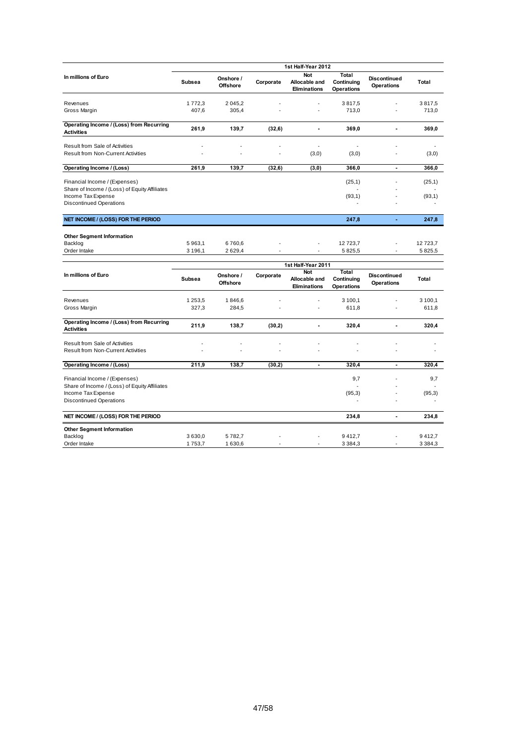| In millions of Euro | 1st Half-Year 2012 | | | | | | |
|---|---|---|---|---|---|---|---|
| | Subsea | Onshore / Offshore | Corporate | Not Allocable and Eliminations | Total Continuing Operations | Discontinued Operations | Total |
| Revenues | 1 772,3 | 2 045,2 | - | - | 3 817,5 | - | 3 817,5 |
| Gross Margin | 407,6 | 305,4 | - | - | 713,0 | - | 713,0 |
| **Operating Income / (Loss) from Recurring Activities** | **261,9** | **139,7** | **(32,6)** | **-** | **369,0** | **-** | **369,0** |
| Result from Sale of Activities | - | - | - | - | - | - | - |
| Result from Non-Current Activities | - | - | - | (3,0) | (3,0) | - | (3,0) |
| **Operating Income / (Loss)** | **261,9** | **139,7** | **(32,6)** | **(3,0)** | **366,0** | **-** | **366,0** |
| Financial Income / (Expenses) | | | | | (25,1) | - | (25,1) |
| Share of Income / (Loss) of Equity Affiliates | | | | | - | - | - |
| Income Tax Expense | | | | | (93,1) | - | (93,1) |
| Discontinued Operations | | | | | - | - | - |
| **NET INCOME / (LOSS) FOR THE PERIOD** | | | | | **247,8** | **-** | **247,8** |
| **Other Segment Information** | | | | | | | |
| Backlog | 5 963,1 | 6 760,6 | - | - | 12 723,7 | - | 12 723,7 |
| Order Intake | 3 196,1 | 2 629,4 | - | - | 5 825,5 | - | 5 825,5 |

| In millions of Euro | 1st Half-Year 2011 | | | | | | |
|---|---|---|---|---|---|---|---|
| | Subsea | Onshore / Offshore | Corporate | Not Allocable and Eliminations | Total Continuing Operations | Discontinued Operations | Total |
| Revenues | 1 253,5 | 1 846,6 | - | - | 3 100,1 | - | 3 100,1 |
| Gross Margin | 327,3 | 284,5 | - | - | 611,8 | - | 611,8 |
| **Operating Income / (Loss) from Recurring Activities** | **211,9** | **138,7** | **(30,2)** | **-** | **320,4** | **-** | **320,4** |
| Result from Sale of Activities | - | - | - | - | - | - | - |
| Result from Non-Current Activities | - | - | - | - | - | - | - |
| **Operating Income / (Loss)** | **211,9** | **138,7** | **(30,2)** | **-** | **320,4** | **-** | **320,4** |
| Financial Income / (Expenses) | | | | | 9,7 | - | 9,7 |
| Share of Income / (Loss) of Equity Affiliates | | | | | - | - | - |
| Income Tax Expense | | | | | (95,3) | - | (95,3) |
| Discontinued Operations | | | | | - | - | - |
| **NET INCOME / (LOSS) FOR THE PERIOD** | | | | | **234,8** | **-** | **234,8** |
| **Other Segment Information** | | | | | | | |
| Backlog | 3 630,0 | 5 782,7 | - | - | 9 412,7 | - | 9 412,7 |
| Order Intake | 1 753,7 | 1 630,6 | - | - | 3 384,3 | - | 3 384,3 |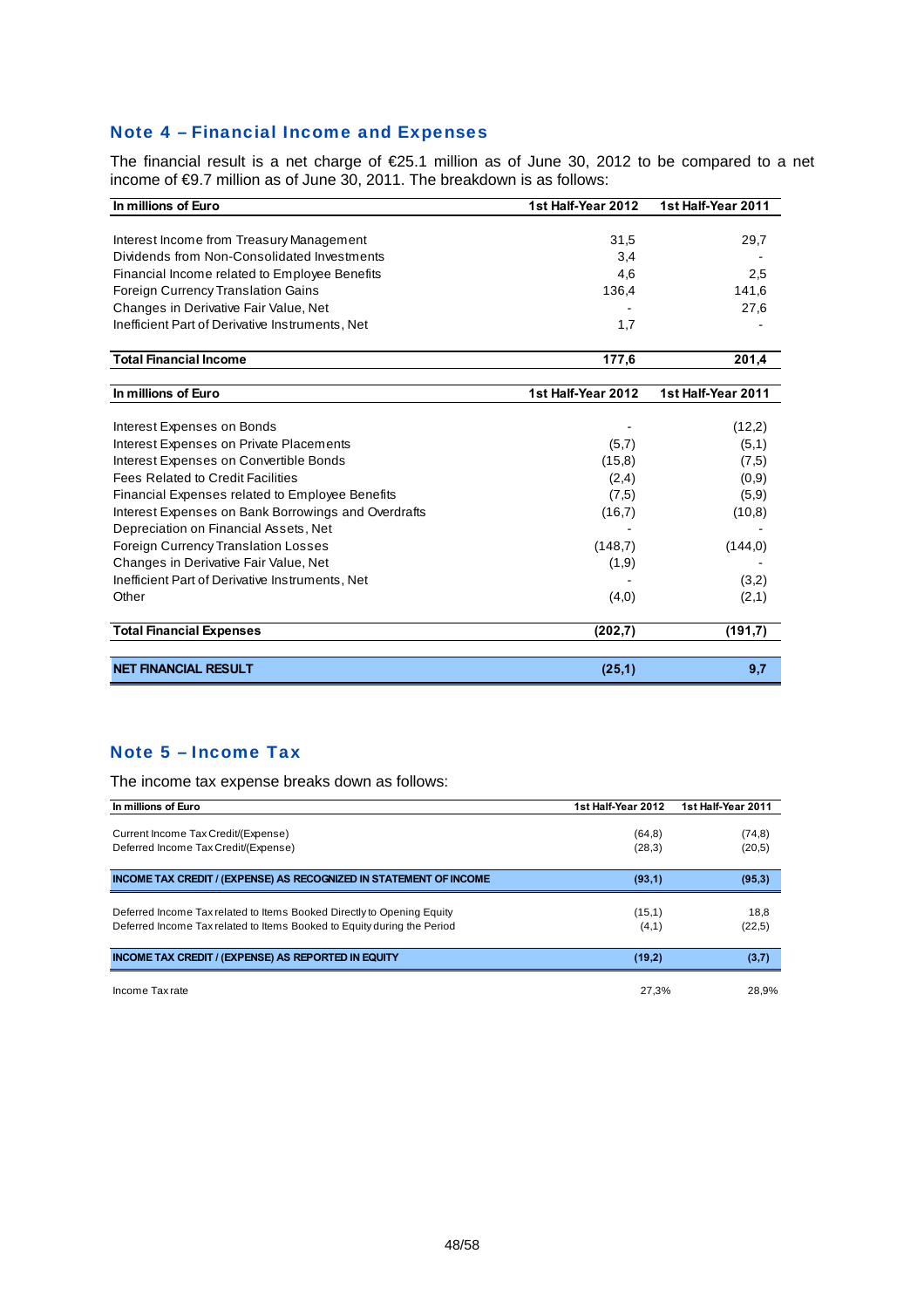## Note 4 – Financial Income and Expenses

The financial result is a net charge of €25.1 million as of June 30, 2012 to be compared to a net income of €9.7 million as of June 30, 2011. The breakdown is as follows:

| In millions of Euro | 1st Half-Year 2012 | 1st Half-Year 2011 |
|---|---|---|
| Interest Income from Treasury Management | 31,5 | 29,7 |
| Dividends from Non-Consolidated Investments | 3,4 | - |
| Financial Income related to Employee Benefits | 4,6 | 2,5 |
| Foreign Currency Translation Gains | 136,4 | 141,6 |
| Changes in Derivative Fair Value, Net | - | 27,6 |
| Inefficient Part of Derivative Instruments, Net | 1,7 | - |
| **Total Financial Income** | **177,6** | **201,4** |

| In millions of Euro | 1st Half-Year 2012 | 1st Half-Year 2011 |
|---|---|---|
| Interest Expenses on Bonds | - | (12,2) |
| Interest Expenses on Private Placements | (5,7) | (5,1) |
| Interest Expenses on Convertible Bonds | (15,8) | (7,5) |
| Fees Related to Credit Facilities | (2,4) | (0,9) |
| Financial Expenses related to Employee Benefits | (7,5) | (5,9) |
| Interest Expenses on Bank Borrowings and Overdrafts | (16,7) | (10,8) |
| Depreciation on Financial Assets, Net | - | - |
| Foreign Currency Translation Losses | (148,7) | (144,0) |
| Changes in Derivative Fair Value, Net | (1,9) | - |
| Inefficient Part of Derivative Instruments, Net | - | (3,2) |
| Other | (4,0) | (2,1) |
| **Total Financial Expenses** | **(202,7)** | **(191,7)** |
| **NET FINANCIAL RESULT** | **(25,1)** | **9,7** |

## Note 5 – Income Tax

The income tax expense breaks down as follows:

| In millions of Euro | 1st Half-Year 2012 | 1st Half-Year 2011 |
|---|---|---|
| Current Income Tax Credit/(Expense) | (64,8) | (74,8) |
| Deferred Income Tax Credit/(Expense) | (28,3) | (20,5) |
| **INCOME TAX CREDIT / (EXPENSE) AS RECOGNIZED IN STATEMENT OF INCOME** | **(93,1)** | **(95,3)** |
| Deferred Income Tax related to Items Booked Directly to Opening Equity | (15,1) | 18,8 |
| Deferred Income Tax related to Items Booked to Equity during the Period | (4,1) | (22,5) |
| **INCOME TAX CREDIT / (EXPENSE) AS REPORTED IN EQUITY** | **(19,2)** | **(3,7)** |
| Income Tax rate | 27,3% | 28,9% |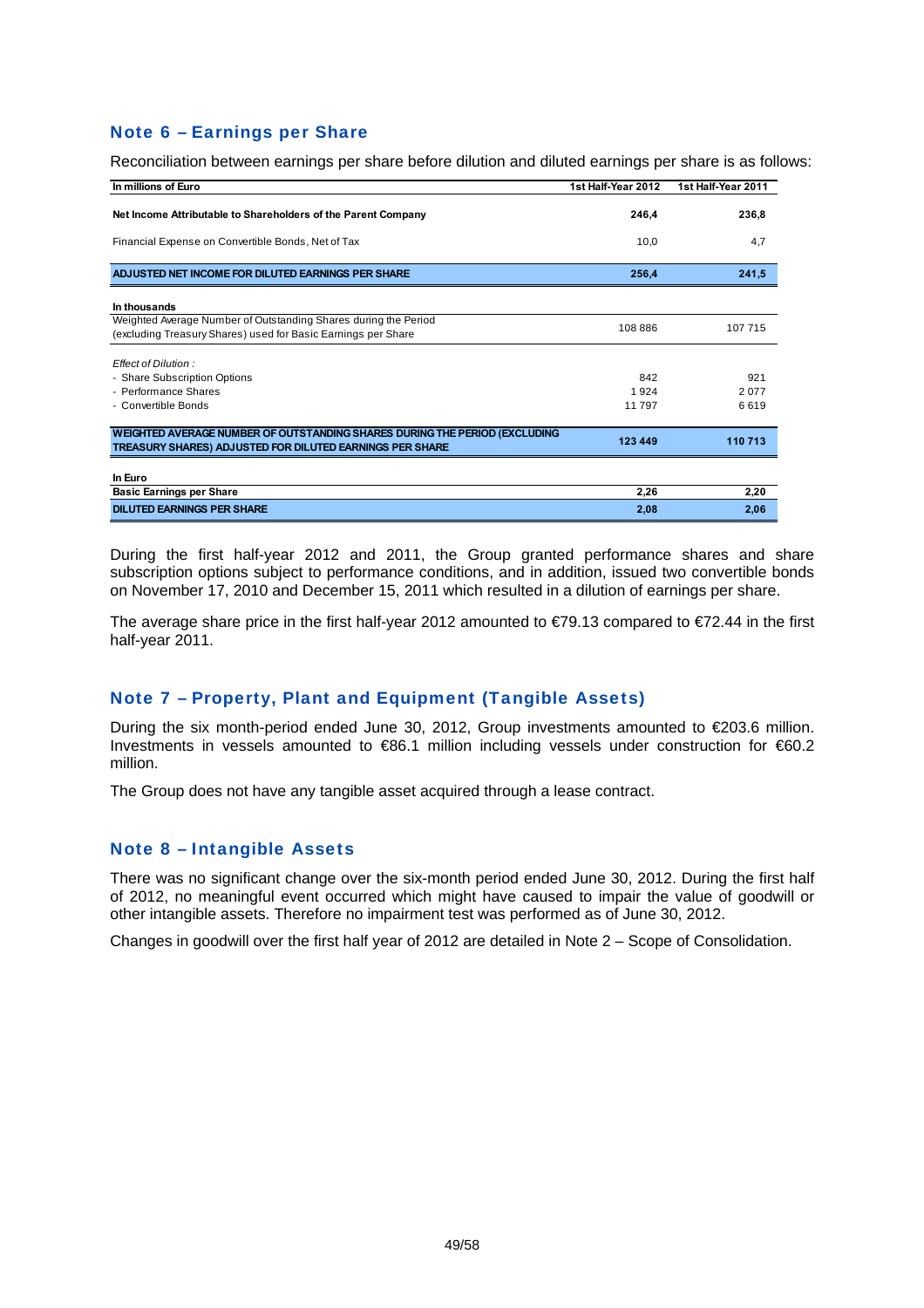## Note 6 – Earnings per Share

Reconciliation between earnings per share before dilution and diluted earnings per share is as follows:

| In millions of Euro | 1st Half-Year 2012 | 1st Half-Year 2011 |
|---|---|---|
| **Net Income Attributable to Shareholders of the Parent Company** | **246,4** | **236,8** |
| Financial Expense on Convertible Bonds, Net of Tax | 10,0 | 4,7 |
| **ADJUSTED NET INCOME FOR DILUTED EARNINGS PER SHARE** | **256,4** | **241,5** |
| **In thousands** | | |
| Weighted Average Number of Outstanding Shares during the Period (excluding Treasury Shares) used for Basic Earnings per Share | 108 886 | 107 715 |
| *Effect of Dilution :* | | |
| - Share Subscription Options | 842 | 921 |
| - Performance Shares | 1 924 | 2 077 |
| - Convertible Bonds | 11 797 | 6 619 |
| **WEIGHTED AVERAGE NUMBER OF OUTSTANDING SHARES DURING THE PERIOD (EXCLUDING TREASURY SHARES) ADJUSTED FOR DILUTED EARNINGS PER SHARE** | **123 449** | **110 713** |
| **In Euro** | | |
| **Basic Earnings per Share** | **2,26** | **2,20** |
| **DILUTED EARNINGS PER SHARE** | **2,08** | **2,06** |

During the first half-year 2012 and 2011, the Group granted performance shares and share subscription options subject to performance conditions, and in addition, issued two convertible bonds on November 17, 2010 and December 15, 2011 which resulted in a dilution of earnings per share.

The average share price in the first half-year 2012 amounted to €79.13 compared to €72.44 in the first half-year 2011.

## Note 7 – Property, Plant and Equipment (Tangible Assets)

During the six month-period ended June 30, 2012, Group investments amounted to €203.6 million. Investments in vessels amounted to €86.1 million including vessels under construction for €60.2 million.

The Group does not have any tangible asset acquired through a lease contract.

## Note 8 – Intangible Assets

There was no significant change over the six-month period ended June 30, 2012. During the first half of 2012, no meaningful event occurred which might have caused to impair the value of goodwill or other intangible assets. Therefore no impairment test was performed as of June 30, 2012.

Changes in goodwill over the first half year of 2012 are detailed in Note 2 – Scope of Consolidation.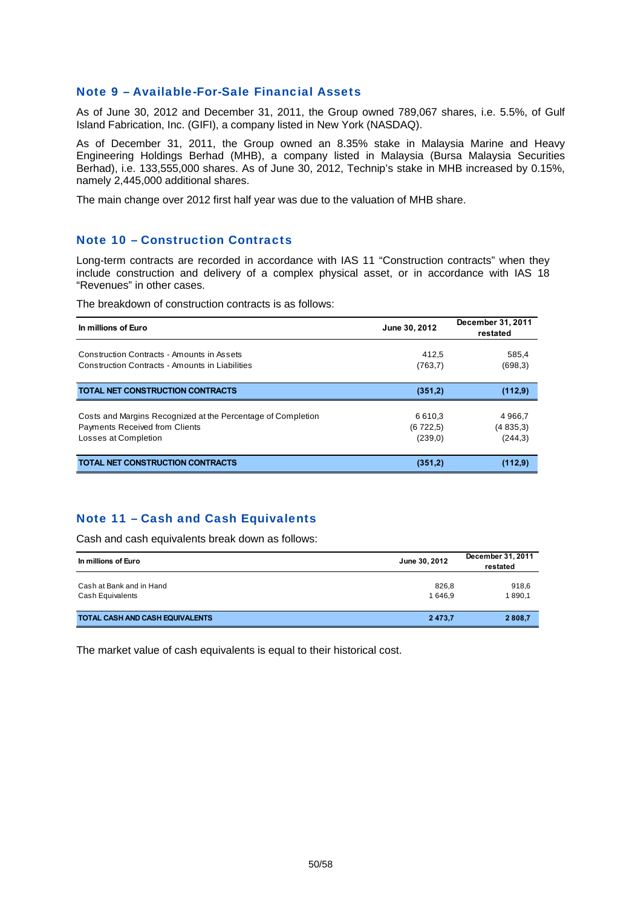## Note 9 – Available-For-Sale Financial Assets

As of June 30, 2012 and December 31, 2011, the Group owned 789,067 shares, i.e. 5.5%, of Gulf Island Fabrication, Inc. (GIFI), a company listed in New York (NASDAQ).

As of December 31, 2011, the Group owned an 8.35% stake in Malaysia Marine and Heavy Engineering Holdings Berhad (MHB), a company listed in Malaysia (Bursa Malaysia Securities Berhad), i.e. 133,555,000 shares. As of June 30, 2012, Technip's stake in MHB increased by 0.15%, namely 2,445,000 additional shares.

The main change over 2012 first half year was due to the valuation of MHB share.

## Note 10 – Construction Contracts

Long-term contracts are recorded in accordance with IAS 11 "Construction contracts" when they include construction and delivery of a complex physical asset, or in accordance with IAS 18 "Revenues" in other cases.

The breakdown of construction contracts is as follows:

| In millions of Euro | June 30, 2012 | December 31, 2011 restated |
|---|---|---|
| Construction Contracts - Amounts in Assets | 412,5 | 585,4 |
| Construction Contracts - Amounts in Liabilities | (763,7) | (698,3) |
| **TOTAL NET CONSTRUCTION CONTRACTS** | **(351,2)** | **(112,9)** |
| Costs and Margins Recognized at the Percentage of Completion | 6 610,3 | 4 966,7 |
| Payments Received from Clients | (6 722,5) | (4 835,3) |
| Losses at Completion | (239,0) | (244,3) |
| **TOTAL NET CONSTRUCTION CONTRACTS** | **(351,2)** | **(112,9)** |

## Note 11 – Cash and Cash Equivalents

Cash and cash equivalents break down as follows:

| In millions of Euro | June 30, 2012 | December 31, 2011 restated |
|---|---|---|
| Cash at Bank and in Hand | 826,8 | 918,6 |
| Cash Equivalents | 1 646,9 | 1 890,1 |
| **TOTAL CASH AND CASH EQUIVALENTS** | **2 473,7** | **2 808,7** |

The market value of cash equivalents is equal to their historical cost.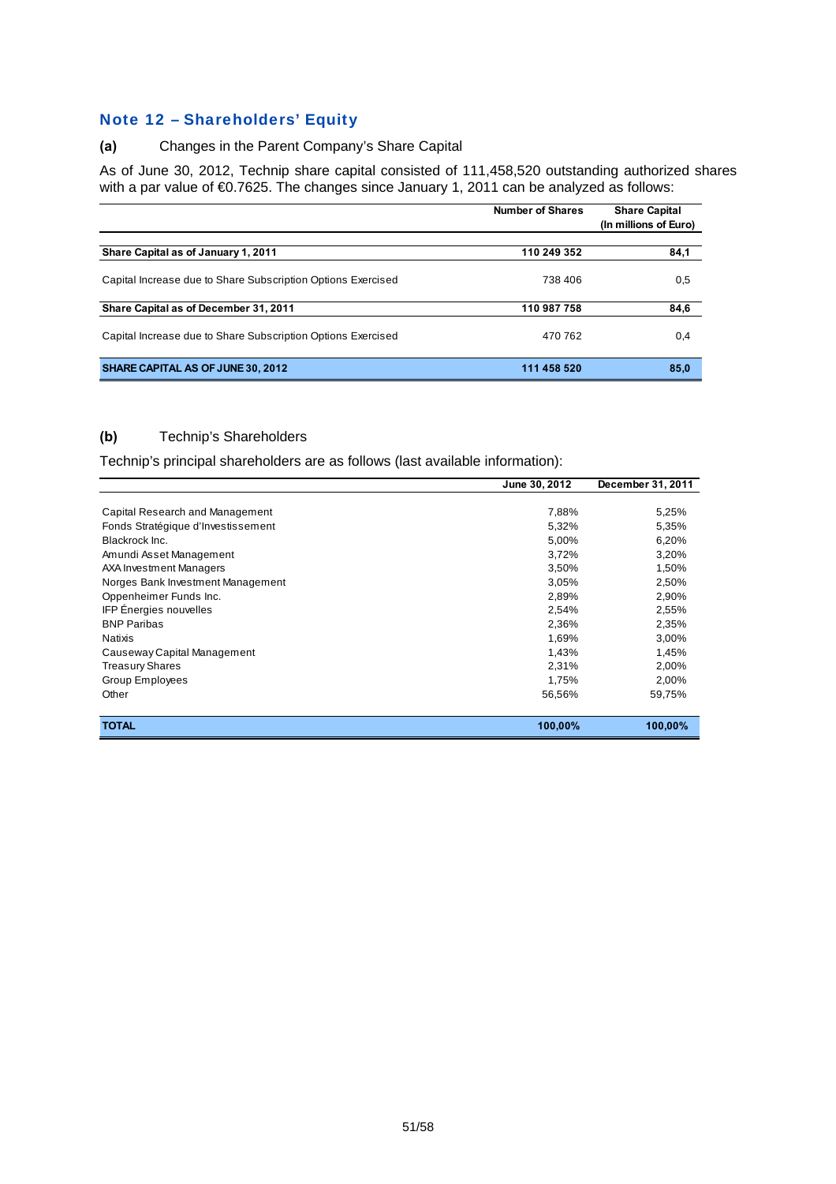## Note 12 – Shareholders' Equity

**(a)** Changes in the Parent Company's Share Capital

As of June 30, 2012, Technip share capital consisted of 111,458,520 outstanding authorized shares with a par value of €0.7625. The changes since January 1, 2011 can be analyzed as follows:

| | Number of Shares | Share Capital (In millions of Euro) |
|---|---|---|
| **Share Capital as of January 1, 2011** | **110 249 352** | **84,1** |
| Capital Increase due to Share Subscription Options Exercised | 738 406 | 0,5 |
| **Share Capital as of December 31, 2011** | **110 987 758** | **84,6** |
| Capital Increase due to Share Subscription Options Exercised | 470 762 | 0,4 |
| **SHARE CAPITAL AS OF JUNE 30, 2012** | **111 458 520** | **85,0** |

**(b)** Technip's Shareholders

Technip's principal shareholders are as follows (last available information):

| | June 30, 2012 | December 31, 2011 |
|---|---|---|
| Capital Research and Management | 7,88% | 5,25% |
| Fonds Stratégique d'Investissement | 5,32% | 5,35% |
| Blackrock Inc. | 5,00% | 6,20% |
| Amundi Asset Management | 3,72% | 3,20% |
| AXA Investment Managers | 3,50% | 1,50% |
| Norges Bank Investment Management | 3,05% | 2,50% |
| Oppenheimer Funds Inc. | 2,89% | 2,90% |
| IFP Énergies nouvelles | 2,54% | 2,55% |
| BNP Paribas | 2,36% | 2,35% |
| Natixis | 1,69% | 3,00% |
| Causeway Capital Management | 1,43% | 1,45% |
| Treasury Shares | 2,31% | 2,00% |
| Group Employees | 1,75% | 2,00% |
| Other | 56,56% | 59,75% |
| **TOTAL** | **100,00%** | **100,00%** |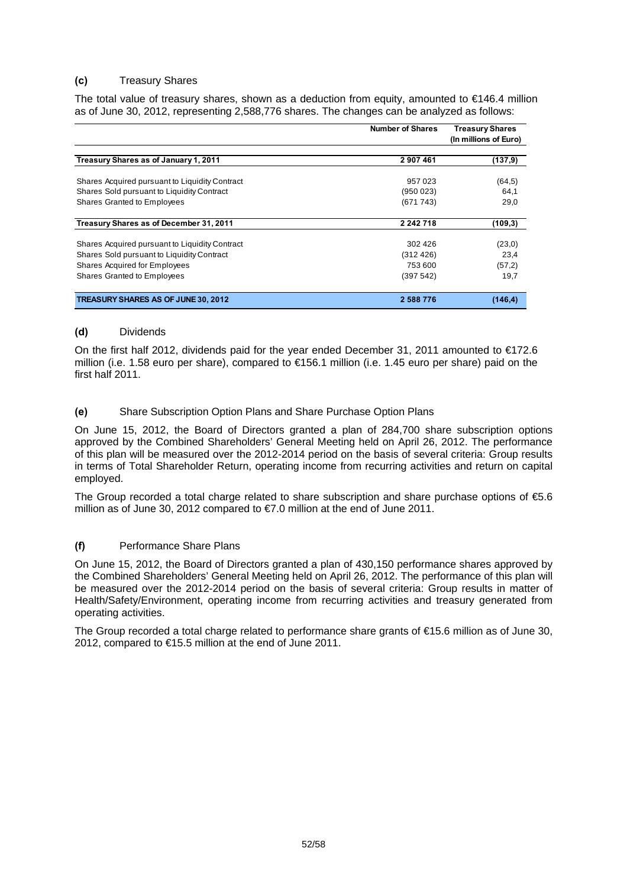**(c)** Treasury Shares

The total value of treasury shares, shown as a deduction from equity, amounted to €146.4 million as of June 30, 2012, representing 2,588,776 shares. The changes can be analyzed as follows:

| | Number of Shares | Treasury Shares (In millions of Euro) |
|---|---|---|
| **Treasury Shares as of January 1, 2011** | **2 907 461** | **(137,9)** |
| Shares Acquired pursuant to Liquidity Contract | 957 023 | (64,5) |
| Shares Sold pursuant to Liquidity Contract | (950 023) | 64,1 |
| Shares Granted to Employees | (671 743) | 29,0 |
| **Treasury Shares as of December 31, 2011** | **2 242 718** | **(109,3)** |
| Shares Acquired pursuant to Liquidity Contract | 302 426 | (23,0) |
| Shares Sold pursuant to Liquidity Contract | (312 426) | 23,4 |
| Shares Acquired for Employees | 753 600 | (57,2) |
| Shares Granted to Employees | (397 542) | 19,7 |
| **TREASURY SHARES AS OF JUNE 30, 2012** | **2 588 776** | **(146,4)** |

**(d)** Dividends

On the first half 2012, dividends paid for the year ended December 31, 2011 amounted to €172.6 million (i.e. 1.58 euro per share), compared to €156.1 million (i.e. 1.45 euro per share) paid on the first half 2011.

**(e)** Share Subscription Option Plans and Share Purchase Option Plans

On June 15, 2012, the Board of Directors granted a plan of 284,700 share subscription options approved by the Combined Shareholders' General Meeting held on April 26, 2012. The performance of this plan will be measured over the 2012-2014 period on the basis of several criteria: Group results in terms of Total Shareholder Return, operating income from recurring activities and return on capital employed.

The Group recorded a total charge related to share subscription and share purchase options of €5.6 million as of June 30, 2012 compared to €7.0 million at the end of June 2011.

**(f)** Performance Share Plans

On June 15, 2012, the Board of Directors granted a plan of 430,150 performance shares approved by the Combined Shareholders' General Meeting held on April 26, 2012. The performance of this plan will be measured over the 2012-2014 period on the basis of several criteria: Group results in matter of Health/Safety/Environment, operating income from recurring activities and treasury generated from operating activities.

The Group recorded a total charge related to performance share grants of €15.6 million as of June 30, 2012, compared to €15.5 million at the end of June 2011.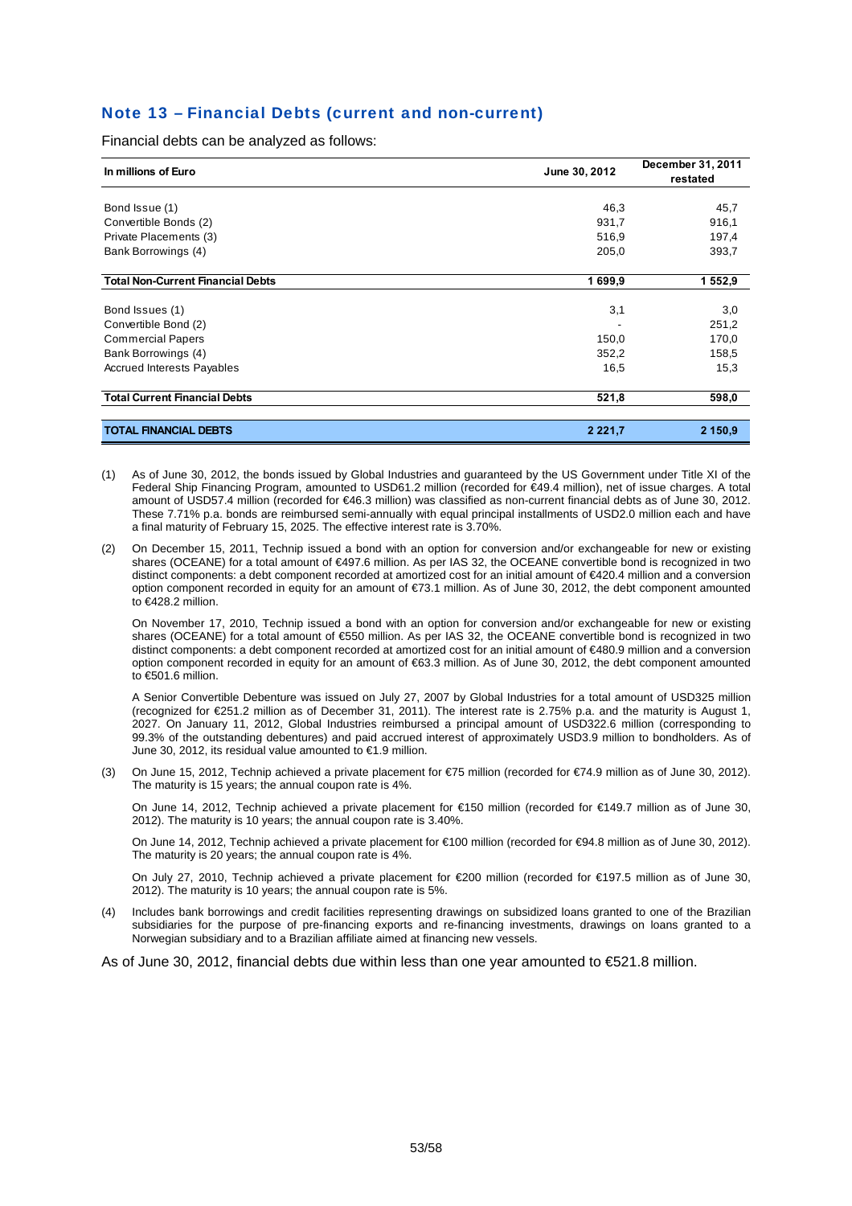## Note 13 – Financial Debts (current and non-current)

Financial debts can be analyzed as follows:

| In millions of Euro | June 30, 2012 | December 31, 2011 restated |
|---|---|---|
| Bond Issue (1) | 46,3 | 45,7 |
| Convertible Bonds (2) | 931,7 | 916,1 |
| Private Placements (3) | 516,9 | 197,4 |
| Bank Borrowings (4) | 205,0 | 393,7 |
| **Total Non-Current Financial Debts** | **1 699,9** | **1 552,9** |
| Bond Issues (1) | 3,1 | 3,0 |
| Convertible Bond (2) | - | 251,2 |
| Commercial Papers | 150,0 | 170,0 |
| Bank Borrowings (4) | 352,2 | 158,5 |
| Accrued Interests Payables | 16,5 | 15,3 |
| **Total Current Financial Debts** | **521,8** | **598,0** |
| **TOTAL FINANCIAL DEBTS** | **2 221,7** | **2 150,9** |

(1) As of June 30, 2012, the bonds issued by Global Industries and guaranteed by the US Government under Title XI of the Federal Ship Financing Program, amounted to USD61.2 million (recorded for €49.4 million), net of issue charges. A total amount of USD57.4 million (recorded for €46.3 million) was classified as non-current financial debts as of June 30, 2012. These 7.71% p.a. bonds are reimbursed semi-annually with equal principal installments of USD2.0 million each and have a final maturity of February 15, 2025. The effective interest rate is 3.70%.

(2) On December 15, 2011, Technip issued a bond with an option for conversion and/or exchangeable for new or existing shares (OCEANE) for a total amount of €497.6 million. As per IAS 32, the OCEANE convertible bond is recognized in two distinct components: a debt component recorded at amortized cost for an initial amount of €420.4 million and a conversion option component recorded in equity for an amount of €73.1 million. As of June 30, 2012, the debt component amounted to €428.2 million.

On November 17, 2010, Technip issued a bond with an option for conversion and/or exchangeable for new or existing shares (OCEANE) for a total amount of €550 million. As per IAS 32, the OCEANE convertible bond is recognized in two distinct components: a debt component recorded at amortized cost for an initial amount of €480.9 million and a conversion option component recorded in equity for an amount of €63.3 million. As of June 30, 2012, the debt component amounted to €501.6 million.

A Senior Convertible Debenture was issued on July 27, 2007 by Global Industries for a total amount of USD325 million (recognized for €251.2 million as of December 31, 2011). The interest rate is 2.75% p.a. and the maturity is August 1, 2027. On January 11, 2012, Global Industries reimbursed a principal amount of USD322.6 million (corresponding to 99.3% of the outstanding debentures) and paid accrued interest of approximately USD3.9 million to bondholders. As of June 30, 2012, its residual value amounted to €1.9 million.

(3) On June 15, 2012, Technip achieved a private placement for €75 million (recorded for €74.9 million as of June 30, 2012). The maturity is 15 years; the annual coupon rate is 4%.

On June 14, 2012, Technip achieved a private placement for €150 million (recorded for €149.7 million as of June 30, 2012). The maturity is 10 years; the annual coupon rate is 3.40%.

On June 14, 2012, Technip achieved a private placement for €100 million (recorded for €94.8 million as of June 30, 2012). The maturity is 20 years; the annual coupon rate is 4%.

On July 27, 2010, Technip achieved a private placement for €200 million (recorded for €197.5 million as of June 30, 2012). The maturity is 10 years; the annual coupon rate is 5%.

(4) Includes bank borrowings and credit facilities representing drawings on subsidized loans granted to one of the Brazilian subsidiaries for the purpose of pre-financing exports and re-financing investments, drawings on loans granted to a Norwegian subsidiary and to a Brazilian affiliate aimed at financing new vessels.

As of June 30, 2012, financial debts due within less than one year amounted to €521.8 million.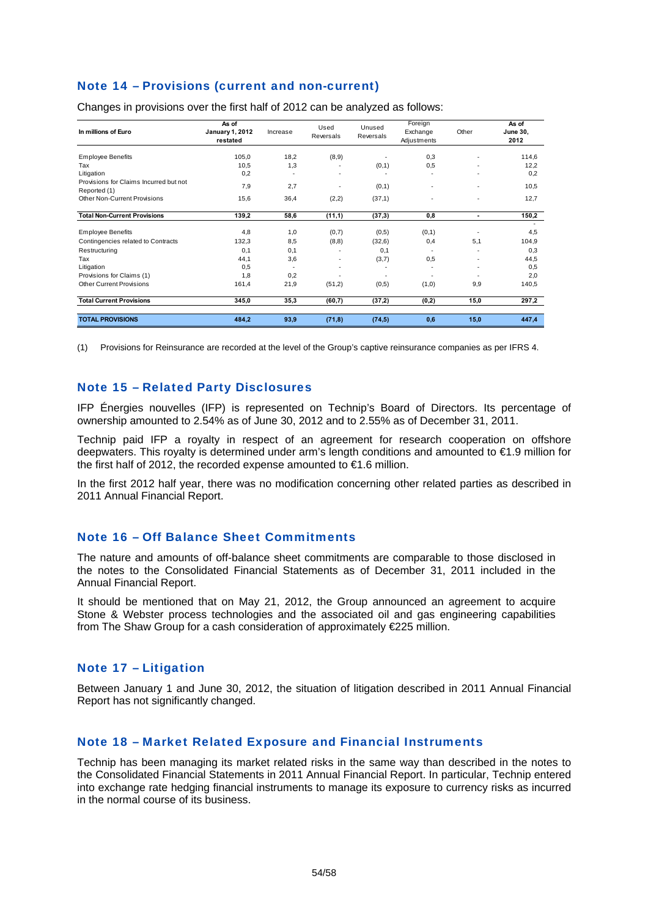## Note 14 – Provisions (current and non-current)

Changes in provisions over the first half of 2012 can be analyzed as follows:

| In millions of Euro | As of January 1, 2012 restated | Increase | Used Reversals | Unused Reversals | Foreign Exchange Adjustments | Other | As of June 30, 2012 |
|---|---|---|---|---|---|---|---|
| Employee Benefits | 105,0 | 18,2 | (8,9) | - | 0,3 | - | 114,6 |
| Tax | 10,5 | 1,3 | - | (0,1) | 0,5 | - | 12,2 |
| Litigation | 0,2 | - | - | - | - | - | 0,2 |
| Provisions for Claims Incurred but not Reported (1) | 7,9 | 2,7 | - | (0,1) | - | - | 10,5 |
| Other Non-Current Provisions | 15,6 | 36,4 | (2,2) | (37,1) | - | - | 12,7 |
| **Total Non-Current Provisions** | **139,2** | **58,6** | **(11,1)** | **(37,3)** | **0,8** | **-** | **150,2** |
| Employee Benefits | 4,8 | 1,0 | (0,7) | (0,5) | (0,1) | - | 4,5 |
| Contingencies related to Contracts | 132,3 | 8,5 | (8,8) | (32,6) | 0,4 | 5,1 | 104,9 |
| Restructuring | 0,1 | 0,1 | - | 0,1 | - | - | 0,3 |
| Tax | 44,1 | 3,6 | - | (3,7) | 0,5 | - | 44,5 |
| Litigation | 0,5 | - | - | - | - | - | 0,5 |
| Provisions for Claims (1) | 1,8 | 0,2 | - | - | - | - | 2,0 |
| Other Current Provisions | 161,4 | 21,9 | (51,2) | (0,5) | (1,0) | 9,9 | 140,5 |
| **Total Current Provisions** | **345,0** | **35,3** | **(60,7)** | **(37,2)** | **(0,2)** | **15,0** | **297,2** |
| **TOTAL PROVISIONS** | **484,2** | **93,9** | **(71,8)** | **(74,5)** | **0,6** | **15,0** | **447,4** |

(1) Provisions for Reinsurance are recorded at the level of the Group's captive reinsurance companies as per IFRS 4.

## Note 15 – Related Party Disclosures

IFP Énergies nouvelles (IFP) is represented on Technip's Board of Directors. Its percentage of ownership amounted to 2.54% as of June 30, 2012 and to 2.55% as of December 31, 2011.

Technip paid IFP a royalty in respect of an agreement for research cooperation on offshore deepwaters. This royalty is determined under arm's length conditions and amounted to €1.9 million for the first half of 2012, the recorded expense amounted to €1.6 million.

In the first 2012 half year, there was no modification concerning other related parties as described in 2011 Annual Financial Report.

## Note 16 – Off Balance Sheet Commitments

The nature and amounts of off-balance sheet commitments are comparable to those disclosed in the notes to the Consolidated Financial Statements as of December 31, 2011 included in the Annual Financial Report.

It should be mentioned that on May 21, 2012, the Group announced an agreement to acquire Stone & Webster process technologies and the associated oil and gas engineering capabilities from The Shaw Group for a cash consideration of approximately €225 million.

## Note 17 – Litigation

Between January 1 and June 30, 2012, the situation of litigation described in 2011 Annual Financial Report has not significantly changed.

## Note 18 – Market Related Exposure and Financial Instruments

Technip has been managing its market related risks in the same way than described in the notes to the Consolidated Financial Statements in 2011 Annual Financial Report. In particular, Technip entered into exchange rate hedging financial instruments to manage its exposure to currency risks as incurred in the normal course of its business.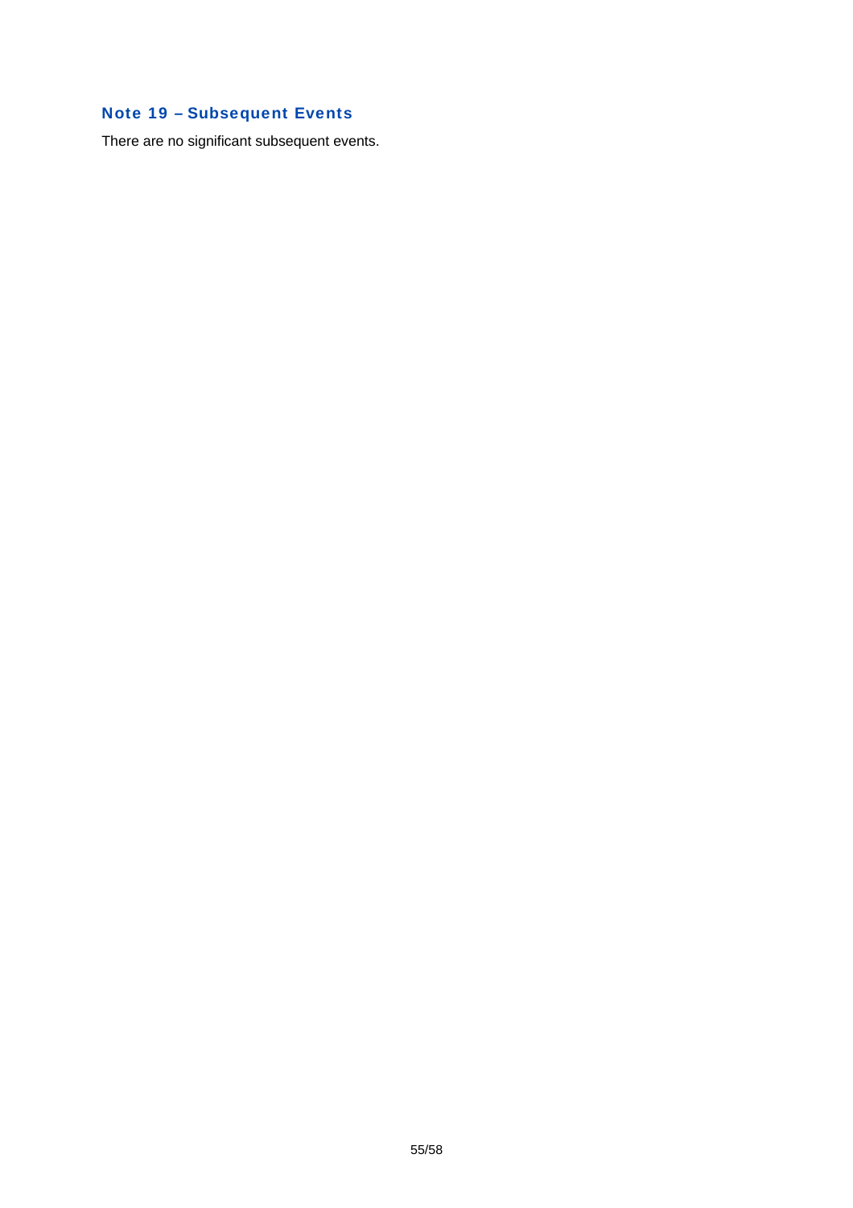## Note 19 – Subsequent Events

There are no significant subsequent events.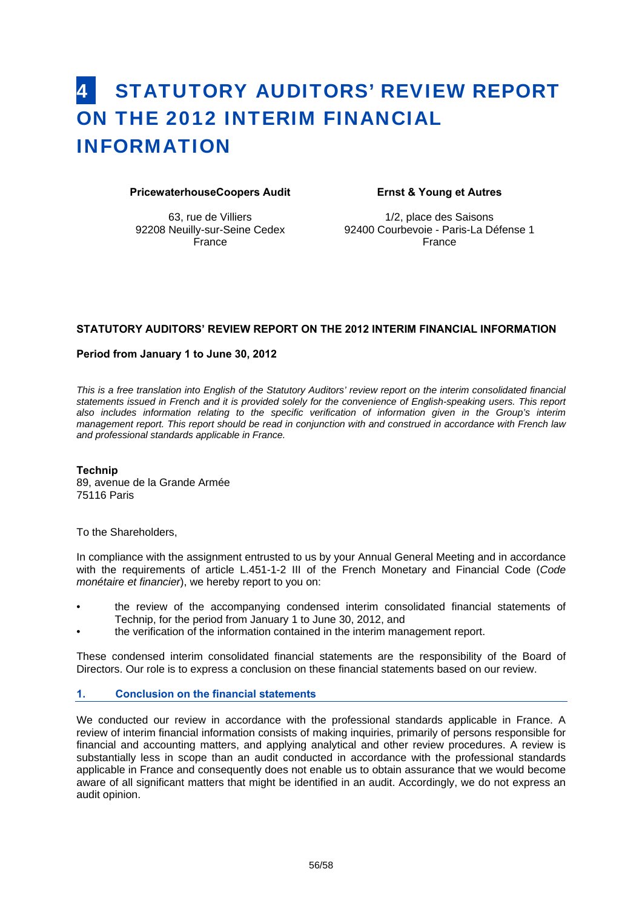# 4 STATUTORY AUDITORS' REVIEW REPORT ON THE 2012 INTERIM FINANCIAL INFORMATION

**PricewaterhouseCoopers Audit**

63, rue de Villiers
92208 Neuilly-sur-Seine Cedex
France

**Ernst & Young et Autres**

1/2, place des Saisons
92400 Courbevoie - Paris-La Défense 1
France

**STATUTORY AUDITORS' REVIEW REPORT ON THE 2012 INTERIM FINANCIAL INFORMATION**

**Period from January 1 to June 30, 2012**

*This is a free translation into English of the Statutory Auditors' review report on the interim consolidated financial statements issued in French and it is provided solely for the convenience of English-speaking users. This report also includes information relating to the specific verification of information given in the Group's interim management report. This report should be read in conjunction with and construed in accordance with French law and professional standards applicable in France.*

**Technip**
89, avenue de la Grande Armée
75116 Paris

To the Shareholders,

In compliance with the assignment entrusted to us by your Annual General Meeting and in accordance with the requirements of article L.451-1-2 III of the French Monetary and Financial Code (*Code monétaire et financier*), we hereby report to you on:

- the review of the accompanying condensed interim consolidated financial statements of Technip, for the period from January 1 to June 30, 2012, and
- the verification of the information contained in the interim management report.

These condensed interim consolidated financial statements are the responsibility of the Board of Directors. Our role is to express a conclusion on these financial statements based on our review.

## 1. Conclusion on the financial statements

We conducted our review in accordance with the professional standards applicable in France. A review of interim financial information consists of making inquiries, primarily of persons responsible for financial and accounting matters, and applying analytical and other review procedures. A review is substantially less in scope than an audit conducted in accordance with the professional standards applicable in France and consequently does not enable us to obtain assurance that we would become aware of all significant matters that might be identified in an audit. Accordingly, we do not express an audit opinion.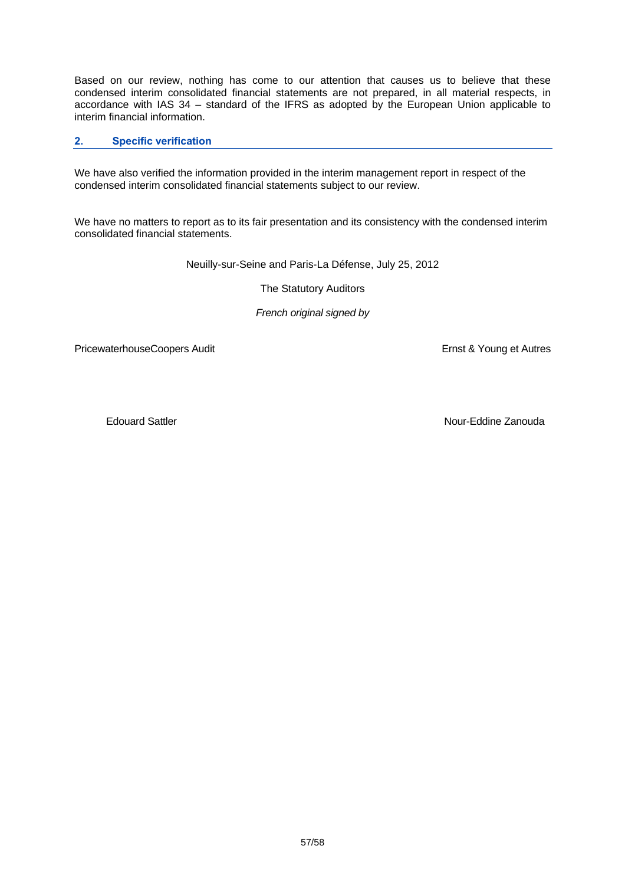Based on our review, nothing has come to our attention that causes us to believe that these condensed interim consolidated financial statements are not prepared, in all material respects, in accordance with IAS 34 – standard of the IFRS as adopted by the European Union applicable to interim financial information.

## 2. Specific verification

We have also verified the information provided in the interim management report in respect of the condensed interim consolidated financial statements subject to our review.

We have no matters to report as to its fair presentation and its consistency with the condensed interim consolidated financial statements.

Neuilly-sur-Seine and Paris-La Défense, July 25, 2012

The Statutory Auditors

*French original signed by*

PricewaterhouseCoopers Audit

Edouard Sattler

Ernst & Young et Autres

Nour-Eddine Zanouda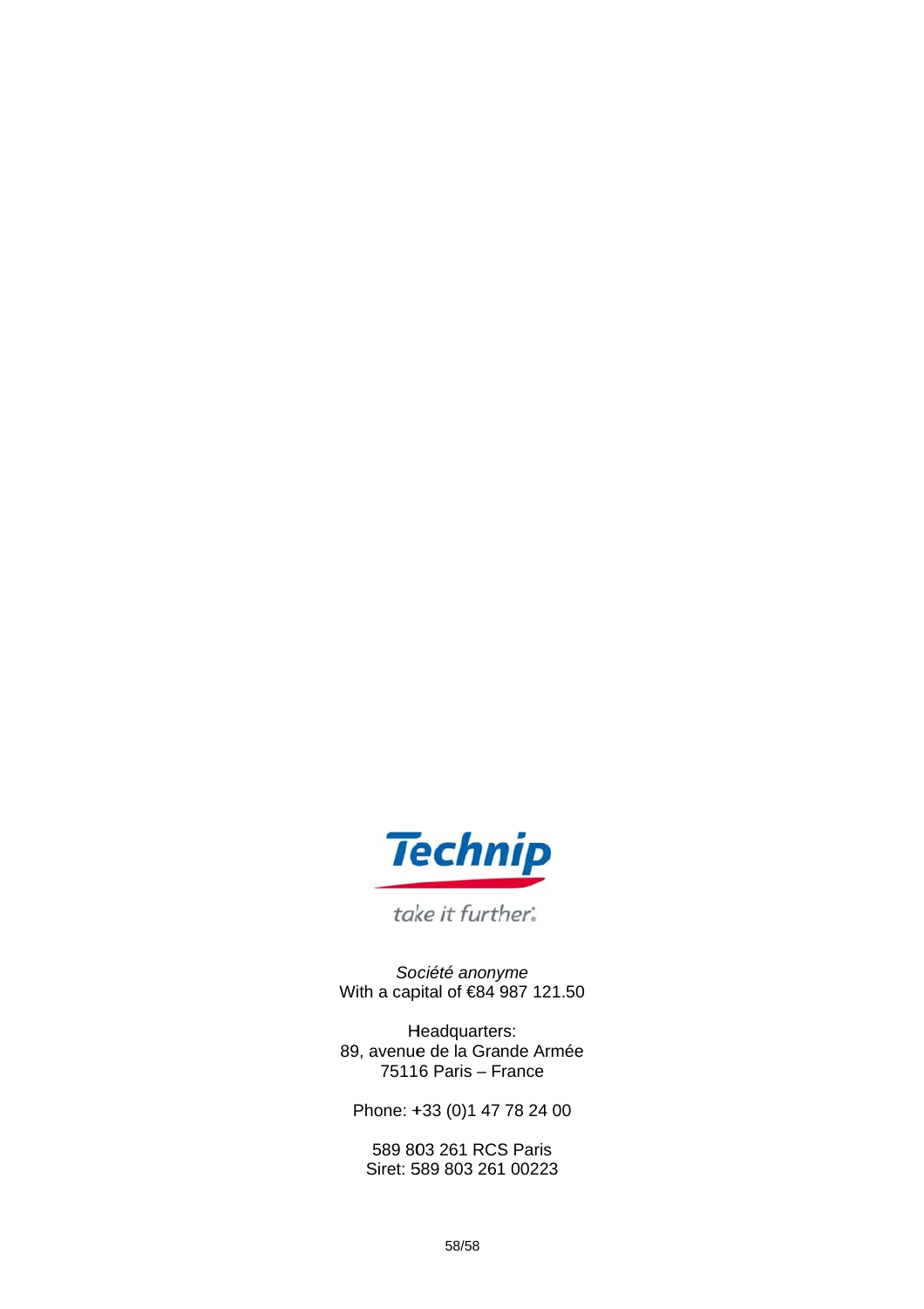Technip

take it further.

*Société anonyme*
With a capital of €84 987 121.50

Headquarters:
89, avenue de la Grande Armée
75116 Paris – France

Phone: +33 (0)1 47 78 24 00

589 803 261 RCS Paris
Siret: 589 803 261 00223